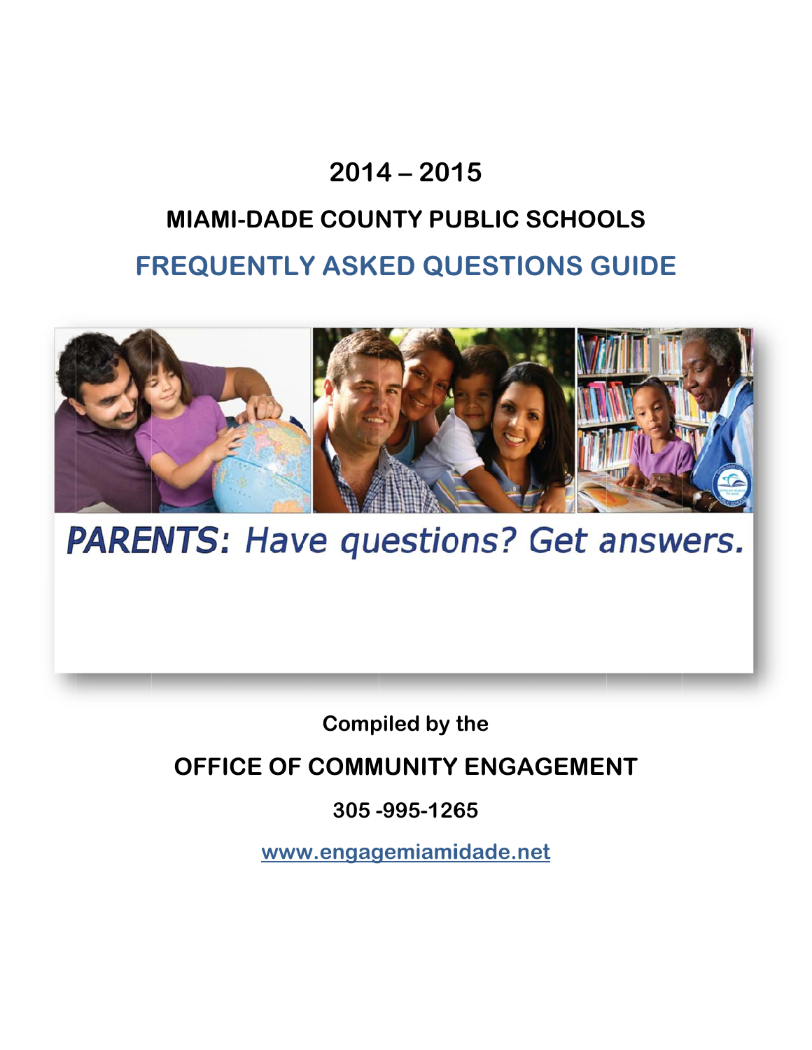# 2014 – 2015

## MIAMI-DADE COUNTY PUBLIC SCHOOLS

## FREQUENTLY ASKED QUESTIONS GUIDE

***PARENTS:** Have questions? Get answers.*

**Compiled by the**

**OFFICE OF COMMUNITY ENGAGEMENT**

**305 -995-1265**

**www.engagemiamidade.net**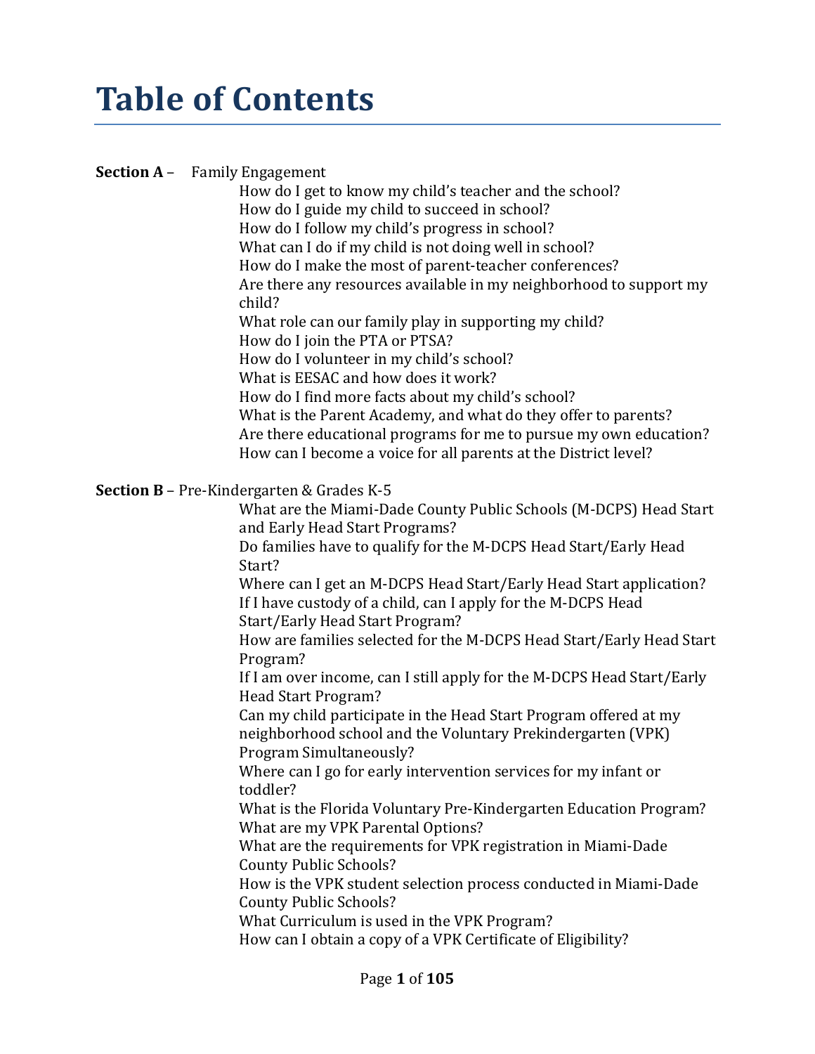# Table of Contents

**Section A** – Family Engagement

- How do I get to know my child's teacher and the school?
- How do I guide my child to succeed in school?
- How do I follow my child's progress in school?
- What can I do if my child is not doing well in school?
- How do I make the most of parent-teacher conferences?
- Are there any resources available in my neighborhood to support my child?
- What role can our family play in supporting my child?
- How do I join the PTA or PTSA?
- How do I volunteer in my child's school?
- What is EESAC and how does it work?
- How do I find more facts about my child's school?
- What is the Parent Academy, and what do they offer to parents?
- Are there educational programs for me to pursue my own education?
- How can I become a voice for all parents at the District level?

**Section B** – Pre-Kindergarten & Grades K-5

- What are the Miami-Dade County Public Schools (M-DCPS) Head Start and Early Head Start Programs?
- Do families have to qualify for the M-DCPS Head Start/Early Head Start?
- Where can I get an M-DCPS Head Start/Early Head Start application?
- If I have custody of a child, can I apply for the M-DCPS Head Start/Early Head Start Program?
- How are families selected for the M-DCPS Head Start/Early Head Start Program?
- If I am over income, can I still apply for the M-DCPS Head Start/Early Head Start Program?
- Can my child participate in the Head Start Program offered at my neighborhood school and the Voluntary Prekindergarten (VPK) Program Simultaneously?
- Where can I go for early intervention services for my infant or toddler?
- What is the Florida Voluntary Pre-Kindergarten Education Program?
- What are my VPK Parental Options?
- What are the requirements for VPK registration in Miami-Dade County Public Schools?
- How is the VPK student selection process conducted in Miami-Dade County Public Schools?
- What Curriculum is used in the VPK Program?
- How can I obtain a copy of a VPK Certificate of Eligibility?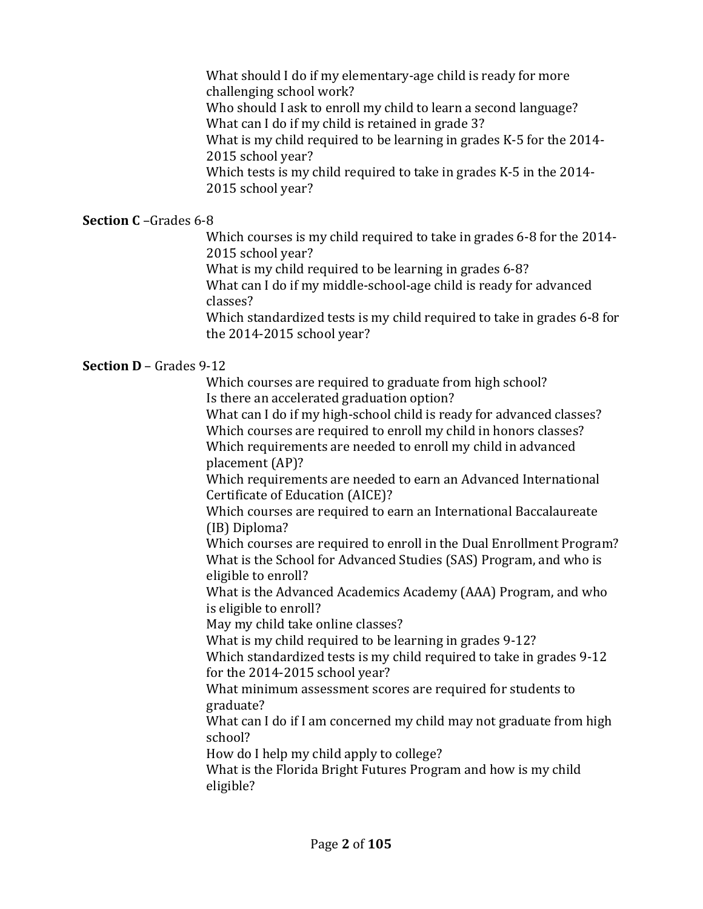What should I do if my elementary-age child is ready for more challenging school work?
Who should I ask to enroll my child to learn a second language?
What can I do if my child is retained in grade 3?
What is my child required to be learning in grades K-5 for the 2014-2015 school year?
Which tests is my child required to take in grades K-5 in the 2014-2015 school year?

**Section C** –Grades 6-8

Which courses is my child required to take in grades 6-8 for the 2014-2015 school year?
What is my child required to be learning in grades 6-8?
What can I do if my middle-school-age child is ready for advanced classes?
Which standardized tests is my child required to take in grades 6-8 for the 2014-2015 school year?

**Section D** – Grades 9-12

Which courses are required to graduate from high school?
Is there an accelerated graduation option?
What can I do if my high-school child is ready for advanced classes?
Which courses are required to enroll my child in honors classes?
Which requirements are needed to enroll my child in advanced placement (AP)?
Which requirements are needed to earn an Advanced International Certificate of Education (AICE)?
Which courses are required to earn an International Baccalaureate (IB) Diploma?
Which courses are required to enroll in the Dual Enrollment Program?
What is the School for Advanced Studies (SAS) Program, and who is eligible to enroll?
What is the Advanced Academics Academy (AAA) Program, and who is eligible to enroll?
May my child take online classes?
What is my child required to be learning in grades 9-12?
Which standardized tests is my child required to take in grades 9-12 for the 2014-2015 school year?
What minimum assessment scores are required for students to graduate?
What can I do if I am concerned my child may not graduate from high school?
How do I help my child apply to college?
What is the Florida Bright Futures Program and how is my child eligible?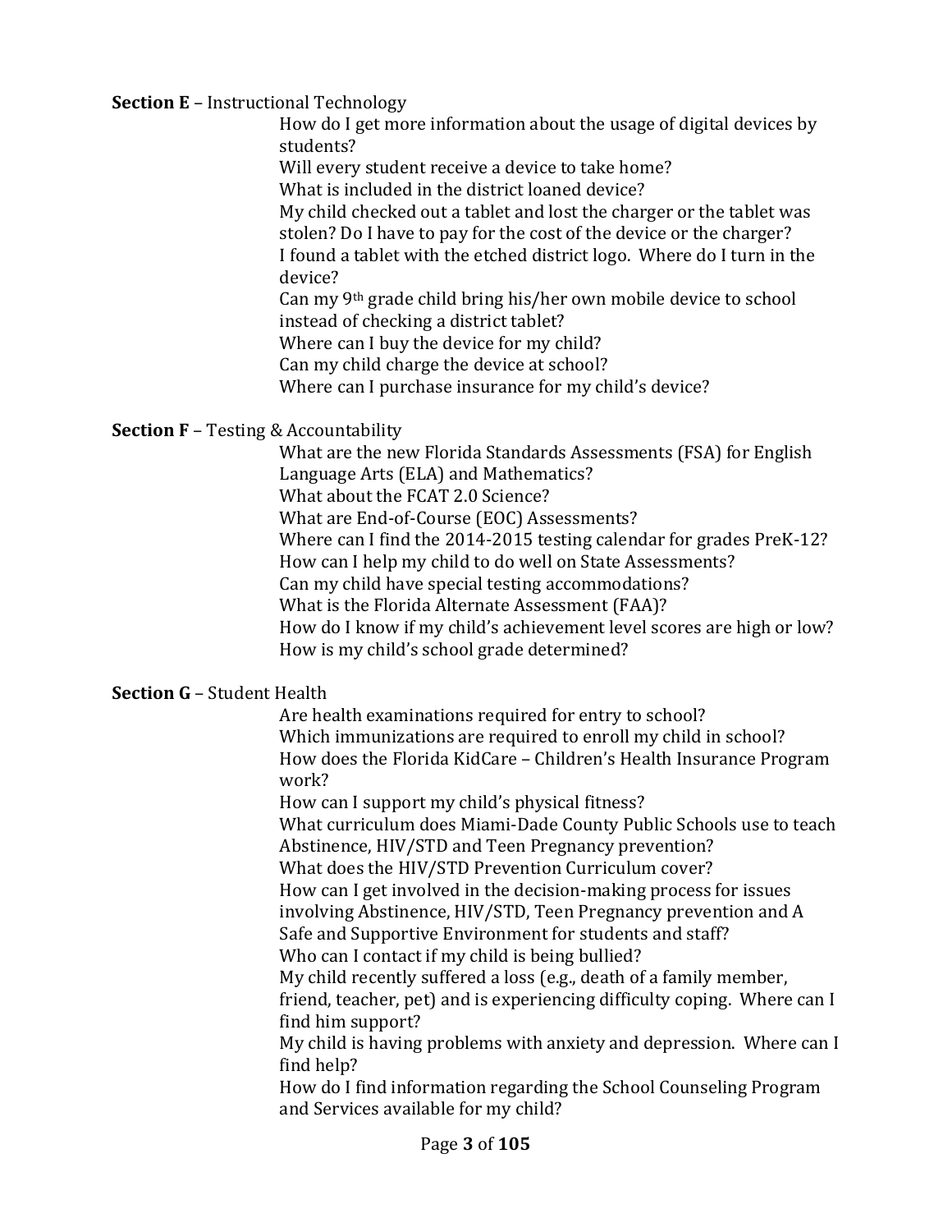**Section E** – Instructional Technology

How do I get more information about the usage of digital devices by students?
Will every student receive a device to take home?
What is included in the district loaned device?
My child checked out a tablet and lost the charger or the tablet was stolen? Do I have to pay for the cost of the device or the charger?
I found a tablet with the etched district logo. Where do I turn in the device?
Can my 9th grade child bring his/her own mobile device to school instead of checking a district tablet?
Where can I buy the device for my child?
Can my child charge the device at school?
Where can I purchase insurance for my child's device?

**Section F** – Testing & Accountability

What are the new Florida Standards Assessments (FSA) for English Language Arts (ELA) and Mathematics?
What about the FCAT 2.0 Science?
What are End-of-Course (EOC) Assessments?
Where can I find the 2014-2015 testing calendar for grades PreK-12?
How can I help my child to do well on State Assessments?
Can my child have special testing accommodations?
What is the Florida Alternate Assessment (FAA)?
How do I know if my child's achievement level scores are high or low?
How is my child's school grade determined?

**Section G** – Student Health

Are health examinations required for entry to school?
Which immunizations are required to enroll my child in school?
How does the Florida KidCare – Children's Health Insurance Program work?
How can I support my child's physical fitness?
What curriculum does Miami-Dade County Public Schools use to teach Abstinence, HIV/STD and Teen Pregnancy prevention?
What does the HIV/STD Prevention Curriculum cover?
How can I get involved in the decision-making process for issues involving Abstinence, HIV/STD, Teen Pregnancy prevention and A Safe and Supportive Environment for students and staff?
Who can I contact if my child is being bullied?
My child recently suffered a loss (e.g., death of a family member, friend, teacher, pet) and is experiencing difficulty coping. Where can I find him support?
My child is having problems with anxiety and depression. Where can I find help?
How do I find information regarding the School Counseling Program and Services available for my child?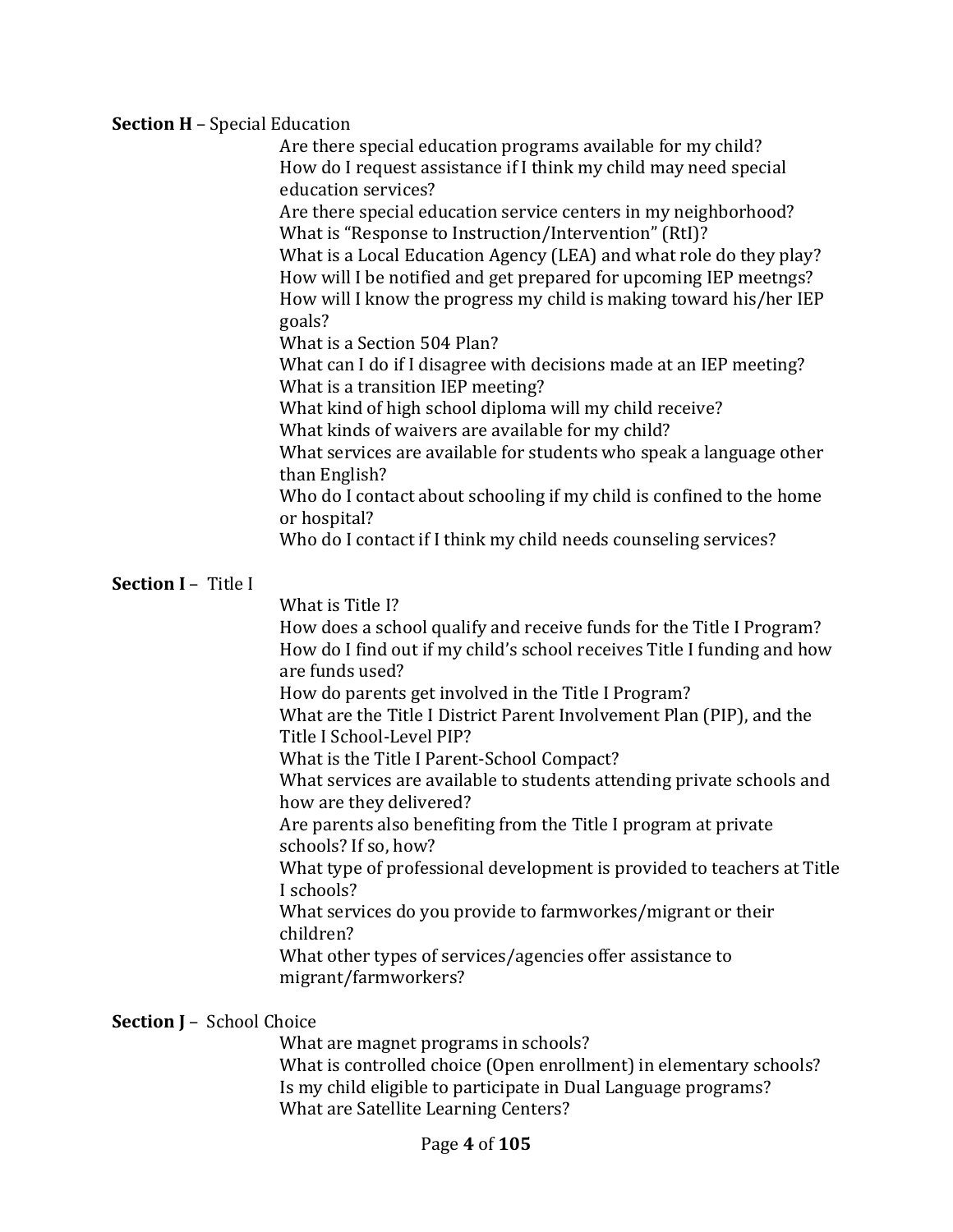**Section H** – Special Education

- Are there special education programs available for my child?
- How do I request assistance if I think my child may need special education services?
- Are there special education service centers in my neighborhood?
- What is "Response to Instruction/Intervention" (RtI)?
- What is a Local Education Agency (LEA) and what role do they play?
- How will I be notified and get prepared for upcoming IEP meetngs?
- How will I know the progress my child is making toward his/her IEP goals?
- What is a Section 504 Plan?
- What can I do if I disagree with decisions made at an IEP meeting?
- What is a transition IEP meeting?
- What kind of high school diploma will my child receive?
- What kinds of waivers are available for my child?
- What services are available for students who speak a language other than English?
- Who do I contact about schooling if my child is confined to the home or hospital?
- Who do I contact if I think my child needs counseling services?

**Section I** – Title I

- What is Title I?
- How does a school qualify and receive funds for the Title I Program?
- How do I find out if my child's school receives Title I funding and how are funds used?
- How do parents get involved in the Title I Program?
- What are the Title I District Parent Involvement Plan (PIP), and the Title I School-Level PIP?
- What is the Title I Parent-School Compact?
- What services are available to students attending private schools and how are they delivered?
- Are parents also benefiting from the Title I program at private schools? If so, how?
- What type of professional development is provided to teachers at Title I schools?
- What services do you provide to farmworkes/migrant or their children?
- What other types of services/agencies offer assistance to migrant/farmworkers?

**Section J** – School Choice

- What are magnet programs in schools?
- What is controlled choice (Open enrollment) in elementary schools?
- Is my child eligible to participate in Dual Language programs?
- What are Satellite Learning Centers?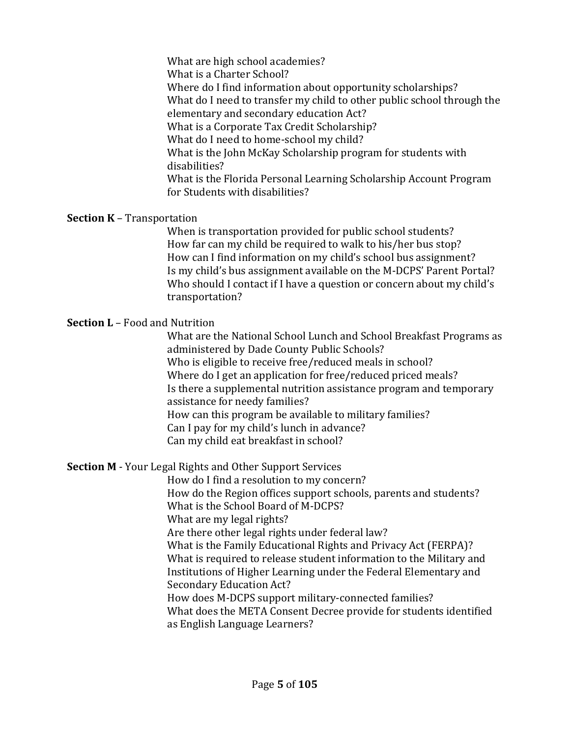What are high school academies?
What is a Charter School?
Where do I find information about opportunity scholarships?
What do I need to transfer my child to other public school through the elementary and secondary education Act?
What is a Corporate Tax Credit Scholarship?
What do I need to home-school my child?
What is the John McKay Scholarship program for students with disabilities?
What is the Florida Personal Learning Scholarship Account Program for Students with disabilities?

**Section K** – Transportation

When is transportation provided for public school students?
How far can my child be required to walk to his/her bus stop?
How can I find information on my child's school bus assignment?
Is my child's bus assignment available on the M-DCPS' Parent Portal?
Who should I contact if I have a question or concern about my child's transportation?

**Section L** – Food and Nutrition

What are the National School Lunch and School Breakfast Programs as administered by Dade County Public Schools?
Who is eligible to receive free/reduced meals in school?
Where do I get an application for free/reduced priced meals?
Is there a supplemental nutrition assistance program and temporary assistance for needy families?
How can this program be available to military families?
Can I pay for my child's lunch in advance?
Can my child eat breakfast in school?

**Section M** - Your Legal Rights and Other Support Services

How do I find a resolution to my concern?
How do the Region offices support schools, parents and students?
What is the School Board of M-DCPS?
What are my legal rights?
Are there other legal rights under federal law?
What is the Family Educational Rights and Privacy Act (FERPA)?
What is required to release student information to the Military and Institutions of Higher Learning under the Federal Elementary and Secondary Education Act?
How does M-DCPS support military-connected families?
What does the META Consent Decree provide for students identified as English Language Learners?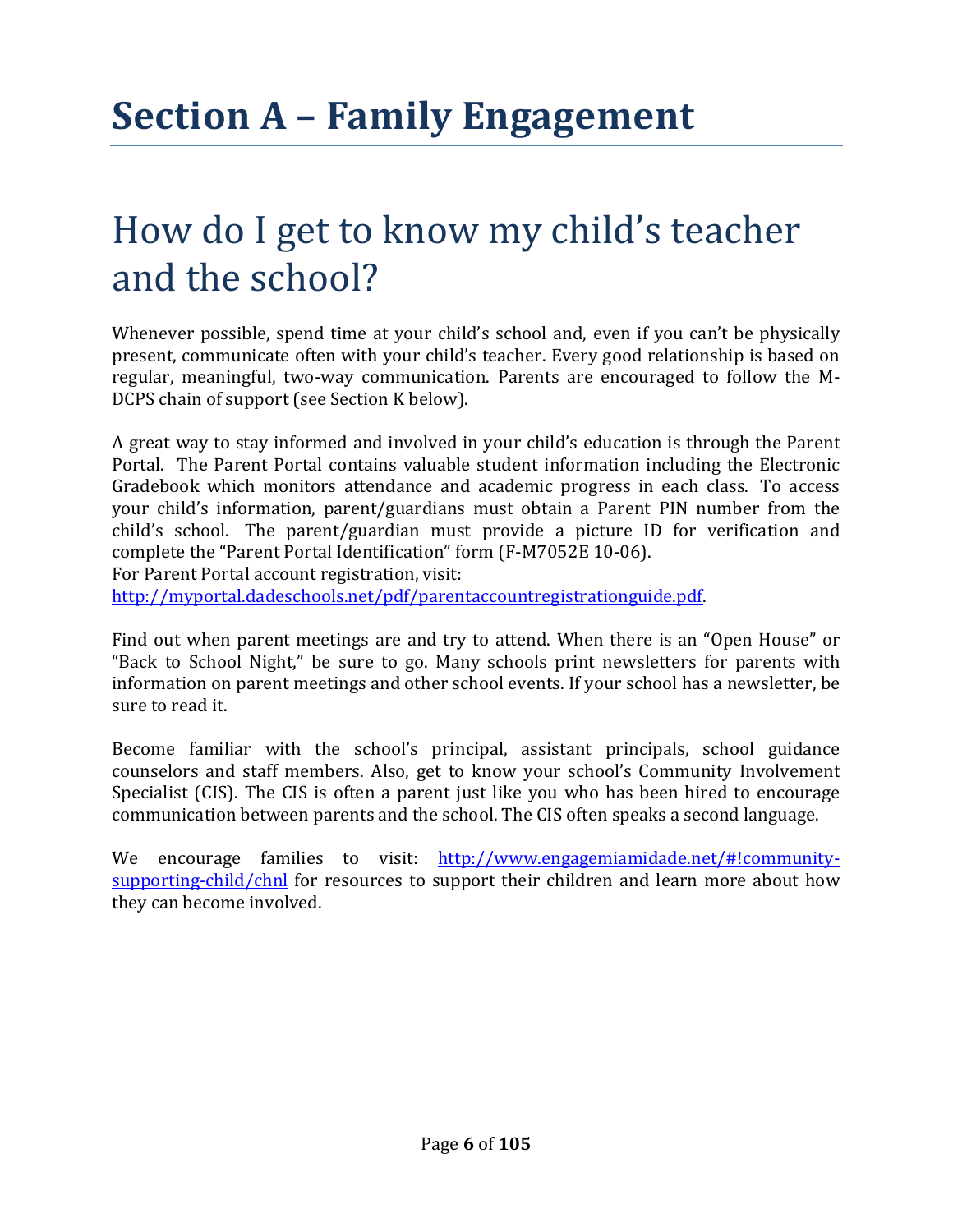# Section A – Family Engagement

## How do I get to know my child's teacher and the school?

Whenever possible, spend time at your child's school and, even if you can't be physically present, communicate often with your child's teacher. Every good relationship is based on regular, meaningful, two-way communication. Parents are encouraged to follow the M-DCPS chain of support (see Section K below).

A great way to stay informed and involved in your child's education is through the Parent Portal. The Parent Portal contains valuable student information including the Electronic Gradebook which monitors attendance and academic progress in each class. To access your child's information, parent/guardians must obtain a Parent PIN number from the child's school. The parent/guardian must provide a picture ID for verification and complete the "Parent Portal Identification" form (F-M7052E 10-06).
For Parent Portal account registration, visit:
http://myportal.dadeschools.net/pdf/parentaccountregistrationguide.pdf.

Find out when parent meetings are and try to attend. When there is an "Open House" or "Back to School Night," be sure to go. Many schools print newsletters for parents with information on parent meetings and other school events. If your school has a newsletter, be sure to read it.

Become familiar with the school's principal, assistant principals, school guidance counselors and staff members. Also, get to know your school's Community Involvement Specialist (CIS). The CIS is often a parent just like you who has been hired to encourage communication between parents and the school. The CIS often speaks a second language.

We encourage families to visit: http://www.engagemiamidade.net/#!community-supporting-child/chnl for resources to support their children and learn more about how they can become involved.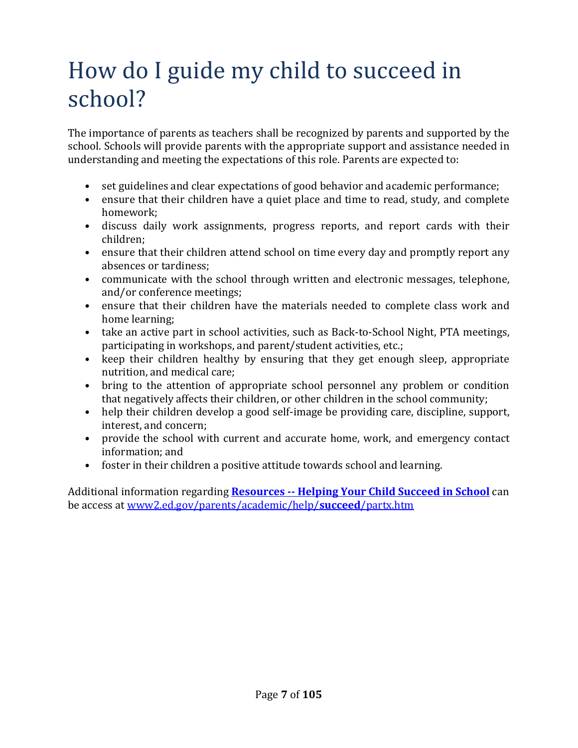# How do I guide my child to succeed in school?

The importance of parents as teachers shall be recognized by parents and supported by the school. Schools will provide parents with the appropriate support and assistance needed in understanding and meeting the expectations of this role. Parents are expected to:

- set guidelines and clear expectations of good behavior and academic performance;
- ensure that their children have a quiet place and time to read, study, and complete homework;
- discuss daily work assignments, progress reports, and report cards with their children;
- ensure that their children attend school on time every day and promptly report any absences or tardiness;
- communicate with the school through written and electronic messages, telephone, and/or conference meetings;
- ensure that their children have the materials needed to complete class work and home learning;
- take an active part in school activities, such as Back-to-School Night, PTA meetings, participating in workshops, and parent/student activities, etc.;
- keep their children healthy by ensuring that they get enough sleep, appropriate nutrition, and medical care;
- bring to the attention of appropriate school personnel any problem or condition that negatively affects their children, or other children in the school community;
- help their children develop a good self-image be providing care, discipline, support, interest, and concern;
- provide the school with current and accurate home, work, and emergency contact information; and
- foster in their children a positive attitude towards school and learning.

Additional information regarding **[Resources -- Helping Your Child Succeed in School](www2.ed.gov/parents/academic/help/succeed/partx.htm)** can be access at [www2.ed.gov/parents/academic/help/**succeed**/partx.htm](www2.ed.gov/parents/academic/help/succeed/partx.htm)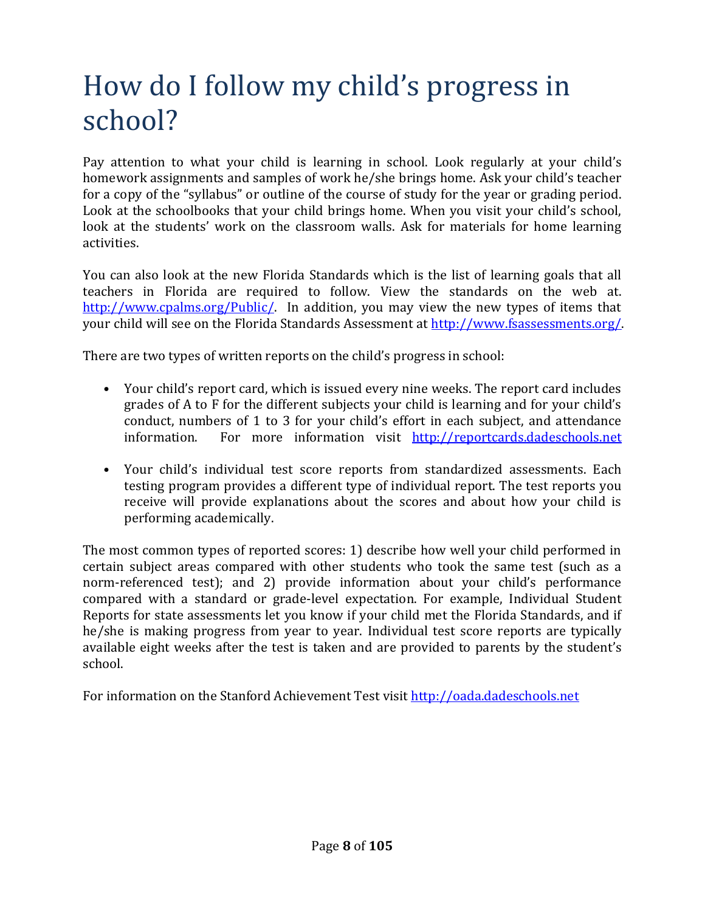# How do I follow my child's progress in school?

Pay attention to what your child is learning in school. Look regularly at your child's homework assignments and samples of work he/she brings home. Ask your child's teacher for a copy of the "syllabus" or outline of the course of study for the year or grading period. Look at the schoolbooks that your child brings home. When you visit your child's school, look at the students' work on the classroom walls. Ask for materials for home learning activities.

You can also look at the new Florida Standards which is the list of learning goals that all teachers in Florida are required to follow. View the standards on the web at. http://www.cpalms.org/Public/. In addition, you may view the new types of items that your child will see on the Florida Standards Assessment at http://www.fsassessments.org/.

There are two types of written reports on the child's progress in school:

- Your child's report card, which is issued every nine weeks. The report card includes grades of A to F for the different subjects your child is learning and for your child's conduct, numbers of 1 to 3 for your child's effort in each subject, and attendance information. For more information visit http://reportcards.dadeschools.net
- Your child's individual test score reports from standardized assessments. Each testing program provides a different type of individual report. The test reports you receive will provide explanations about the scores and about how your child is performing academically.

The most common types of reported scores: 1) describe how well your child performed in certain subject areas compared with other students who took the same test (such as a norm-referenced test); and 2) provide information about your child's performance compared with a standard or grade-level expectation. For example, Individual Student Reports for state assessments let you know if your child met the Florida Standards, and if he/she is making progress from year to year. Individual test score reports are typically available eight weeks after the test is taken and are provided to parents by the student's school.

For information on the Stanford Achievement Test visit http://oada.dadeschools.net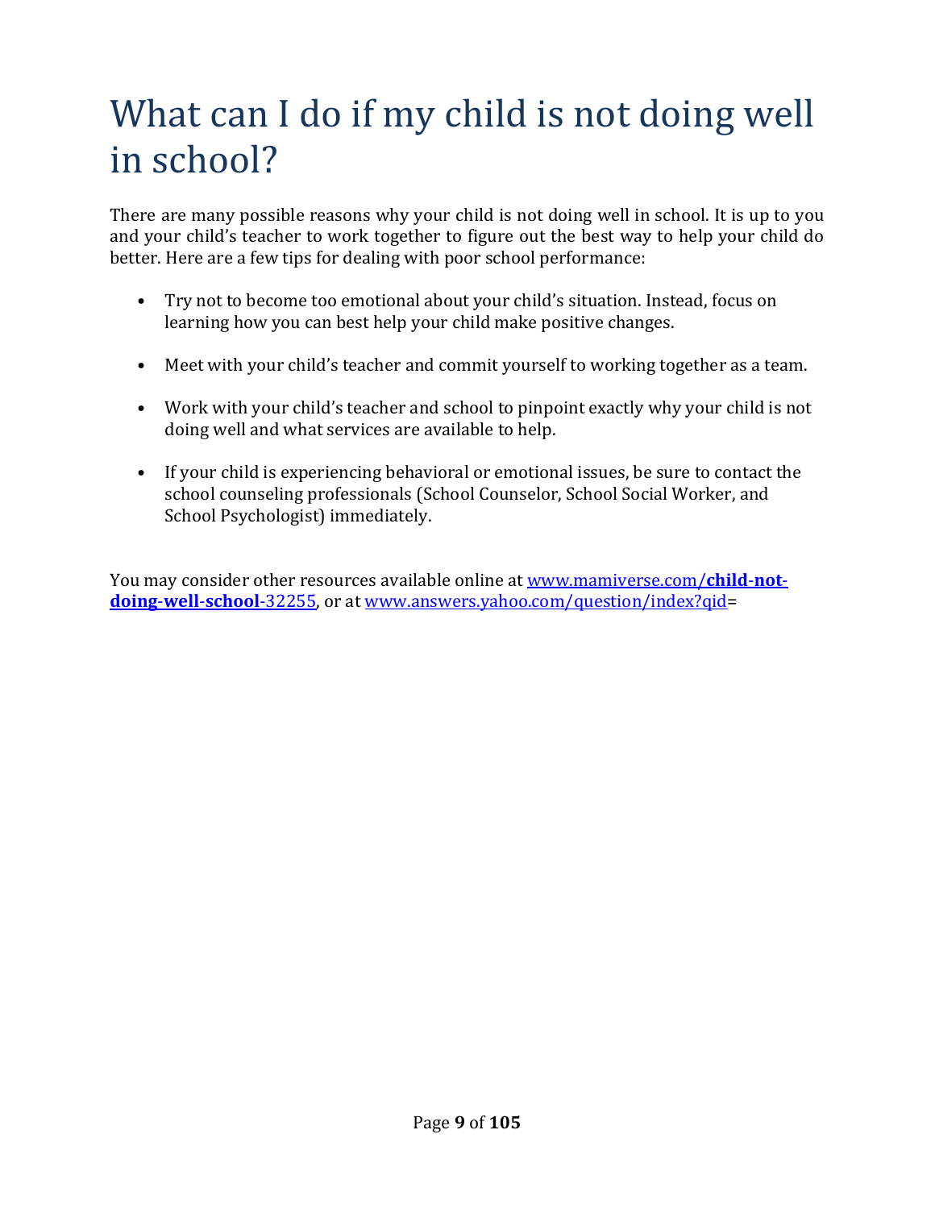# What can I do if my child is not doing well in school?

There are many possible reasons why your child is not doing well in school. It is up to you and your child's teacher to work together to figure out the best way to help your child do better. Here are a few tips for dealing with poor school performance:

- Try not to become too emotional about your child's situation. Instead, focus on learning how you can best help your child make positive changes.
- Meet with your child's teacher and commit yourself to working together as a team.
- Work with your child's teacher and school to pinpoint exactly why your child is not doing well and what services are available to help.
- If your child is experiencing behavioral or emotional issues, be sure to contact the school counseling professionals (School Counselor, School Social Worker, and School Psychologist) immediately.

You may consider other resources available online at [www.mamiverse.com/**child-not-doing-well-school**-32255](www.mamiverse.com/child-not-doing-well-school-32255), or at [www.answers.yahoo.com/question/index?qid](www.answers.yahoo.com/question/index?qid)=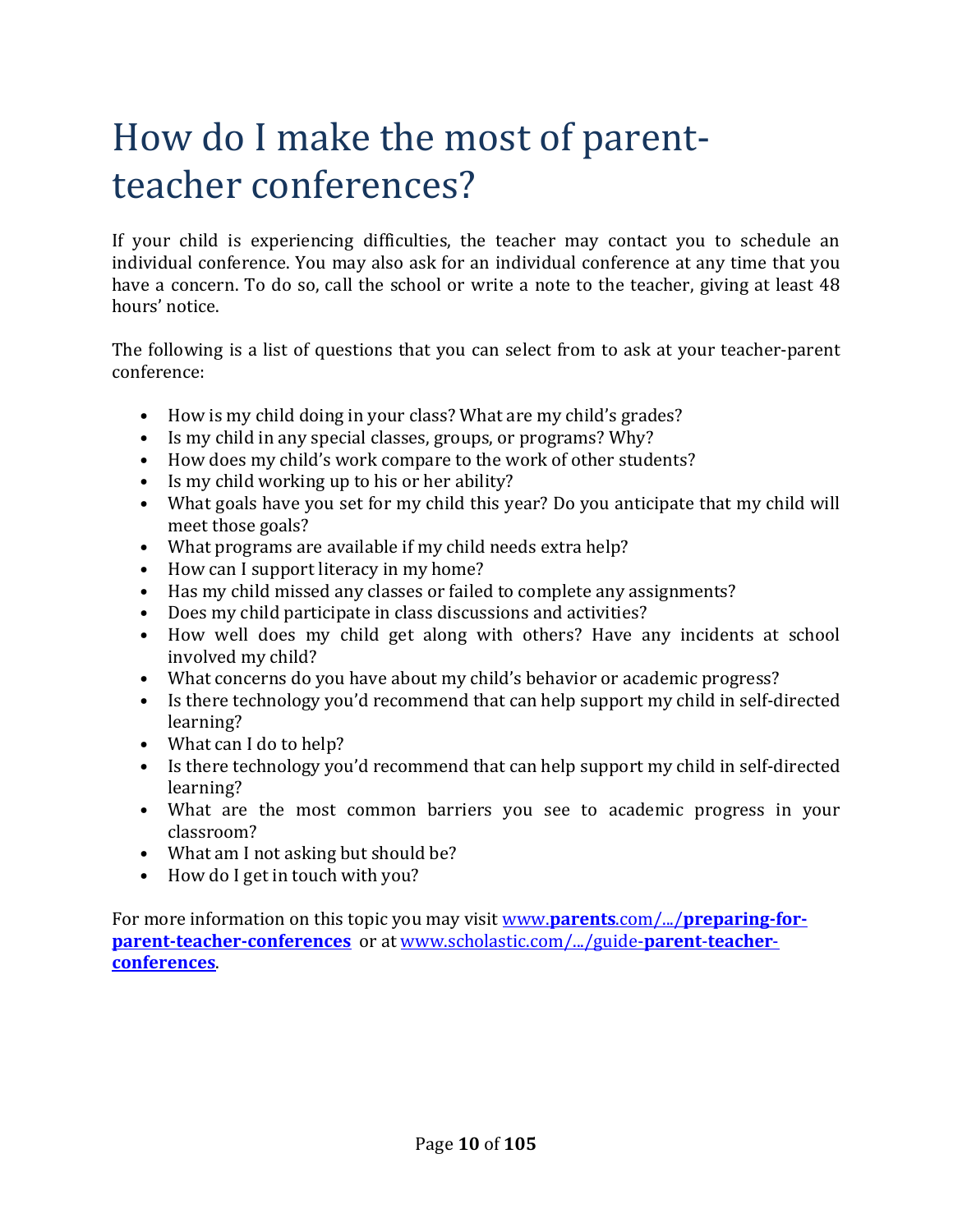# How do I make the most of parent-teacher conferences?

If your child is experiencing difficulties, the teacher may contact you to schedule an individual conference. You may also ask for an individual conference at any time that you have a concern. To do so, call the school or write a note to the teacher, giving at least 48 hours' notice.

The following is a list of questions that you can select from to ask at your teacher-parent conference:

- How is my child doing in your class? What are my child's grades?
- Is my child in any special classes, groups, or programs? Why?
- How does my child's work compare to the work of other students?
- Is my child working up to his or her ability?
- What goals have you set for my child this year? Do you anticipate that my child will meet those goals?
- What programs are available if my child needs extra help?
- How can I support literacy in my home?
- Has my child missed any classes or failed to complete any assignments?
- Does my child participate in class discussions and activities?
- How well does my child get along with others? Have any incidents at school involved my child?
- What concerns do you have about my child's behavior or academic progress?
- Is there technology you'd recommend that can help support my child in self-directed learning?
- What can I do to help?
- Is there technology you'd recommend that can help support my child in self-directed learning?
- What are the most common barriers you see to academic progress in your classroom?
- What am I not asking but should be?
- How do I get in touch with you?

For more information on this topic you may visit [www.**parents**.com/.../**preparing-for-parent-teacher-conferences**](www.parents.com/.../preparing-for-parent-teacher-conferences) or at [www.scholastic.com/.../guide-**parent-teacher-conferences**](www.scholastic.com/.../guide-parent-teacher-conferences).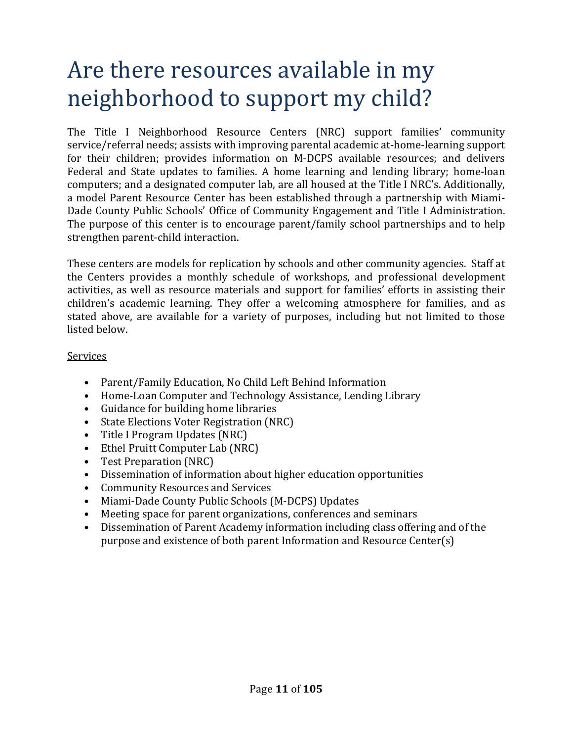# Are there resources available in my neighborhood to support my child?

The Title I Neighborhood Resource Centers (NRC) support families' community service/referral needs; assists with improving parental academic at-home-learning support for their children; provides information on M-DCPS available resources; and delivers Federal and State updates to families. A home learning and lending library; home-loan computers; and a designated computer lab, are all housed at the Title I NRC's. Additionally, a model Parent Resource Center has been established through a partnership with Miami-Dade County Public Schools' Office of Community Engagement and Title I Administration. The purpose of this center is to encourage parent/family school partnerships and to help strengthen parent-child interaction.

These centers are models for replication by schools and other community agencies. Staff at the Centers provides a monthly schedule of workshops, and professional development activities, as well as resource materials and support for families' efforts in assisting their children's academic learning. They offer a welcoming atmosphere for families, and as stated above, are available for a variety of purposes, including but not limited to those listed below.

<u>Services</u>

- Parent/Family Education, No Child Left Behind Information
- Home-Loan Computer and Technology Assistance, Lending Library
- Guidance for building home libraries
- State Elections Voter Registration (NRC)
- Title I Program Updates (NRC)
- Ethel Pruitt Computer Lab (NRC)
- Test Preparation (NRC)
- Dissemination of information about higher education opportunities
- Community Resources and Services
- Miami-Dade County Public Schools (M-DCPS) Updates
- Meeting space for parent organizations, conferences and seminars
- Dissemination of Parent Academy information including class offering and of the purpose and existence of both parent Information and Resource Center(s)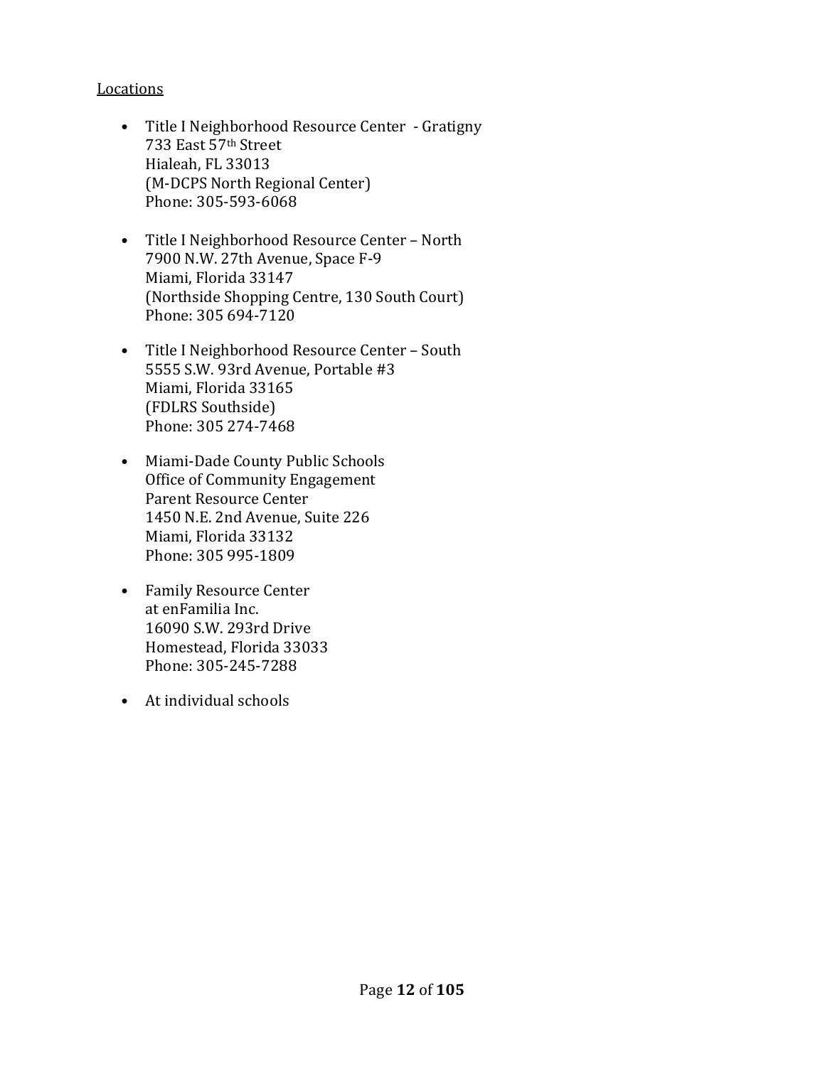Locations

- Title I Neighborhood Resource Center - Gratigny
  733 East 57th Street
  Hialeah, FL 33013
  (M-DCPS North Regional Center)
  Phone: 305-593-6068

- Title I Neighborhood Resource Center – North
  7900 N.W. 27th Avenue, Space F-9
  Miami, Florida 33147
  (Northside Shopping Centre, 130 South Court)
  Phone: 305 694-7120

- Title I Neighborhood Resource Center – South
  5555 S.W. 93rd Avenue, Portable #3
  Miami, Florida 33165
  (FDLRS Southside)
  Phone: 305 274-7468

- Miami-Dade County Public Schools
  Office of Community Engagement
  Parent Resource Center
  1450 N.E. 2nd Avenue, Suite 226
  Miami, Florida 33132
  Phone: 305 995-1809

- Family Resource Center
  at enFamilia Inc.
  16090 S.W. 293rd Drive
  Homestead, Florida 33033
  Phone: 305-245-7288

- At individual schools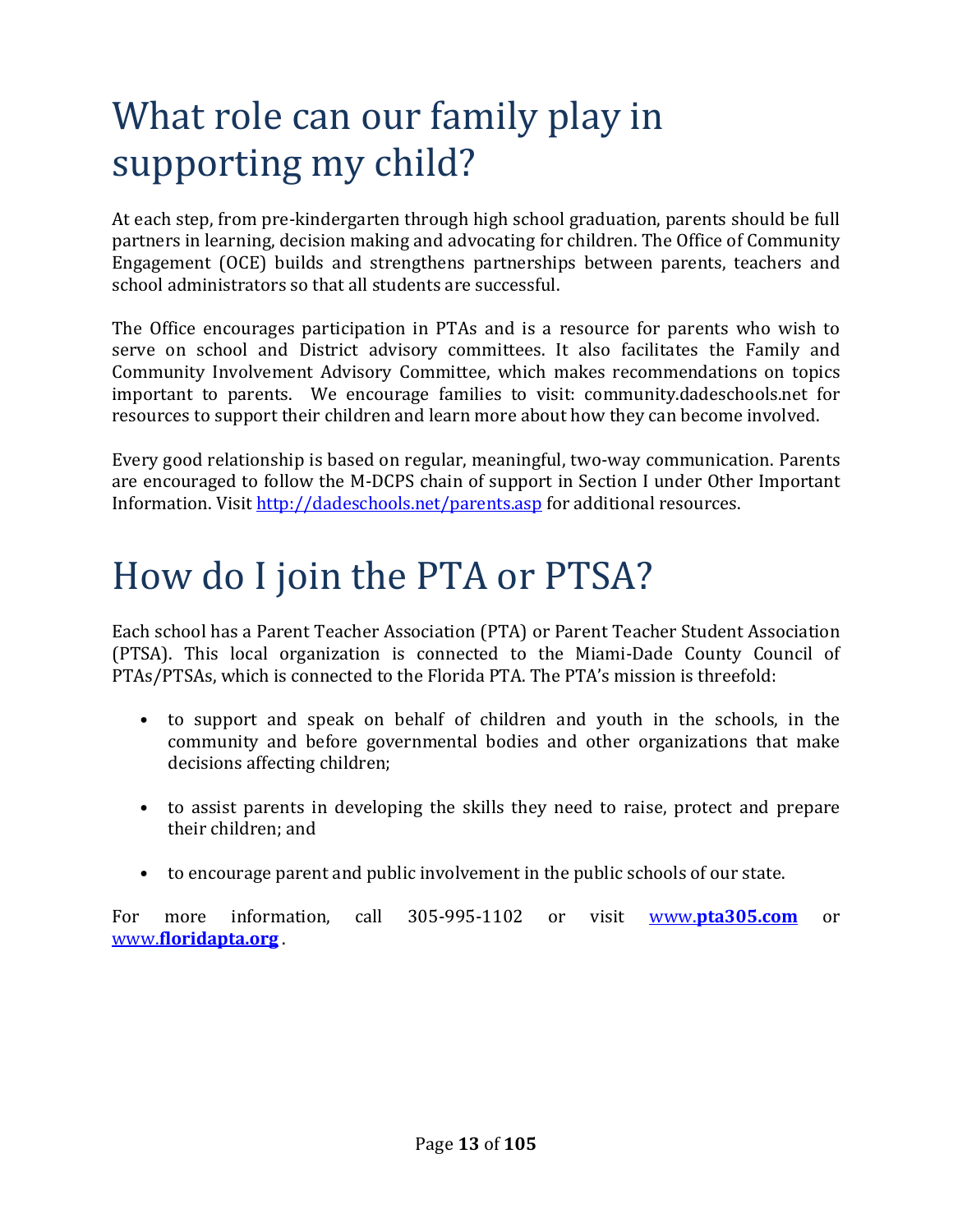# What role can our family play in supporting my child?

At each step, from pre-kindergarten through high school graduation, parents should be full partners in learning, decision making and advocating for children. The Office of Community Engagement (OCE) builds and strengthens partnerships between parents, teachers and school administrators so that all students are successful.

The Office encourages participation in PTAs and is a resource for parents who wish to serve on school and District advisory committees. It also facilitates the Family and Community Involvement Advisory Committee, which makes recommendations on topics important to parents. We encourage families to visit: community.dadeschools.net for resources to support their children and learn more about how they can become involved.

Every good relationship is based on regular, meaningful, two-way communication. Parents are encouraged to follow the M-DCPS chain of support in Section I under Other Important Information. Visit [http://dadeschools.net/parents.asp](http://dadeschools.net/parents.asp) for additional resources.

# How do I join the PTA or PTSA?

Each school has a Parent Teacher Association (PTA) or Parent Teacher Student Association (PTSA). This local organization is connected to the Miami-Dade County Council of PTAs/PTSAs, which is connected to the Florida PTA. The PTA's mission is threefold:

- to support and speak on behalf of children and youth in the schools, in the community and before governmental bodies and other organizations that make decisions affecting children;
- to assist parents in developing the skills they need to raise, protect and prepare their children; and
- to encourage parent and public involvement in the public schools of our state.

For more information, call 305-995-1102 or visit [www.**pta305.com**](http://www.pta305.com) or [www.**floridapta.org**](http://www.floridapta.org).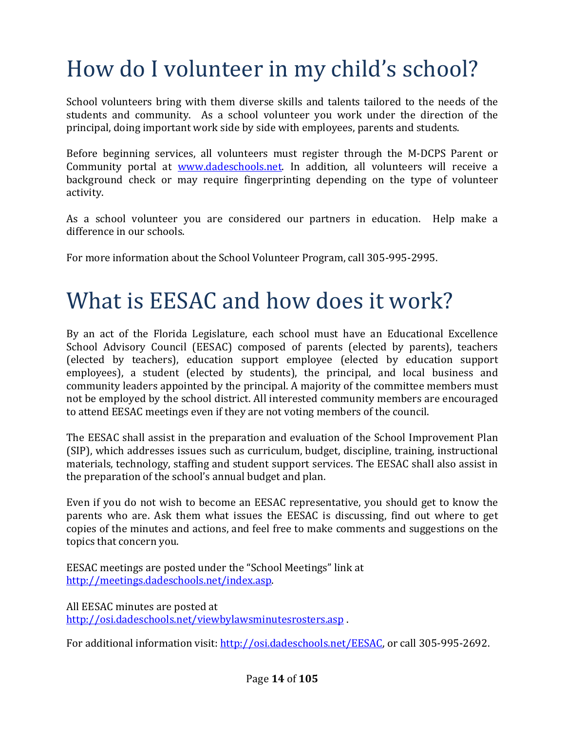# How do I volunteer in my child's school?

School volunteers bring with them diverse skills and talents tailored to the needs of the students and community. As a school volunteer you work under the direction of the principal, doing important work side by side with employees, parents and students.

Before beginning services, all volunteers must register through the M-DCPS Parent or Community portal at [www.dadeschools.net](http://www.dadeschools.net). In addition, all volunteers will receive a background check or may require fingerprinting depending on the type of volunteer activity.

As a school volunteer you are considered our partners in education. Help make a difference in our schools.

For more information about the School Volunteer Program, call 305-995-2995.

# What is EESAC and how does it work?

By an act of the Florida Legislature, each school must have an Educational Excellence School Advisory Council (EESAC) composed of parents (elected by parents), teachers (elected by teachers), education support employee (elected by education support employees), a student (elected by students), the principal, and local business and community leaders appointed by the principal. A majority of the committee members must not be employed by the school district. All interested community members are encouraged to attend EESAC meetings even if they are not voting members of the council.

The EESAC shall assist in the preparation and evaluation of the School Improvement Plan (SIP), which addresses issues such as curriculum, budget, discipline, training, instructional materials, technology, staffing and student support services. The EESAC shall also assist in the preparation of the school's annual budget and plan.

Even if you do not wish to become an EESAC representative, you should get to know the parents who are. Ask them what issues the EESAC is discussing, find out where to get copies of the minutes and actions, and feel free to make comments and suggestions on the topics that concern you.

EESAC meetings are posted under the "School Meetings" link at [http://meetings.dadeschools.net/index.asp](http://meetings.dadeschools.net/index.asp).

All EESAC minutes are posted at [http://osi.dadeschools.net/viewbylawsminutesrosters.asp](http://osi.dadeschools.net/viewbylawsminutesrosters.asp) .

For additional information visit: [http://osi.dadeschools.net/EESAC](http://osi.dadeschools.net/EESAC), or call 305-995-2692.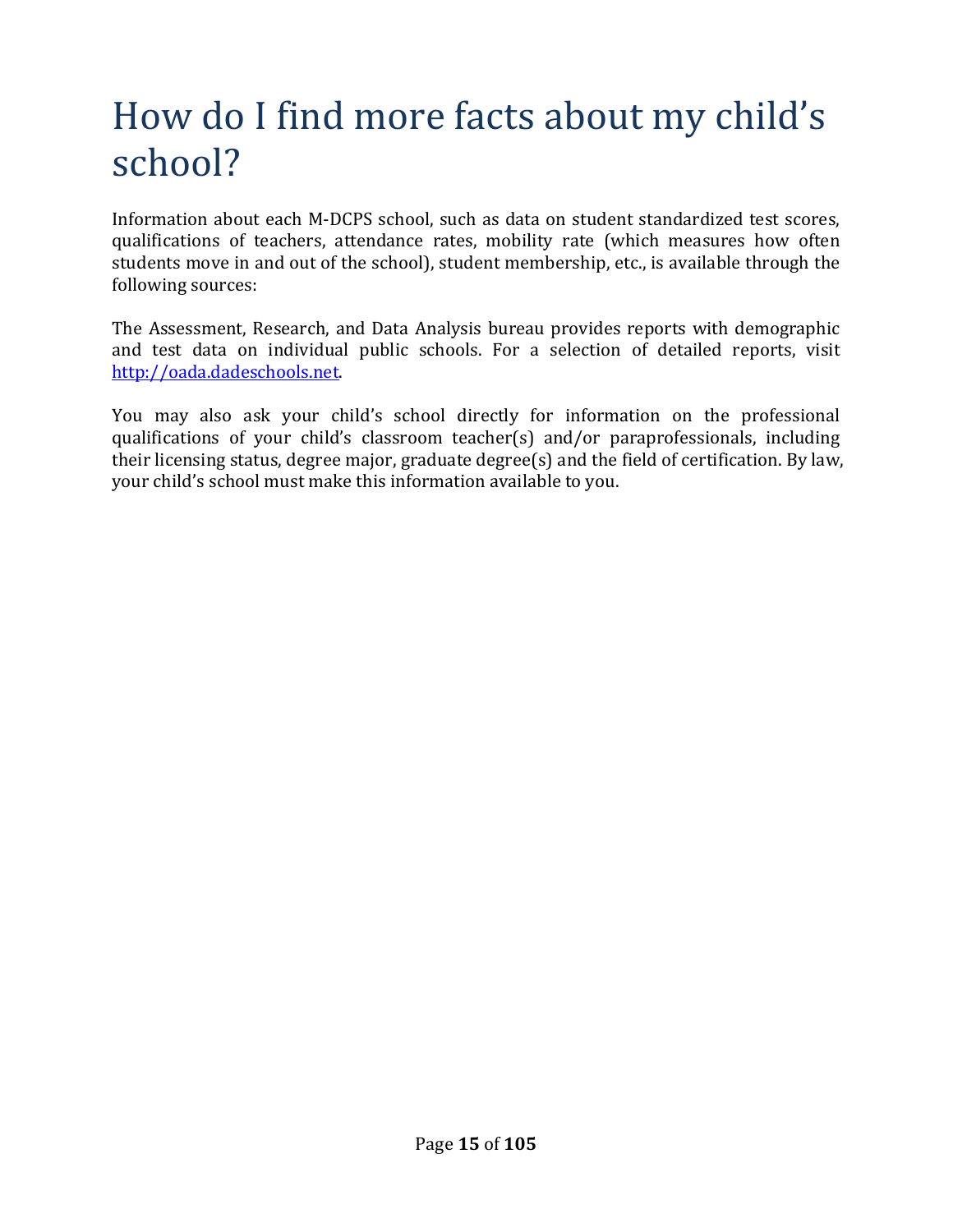# How do I find more facts about my child's school?

Information about each M-DCPS school, such as data on student standardized test scores, qualifications of teachers, attendance rates, mobility rate (which measures how often students move in and out of the school), student membership, etc., is available through the following sources:

The Assessment, Research, and Data Analysis bureau provides reports with demographic and test data on individual public schools. For a selection of detailed reports, visit [http://oada.dadeschools.net](http://oada.dadeschools.net).

You may also ask your child's school directly for information on the professional qualifications of your child's classroom teacher(s) and/or paraprofessionals, including their licensing status, degree major, graduate degree(s) and the field of certification. By law, your child's school must make this information available to you.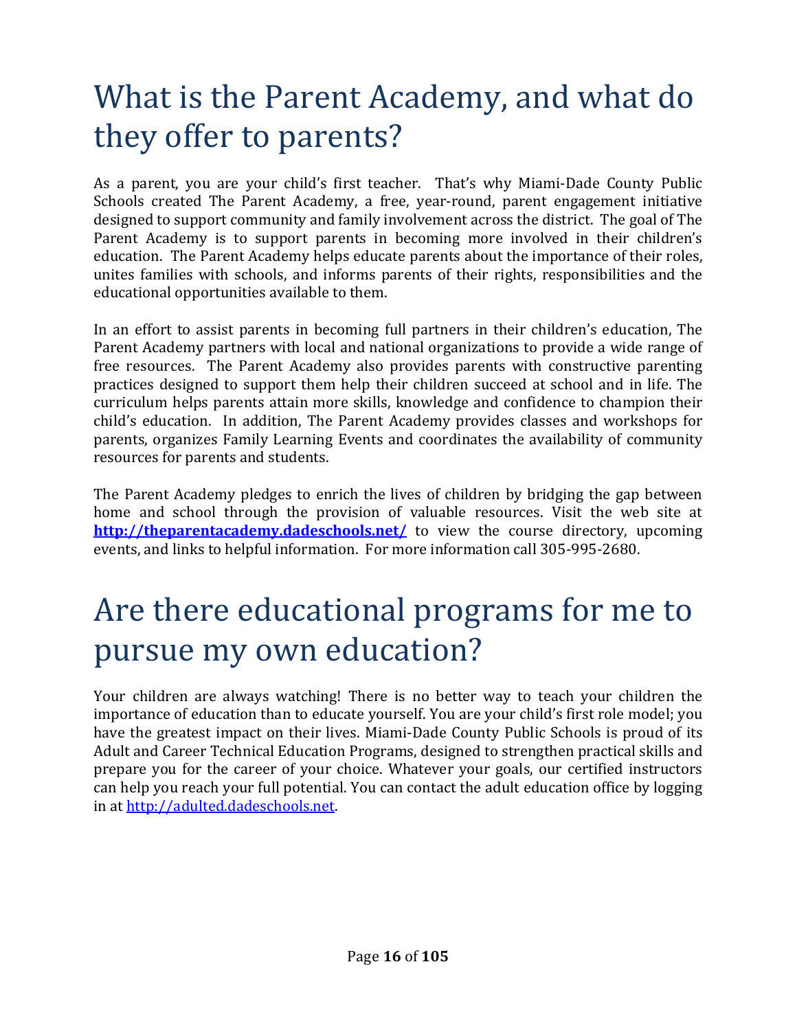# What is the Parent Academy, and what do they offer to parents?

As a parent, you are your child's first teacher. That's why Miami-Dade County Public Schools created The Parent Academy, a free, year-round, parent engagement initiative designed to support community and family involvement across the district. The goal of The Parent Academy is to support parents in becoming more involved in their children's education. The Parent Academy helps educate parents about the importance of their roles, unites families with schools, and informs parents of their rights, responsibilities and the educational opportunities available to them.

In an effort to assist parents in becoming full partners in their children's education, The Parent Academy partners with local and national organizations to provide a wide range of free resources. The Parent Academy also provides parents with constructive parenting practices designed to support them help their children succeed at school and in life. The curriculum helps parents attain more skills, knowledge and confidence to champion their child's education. In addition, The Parent Academy provides classes and workshops for parents, organizes Family Learning Events and coordinates the availability of community resources for parents and students.

The Parent Academy pledges to enrich the lives of children by bridging the gap between home and school through the provision of valuable resources. Visit the web site at **http://theparentacademy.dadeschools.net/** to view the course directory, upcoming events, and links to helpful information. For more information call 305-995-2680.

# Are there educational programs for me to pursue my own education?

Your children are always watching! There is no better way to teach your children the importance of education than to educate yourself. You are your child's first role model; you have the greatest impact on their lives. Miami-Dade County Public Schools is proud of its Adult and Career Technical Education Programs, designed to strengthen practical skills and prepare you for the career of your choice. Whatever your goals, our certified instructors can help you reach your full potential. You can contact the adult education office by logging in at http://adulted.dadeschools.net.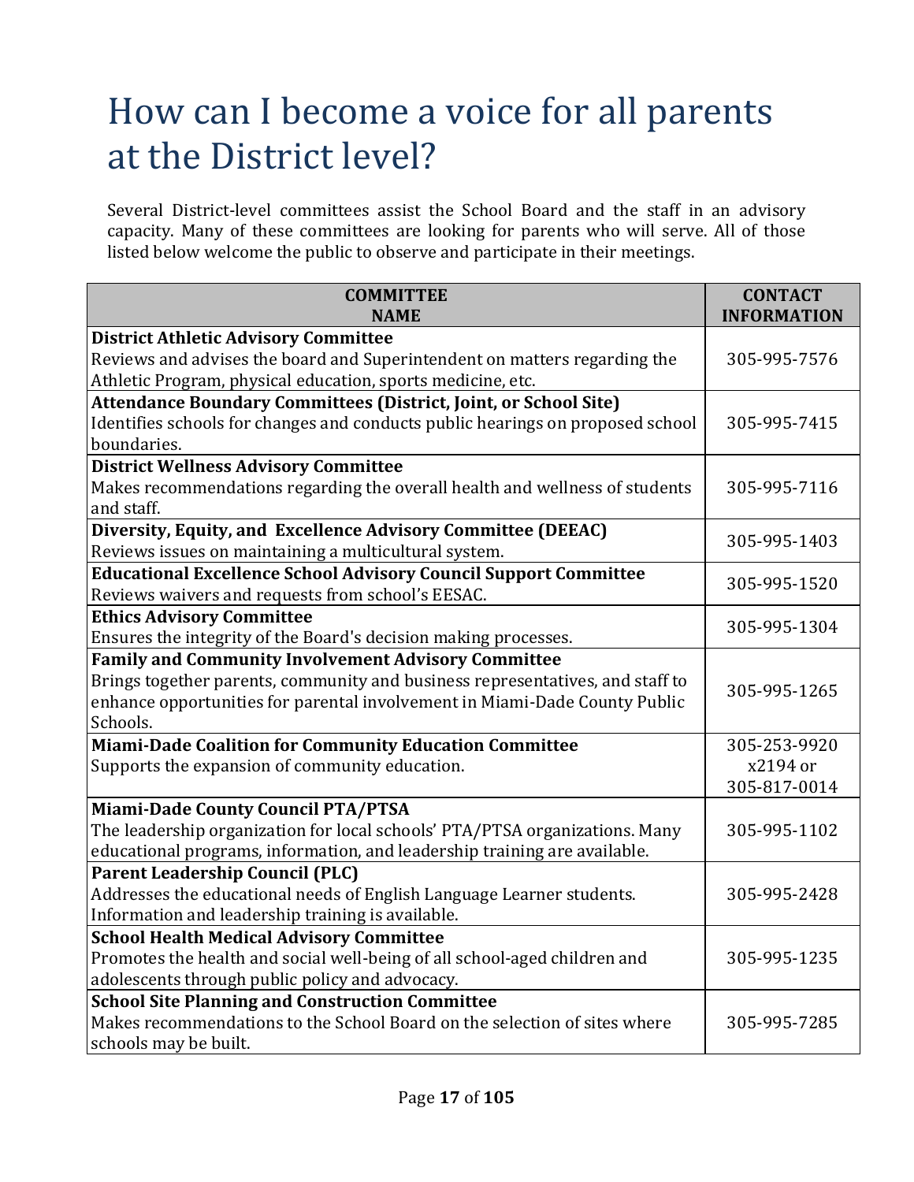# How can I become a voice for all parents at the District level?

Several District-level committees assist the School Board and the staff in an advisory capacity. Many of these committees are looking for parents who will serve. All of those listed below welcome the public to observe and participate in their meetings.

| COMMITTEE NAME | CONTACT INFORMATION |
|---|---|
| **District Athletic Advisory Committee**<br>Reviews and advises the board and Superintendent on matters regarding the Athletic Program, physical education, sports medicine, etc. | 305-995-7576 |
| **Attendance Boundary Committees (District, Joint, or School Site)**<br>Identifies schools for changes and conducts public hearings on proposed school boundaries. | 305-995-7415 |
| **District Wellness Advisory Committee**<br>Makes recommendations regarding the overall health and wellness of students and staff. | 305-995-7116 |
| **Diversity, Equity, and Excellence Advisory Committee (DEEAC)**<br>Reviews issues on maintaining a multicultural system. | 305-995-1403 |
| **Educational Excellence School Advisory Council Support Committee**<br>Reviews waivers and requests from school's EESAC. | 305-995-1520 |
| **Ethics Advisory Committee**<br>Ensures the integrity of the Board's decision making processes. | 305-995-1304 |
| **Family and Community Involvement Advisory Committee**<br>Brings together parents, community and business representatives, and staff to enhance opportunities for parental involvement in Miami-Dade County Public Schools. | 305-995-1265 |
| **Miami-Dade Coalition for Community Education Committee**<br>Supports the expansion of community education. | 305-253-9920 x2194 or 305-817-0014 |
| **Miami-Dade County Council PTA/PTSA**<br>The leadership organization for local schools' PTA/PTSA organizations. Many educational programs, information, and leadership training are available. | 305-995-1102 |
| **Parent Leadership Council (PLC)**<br>Addresses the educational needs of English Language Learner students. Information and leadership training is available. | 305-995-2428 |
| **School Health Medical Advisory Committee**<br>Promotes the health and social well-being of all school-aged children and adolescents through public policy and advocacy. | 305-995-1235 |
| **School Site Planning and Construction Committee**<br>Makes recommendations to the School Board on the selection of sites where schools may be built. | 305-995-7285 |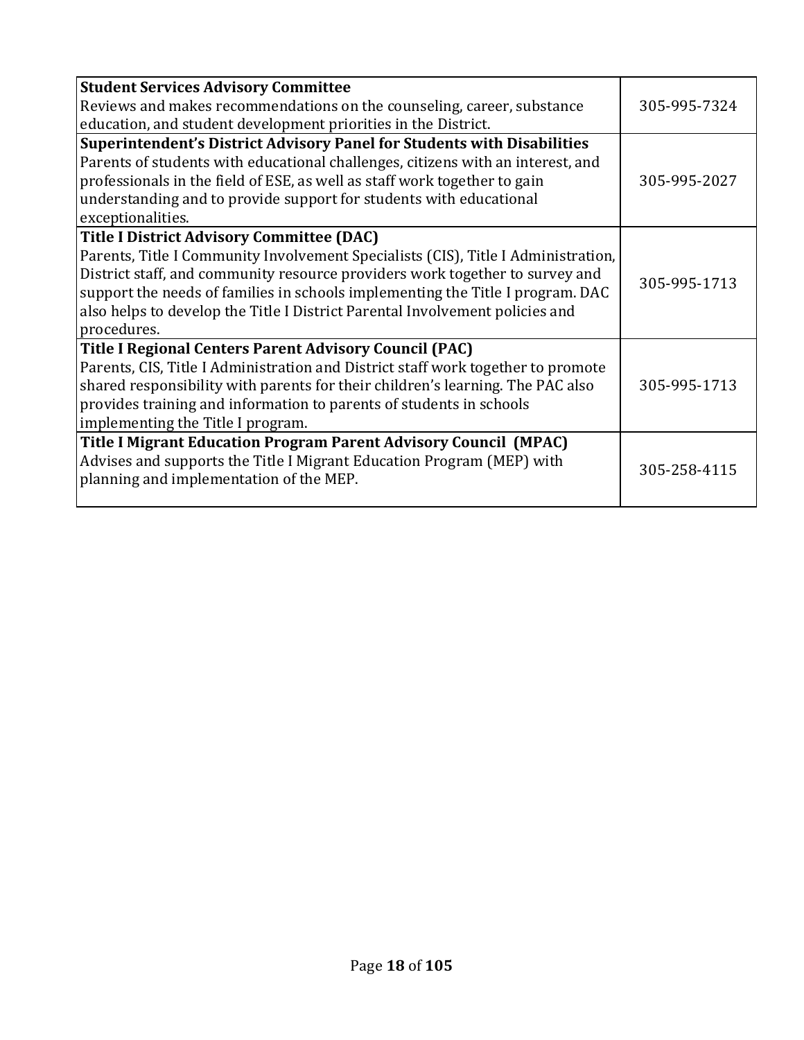| | |
|---|---|
| **Student Services Advisory Committee**<br>Reviews and makes recommendations on the counseling, career, substance education, and student development priorities in the District. | 305-995-7324 |
| **Superintendent's District Advisory Panel for Students with Disabilities**<br>Parents of students with educational challenges, citizens with an interest, and professionals in the field of ESE, as well as staff work together to gain understanding and to provide support for students with educational exceptionalities. | 305-995-2027 |
| **Title I District Advisory Committee (DAC)**<br>Parents, Title I Community Involvement Specialists (CIS), Title I Administration, District staff, and community resource providers work together to survey and support the needs of families in schools implementing the Title I program. DAC also helps to develop the Title I District Parental Involvement policies and procedures. | 305-995-1713 |
| **Title I Regional Centers Parent Advisory Council (PAC)**<br>Parents, CIS, Title I Administration and District staff work together to promote shared responsibility with parents for their children's learning. The PAC also provides training and information to parents of students in schools implementing the Title I program. | 305-995-1713 |
| **Title I Migrant Education Program Parent Advisory Council (MPAC)**<br>Advises and supports the Title I Migrant Education Program (MEP) with planning and implementation of the MEP. | 305-258-4115 |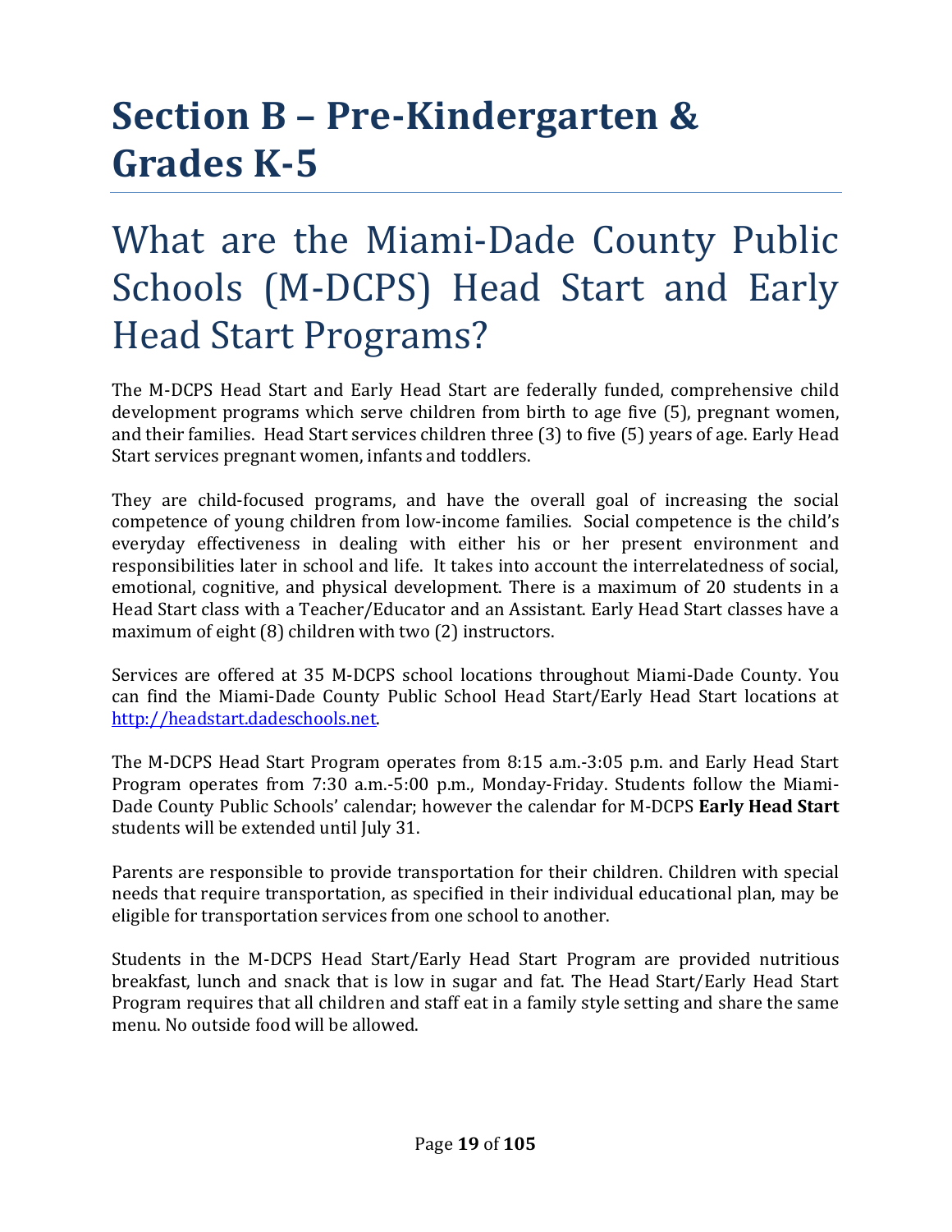# Section B – Pre-Kindergarten & Grades K-5

## What are the Miami-Dade County Public Schools (M-DCPS) Head Start and Early Head Start Programs?

The M-DCPS Head Start and Early Head Start are federally funded, comprehensive child development programs which serve children from birth to age five (5), pregnant women, and their families. Head Start services children three (3) to five (5) years of age. Early Head Start services pregnant women, infants and toddlers.

They are child-focused programs, and have the overall goal of increasing the social competence of young children from low-income families. Social competence is the child's everyday effectiveness in dealing with either his or her present environment and responsibilities later in school and life. It takes into account the interrelatedness of social, emotional, cognitive, and physical development. There is a maximum of 20 students in a Head Start class with a Teacher/Educator and an Assistant. Early Head Start classes have a maximum of eight (8) children with two (2) instructors.

Services are offered at 35 M-DCPS school locations throughout Miami-Dade County. You can find the Miami-Dade County Public School Head Start/Early Head Start locations at [http://headstart.dadeschools.net](http://headstart.dadeschools.net).

The M-DCPS Head Start Program operates from 8:15 a.m.-3:05 p.m. and Early Head Start Program operates from 7:30 a.m.-5:00 p.m., Monday-Friday. Students follow the Miami-Dade County Public Schools' calendar; however the calendar for M-DCPS **Early Head Start** students will be extended until July 31.

Parents are responsible to provide transportation for their children. Children with special needs that require transportation, as specified in their individual educational plan, may be eligible for transportation services from one school to another.

Students in the M-DCPS Head Start/Early Head Start Program are provided nutritious breakfast, lunch and snack that is low in sugar and fat. The Head Start/Early Head Start Program requires that all children and staff eat in a family style setting and share the same menu. No outside food will be allowed.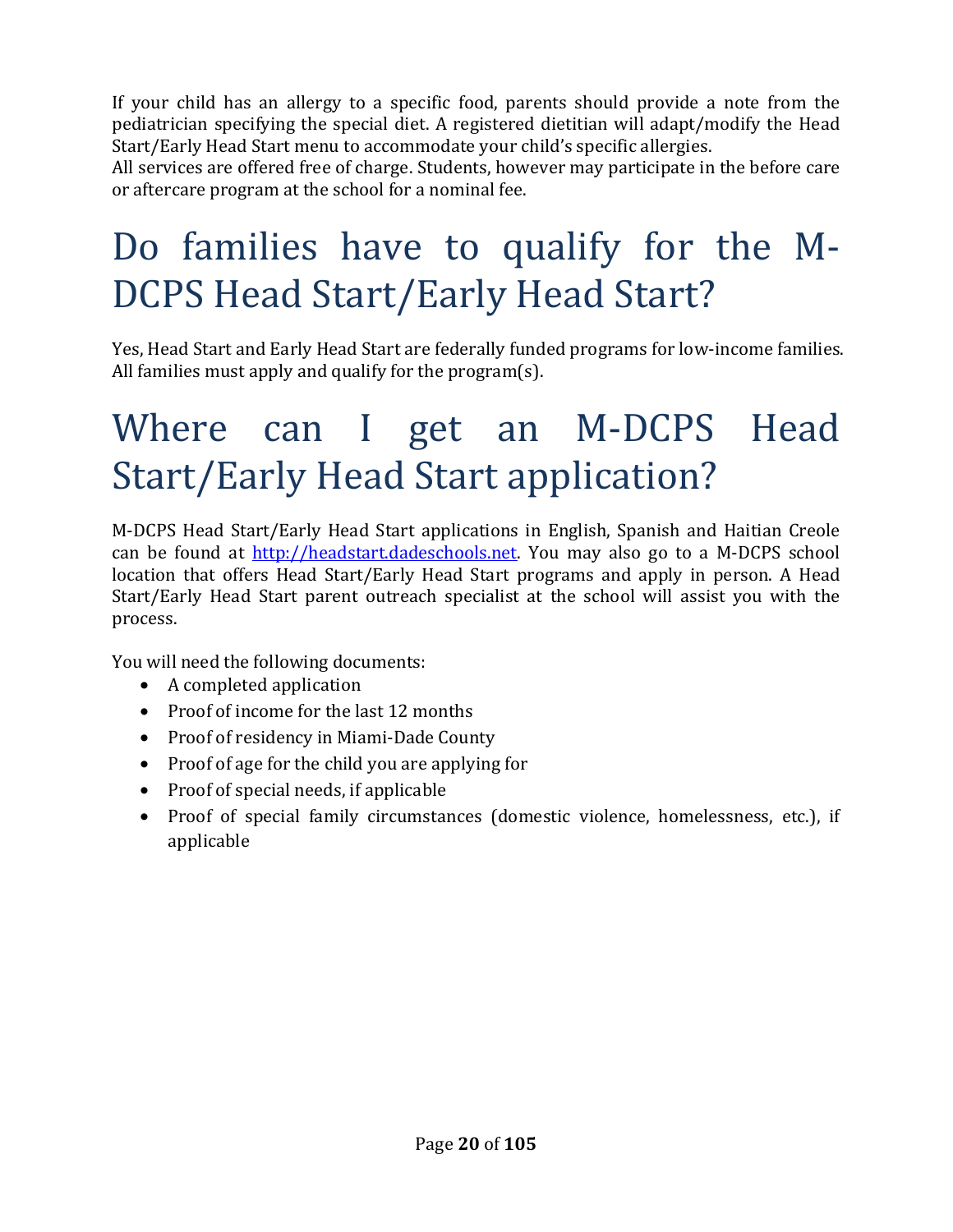If your child has an allergy to a specific food, parents should provide a note from the pediatrician specifying the special diet. A registered dietitian will adapt/modify the Head Start/Early Head Start menu to accommodate your child's specific allergies.

All services are offered free of charge. Students, however may participate in the before care or aftercare program at the school for a nominal fee.

# Do families have to qualify for the M-DCPS Head Start/Early Head Start?

Yes, Head Start and Early Head Start are federally funded programs for low-income families. All families must apply and qualify for the program(s).

# Where can I get an M-DCPS Head Start/Early Head Start application?

M-DCPS Head Start/Early Head Start applications in English, Spanish and Haitian Creole can be found at [http://headstart.dadeschools.net](http://headstart.dadeschools.net). You may also go to a M-DCPS school location that offers Head Start/Early Head Start programs and apply in person. A Head Start/Early Head Start parent outreach specialist at the school will assist you with the process.

You will need the following documents:

- A completed application
- Proof of income for the last 12 months
- Proof of residency in Miami-Dade County
- Proof of age for the child you are applying for
- Proof of special needs, if applicable
- Proof of special family circumstances (domestic violence, homelessness, etc.), if applicable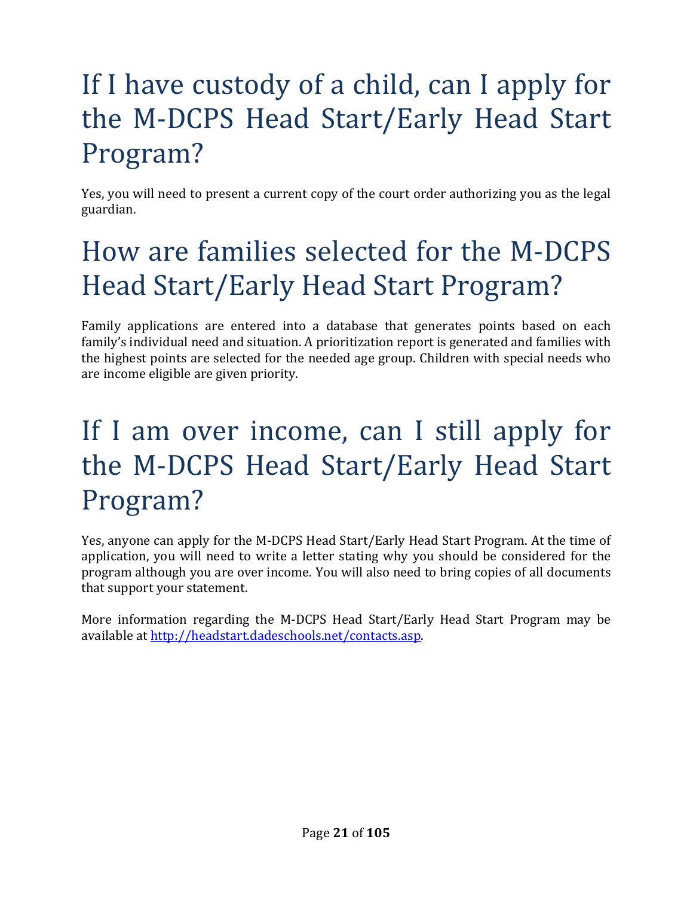# If I have custody of a child, can I apply for the M-DCPS Head Start/Early Head Start Program?

Yes, you will need to present a current copy of the court order authorizing you as the legal guardian.

# How are families selected for the M-DCPS Head Start/Early Head Start Program?

Family applications are entered into a database that generates points based on each family's individual need and situation. A prioritization report is generated and families with the highest points are selected for the needed age group. Children with special needs who are income eligible are given priority.

# If I am over income, can I still apply for the M-DCPS Head Start/Early Head Start Program?

Yes, anyone can apply for the M-DCPS Head Start/Early Head Start Program. At the time of application, you will need to write a letter stating why you should be considered for the program although you are over income. You will also need to bring copies of all documents that support your statement.

More information regarding the M-DCPS Head Start/Early Head Start Program may be available at [http://headstart.dadeschools.net/contacts.asp](http://headstart.dadeschools.net/contacts.asp).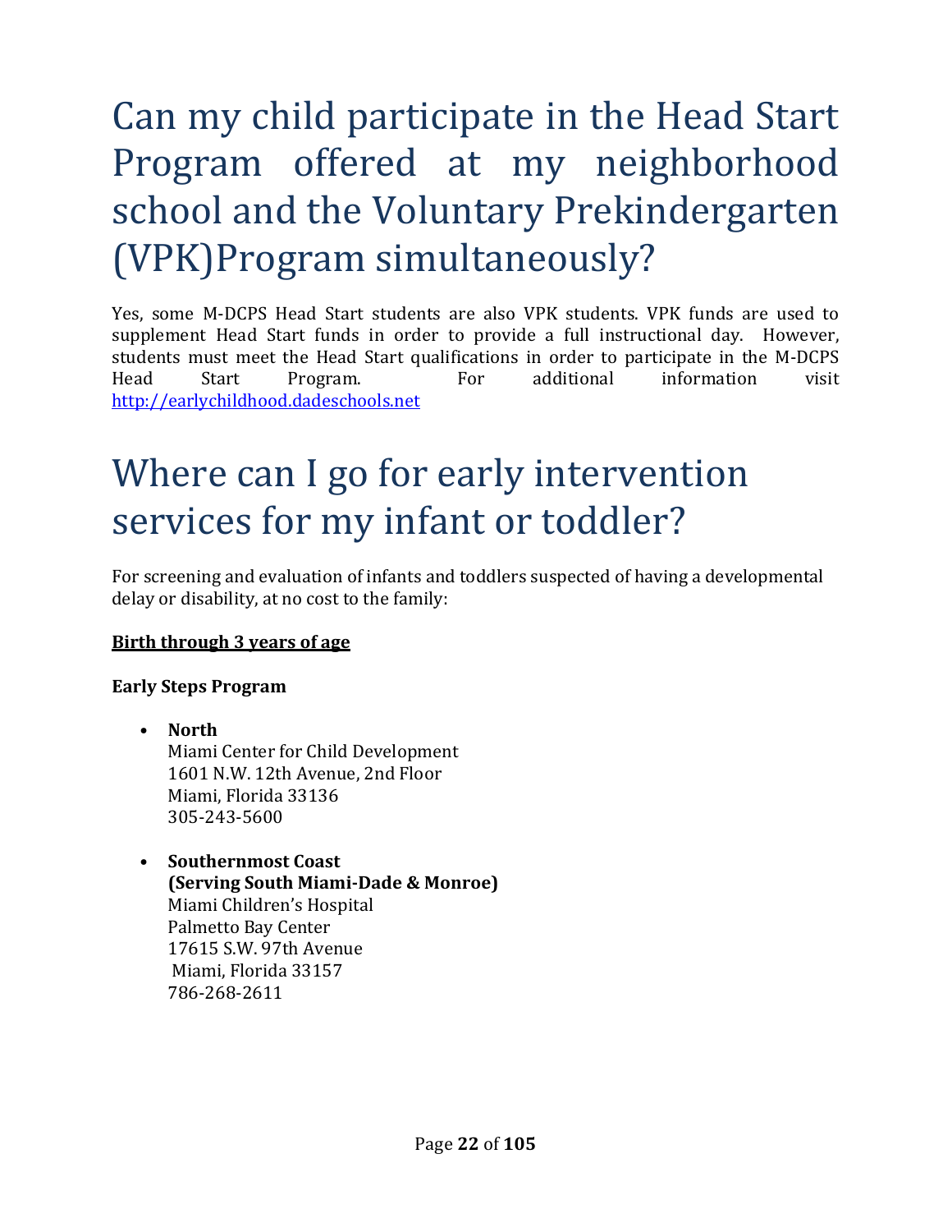# Can my child participate in the Head Start Program offered at my neighborhood school and the Voluntary Prekindergarten (VPK)Program simultaneously?

Yes, some M-DCPS Head Start students are also VPK students. VPK funds are used to supplement Head Start funds in order to provide a full instructional day. However, students must meet the Head Start qualifications in order to participate in the M-DCPS Head Start Program. For additional information visit http://earlychildhood.dadeschools.net

# Where can I go for early intervention services for my infant or toddler?

For screening and evaluation of infants and toddlers suspected of having a developmental delay or disability, at no cost to the family:

**Birth through 3 years of age**

**Early Steps Program**

- **North**
  Miami Center for Child Development
  1601 N.W. 12th Avenue, 2nd Floor
  Miami, Florida 33136
  305-243-5600

- **Southernmost Coast**
  **(Serving South Miami-Dade & Monroe)**
  Miami Children's Hospital
  Palmetto Bay Center
  17615 S.W. 97th Avenue
  Miami, Florida 33157
  786-268-2611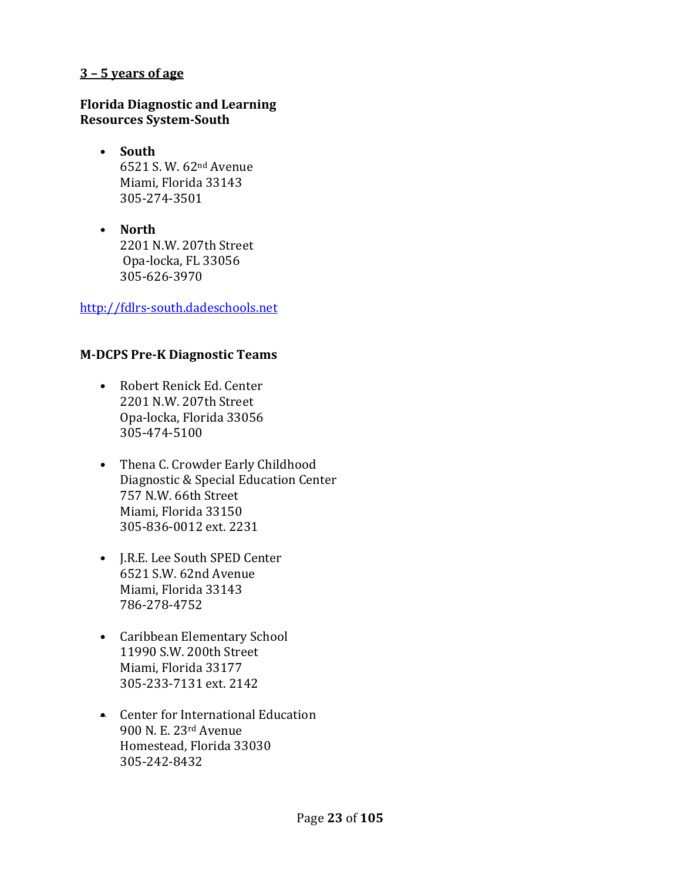**3 – 5 years of age**

**Florida Diagnostic and Learning Resources System-South**

- **South**
  6521 S. W. 62nd Avenue
  Miami, Florida 33143
  305-274-3501

- **North**
  2201 N.W. 207th Street
  Opa-locka, FL 33056
  305-626-3970

http://fdlrs-south.dadeschools.net

**M-DCPS Pre-K Diagnostic Teams**

- Robert Renick Ed. Center
  2201 N.W. 207th Street
  Opa-locka, Florida 33056
  305-474-5100

- Thena C. Crowder Early Childhood Diagnostic & Special Education Center
  757 N.W. 66th Street
  Miami, Florida 33150
  305-836-0012 ext. 2231

- J.R.E. Lee South SPED Center
  6521 S.W. 62nd Avenue
  Miami, Florida 33143
  786-278-4752

- Caribbean Elementary School
  11990 S.W. 200th Street
  Miami, Florida 33177
  305-233-7131 ext. 2142

- Center for International Education
  900 N. E. 23rd Avenue
  Homestead, Florida 33030
  305-242-8432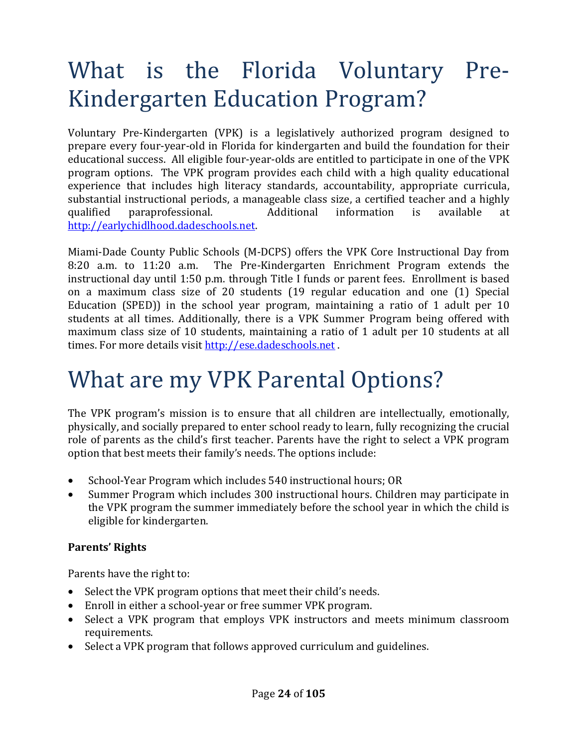# What is the Florida Voluntary Pre-Kindergarten Education Program?

Voluntary Pre-Kindergarten (VPK) is a legislatively authorized program designed to prepare every four-year-old in Florida for kindergarten and build the foundation for their educational success. All eligible four-year-olds are entitled to participate in one of the VPK program options. The VPK program provides each child with a high quality educational experience that includes high literacy standards, accountability, appropriate curricula, substantial instructional periods, a manageable class size, a certified teacher and a highly qualified paraprofessional. Additional information is available at [http://earlychidlhood.dadeschools.net](http://earlychidlhood.dadeschools.net).

Miami-Dade County Public Schools (M-DCPS) offers the VPK Core Instructional Day from 8:20 a.m. to 11:20 a.m. The Pre-Kindergarten Enrichment Program extends the instructional day until 1:50 p.m. through Title I funds or parent fees. Enrollment is based on a maximum class size of 20 students (19 regular education and one (1) Special Education (SPED)) in the school year program, maintaining a ratio of 1 adult per 10 students at all times. Additionally, there is a VPK Summer Program being offered with maximum class size of 10 students, maintaining a ratio of 1 adult per 10 students at all times. For more details visit [http://ese.dadeschools.net](http://ese.dadeschools.net) .

# What are my VPK Parental Options?

The VPK program's mission is to ensure that all children are intellectually, emotionally, physically, and socially prepared to enter school ready to learn, fully recognizing the crucial role of parents as the child's first teacher. Parents have the right to select a VPK program option that best meets their family's needs. The options include:

- School-Year Program which includes 540 instructional hours; OR
- Summer Program which includes 300 instructional hours. Children may participate in the VPK program the summer immediately before the school year in which the child is eligible for kindergarten.

**Parents' Rights**

Parents have the right to:

- Select the VPK program options that meet their child's needs.
- Enroll in either a school-year or free summer VPK program.
- Select a VPK program that employs VPK instructors and meets minimum classroom requirements.
- Select a VPK program that follows approved curriculum and guidelines.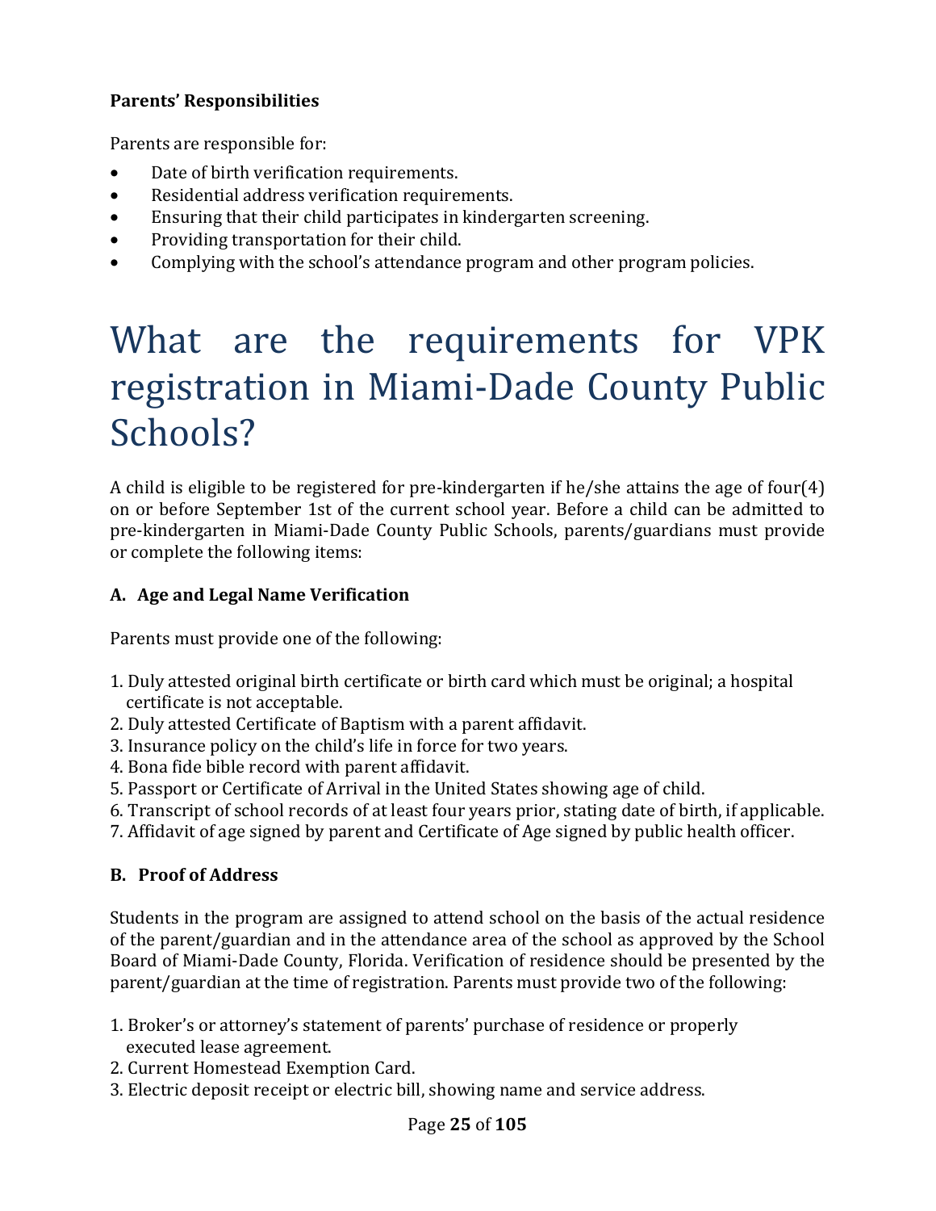**Parents' Responsibilities**

Parents are responsible for:

- Date of birth verification requirements.
- Residential address verification requirements.
- Ensuring that their child participates in kindergarten screening.
- Providing transportation for their child.
- Complying with the school's attendance program and other program policies.

# What are the requirements for VPK registration in Miami-Dade County Public Schools?

A child is eligible to be registered for pre-kindergarten if he/she attains the age of four(4) on or before September 1st of the current school year. Before a child can be admitted to pre-kindergarten in Miami-Dade County Public Schools, parents/guardians must provide or complete the following items:

### A. Age and Legal Name Verification

Parents must provide one of the following:

1. Duly attested original birth certificate or birth card which must be original; a hospital certificate is not acceptable.
2. Duly attested Certificate of Baptism with a parent affidavit.
3. Insurance policy on the child's life in force for two years.
4. Bona fide bible record with parent affidavit.
5. Passport or Certificate of Arrival in the United States showing age of child.
6. Transcript of school records of at least four years prior, stating date of birth, if applicable.
7. Affidavit of age signed by parent and Certificate of Age signed by public health officer.

### B. Proof of Address

Students in the program are assigned to attend school on the basis of the actual residence of the parent/guardian and in the attendance area of the school as approved by the School Board of Miami-Dade County, Florida. Verification of residence should be presented by the parent/guardian at the time of registration. Parents must provide two of the following:

1. Broker's or attorney's statement of parents' purchase of residence or properly executed lease agreement.
2. Current Homestead Exemption Card.
3. Electric deposit receipt or electric bill, showing name and service address.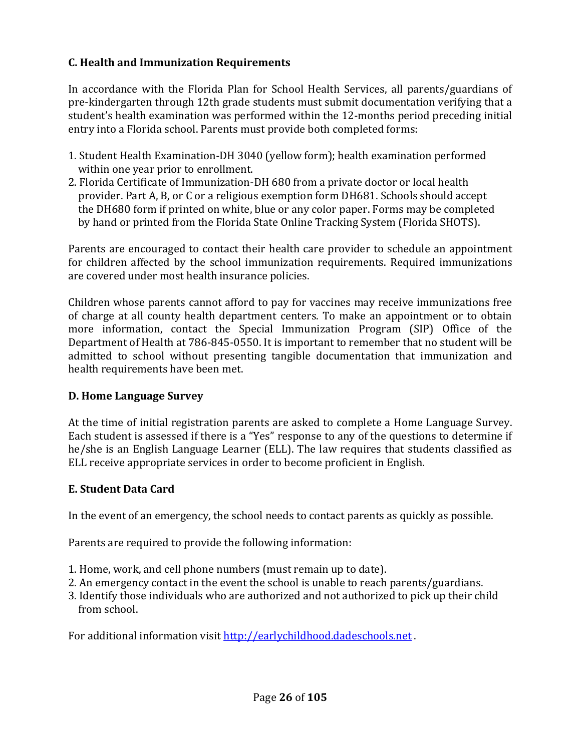### C. Health and Immunization Requirements

In accordance with the Florida Plan for School Health Services, all parents/guardians of pre-kindergarten through 12th grade students must submit documentation verifying that a student's health examination was performed within the 12-months period preceding initial entry into a Florida school. Parents must provide both completed forms:

1. Student Health Examination-DH 3040 (yellow form); health examination performed within one year prior to enrollment.
2. Florida Certificate of Immunization-DH 680 from a private doctor or local health provider. Part A, B, or C or a religious exemption form DH681. Schools should accept the DH680 form if printed on white, blue or any color paper. Forms may be completed by hand or printed from the Florida State Online Tracking System (Florida SHOTS).

Parents are encouraged to contact their health care provider to schedule an appointment for children affected by the school immunization requirements. Required immunizations are covered under most health insurance policies.

Children whose parents cannot afford to pay for vaccines may receive immunizations free of charge at all county health department centers. To make an appointment or to obtain more information, contact the Special Immunization Program (SIP) Office of the Department of Health at 786-845-0550. It is important to remember that no student will be admitted to school without presenting tangible documentation that immunization and health requirements have been met.

### D. Home Language Survey

At the time of initial registration parents are asked to complete a Home Language Survey. Each student is assessed if there is a "Yes" response to any of the questions to determine if he/she is an English Language Learner (ELL). The law requires that students classified as ELL receive appropriate services in order to become proficient in English.

### E. Student Data Card

In the event of an emergency, the school needs to contact parents as quickly as possible.

Parents are required to provide the following information:

1. Home, work, and cell phone numbers (must remain up to date).
2. An emergency contact in the event the school is unable to reach parents/guardians.
3. Identify those individuals who are authorized and not authorized to pick up their child from school.

For additional information visit [http://earlychildhood.dadeschools.net](http://earlychildhood.dadeschools.net) .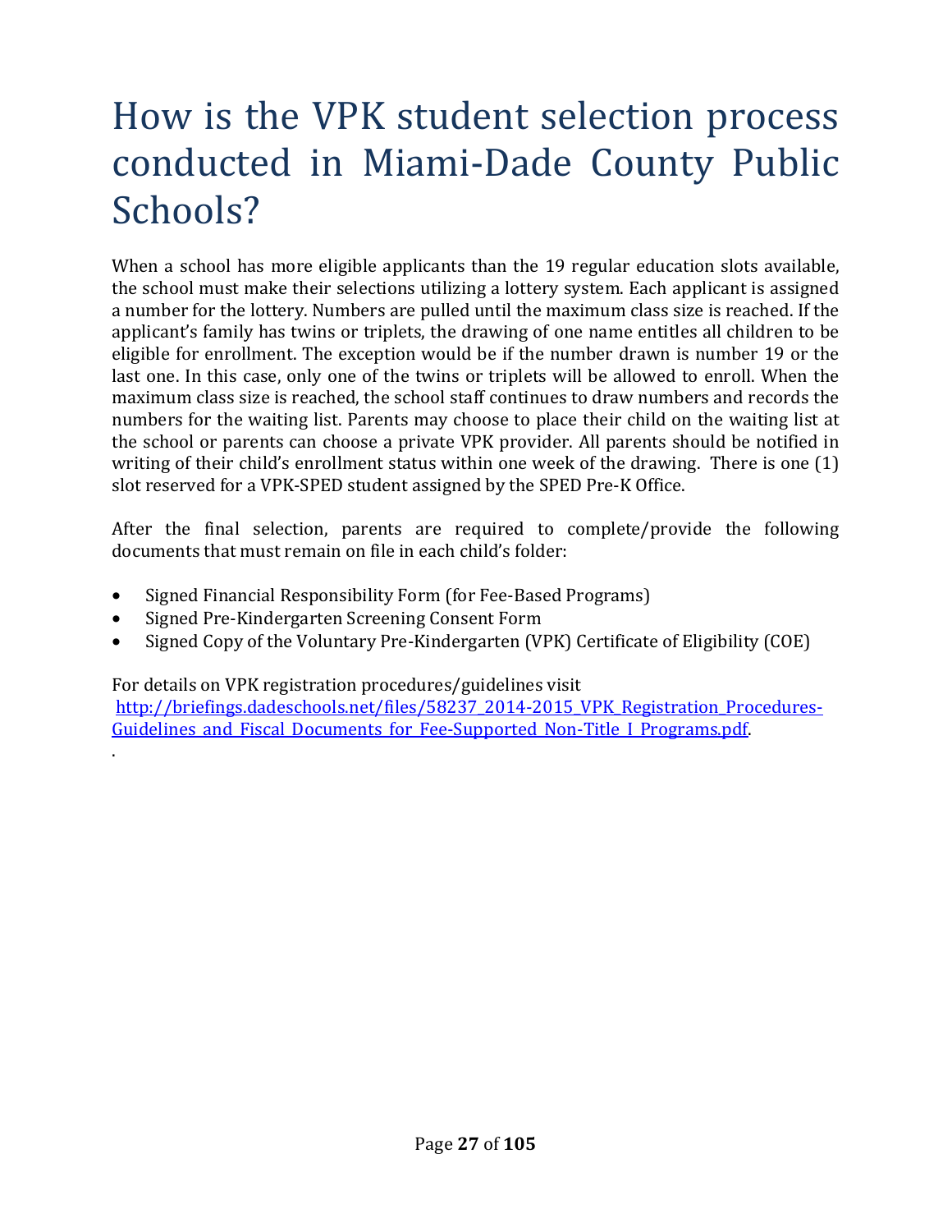# How is the VPK student selection process conducted in Miami-Dade County Public Schools?

When a school has more eligible applicants than the 19 regular education slots available, the school must make their selections utilizing a lottery system. Each applicant is assigned a number for the lottery. Numbers are pulled until the maximum class size is reached. If the applicant's family has twins or triplets, the drawing of one name entitles all children to be eligible for enrollment. The exception would be if the number drawn is number 19 or the last one. In this case, only one of the twins or triplets will be allowed to enroll. When the maximum class size is reached, the school staff continues to draw numbers and records the numbers for the waiting list. Parents may choose to place their child on the waiting list at the school or parents can choose a private VPK provider. All parents should be notified in writing of their child's enrollment status within one week of the drawing. There is one (1) slot reserved for a VPK-SPED student assigned by the SPED Pre-K Office.

After the final selection, parents are required to complete/provide the following documents that must remain on file in each child's folder:

- Signed Financial Responsibility Form (for Fee-Based Programs)
- Signed Pre-Kindergarten Screening Consent Form
- Signed Copy of the Voluntary Pre-Kindergarten (VPK) Certificate of Eligibility (COE)

For details on VPK registration procedures/guidelines visit
[http://briefings.dadeschools.net/files/58237_2014-2015_VPK_Registration_Procedures-Guidelines_and_Fiscal_Documents_for_Fee-Supported_Non-Title_I_Programs.pdf](http://briefings.dadeschools.net/files/58237_2014-2015_VPK_Registration_Procedures-Guidelines_and_Fiscal_Documents_for_Fee-Supported_Non-Title_I_Programs.pdf).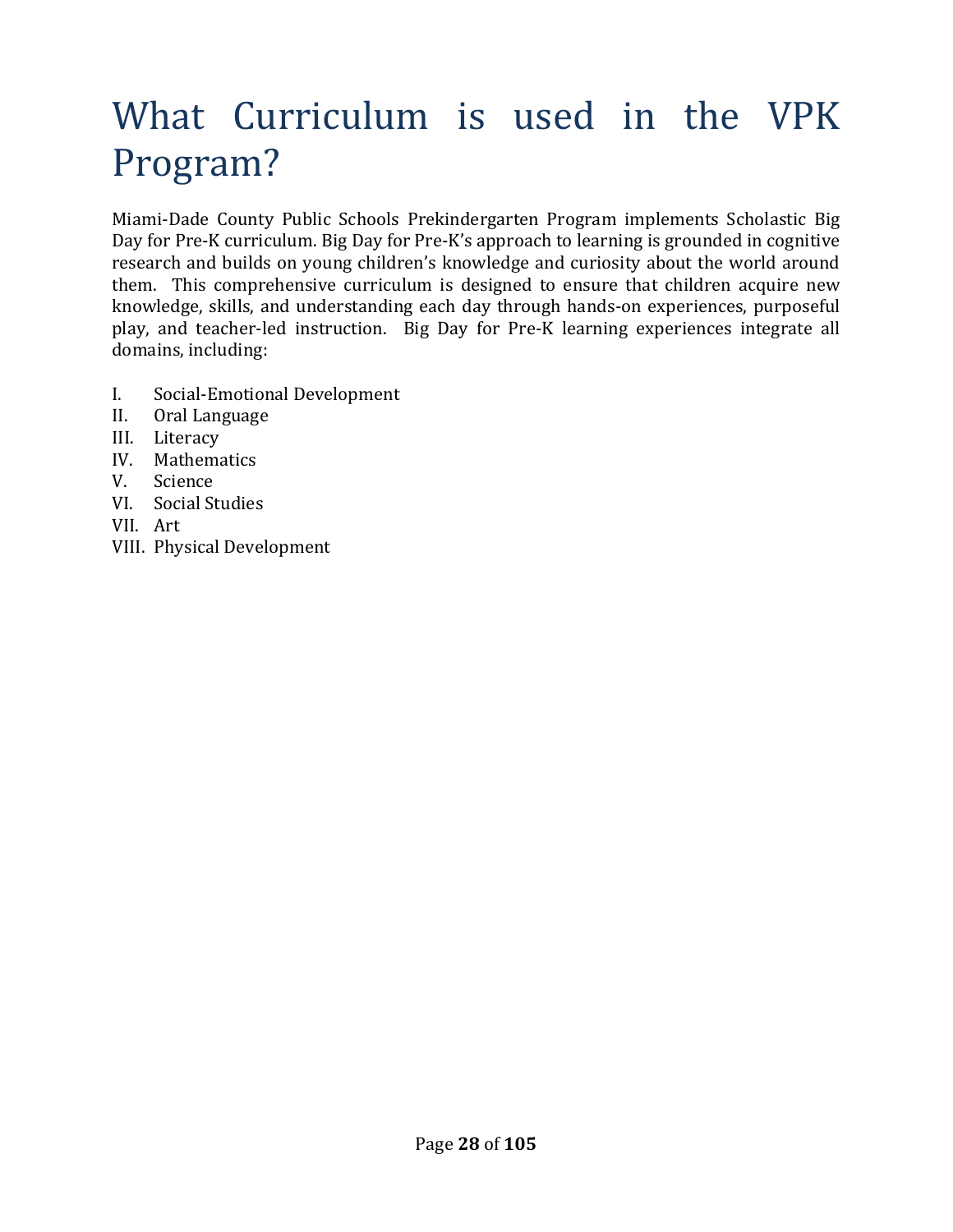# What Curriculum is used in the VPK Program?

Miami-Dade County Public Schools Prekindergarten Program implements Scholastic Big Day for Pre-K curriculum. Big Day for Pre-K's approach to learning is grounded in cognitive research and builds on young children's knowledge and curiosity about the world around them. This comprehensive curriculum is designed to ensure that children acquire new knowledge, skills, and understanding each day through hands-on experiences, purposeful play, and teacher-led instruction. Big Day for Pre-K learning experiences integrate all domains, including:

I. Social-Emotional Development
II. Oral Language
III. Literacy
IV. Mathematics
V. Science
VI. Social Studies
VII. Art
VIII. Physical Development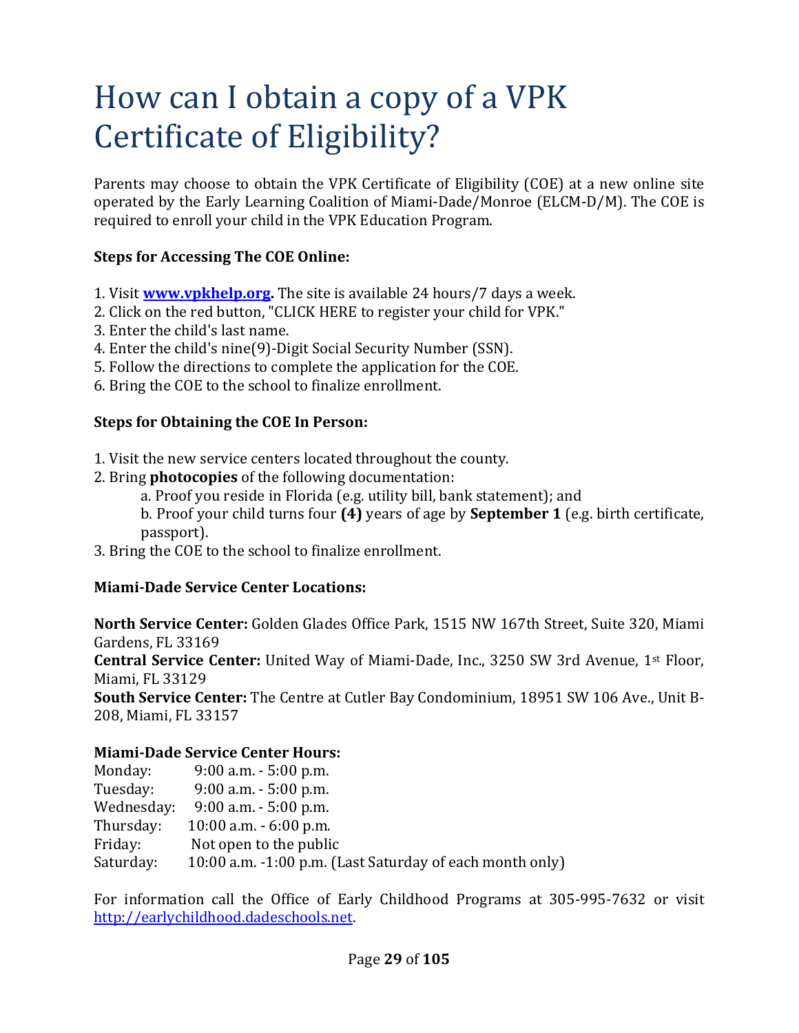# How can I obtain a copy of a VPK Certificate of Eligibility?

Parents may choose to obtain the VPK Certificate of Eligibility (COE) at a new online site operated by the Early Learning Coalition of Miami-Dade/Monroe (ELCM-D/M). The COE is required to enroll your child in the VPK Education Program.

**Steps for Accessing The COE Online:**

1. Visit **[www.vpkhelp.org](http://www.vpkhelp.org).** The site is available 24 hours/7 days a week.
2. Click on the red button, "CLICK HERE to register your child for VPK."
3. Enter the child's last name.
4. Enter the child's nine(9)-Digit Social Security Number (SSN).
5. Follow the directions to complete the application for the COE.
6. Bring the COE to the school to finalize enrollment.

**Steps for Obtaining the COE In Person:**

1. Visit the new service centers located throughout the county.
2. Bring **photocopies** of the following documentation:
   a. Proof you reside in Florida (e.g. utility bill, bank statement); and
   b. Proof your child turns four **(4)** years of age by **September 1** (e.g. birth certificate, passport).
3. Bring the COE to the school to finalize enrollment.

**Miami-Dade Service Center Locations:**

**North Service Center:** Golden Glades Office Park, 1515 NW 167th Street, Suite 320, Miami Gardens, FL 33169
**Central Service Center:** United Way of Miami-Dade, Inc., 3250 SW 3rd Avenue, 1st Floor, Miami, FL 33129
**South Service Center:** The Centre at Cutler Bay Condominium, 18951 SW 106 Ave., Unit B-208, Miami, FL 33157

**Miami-Dade Service Center Hours:**

Monday: 9:00 a.m. - 5:00 p.m.
Tuesday: 9:00 a.m. - 5:00 p.m.
Wednesday: 9:00 a.m. - 5:00 p.m.
Thursday: 10:00 a.m. - 6:00 p.m.
Friday: Not open to the public
Saturday: 10:00 a.m. -1:00 p.m. (Last Saturday of each month only)

For information call the Office of Early Childhood Programs at 305-995-7632 or visit [http://earlychildhood.dadeschools.net](http://earlychildhood.dadeschools.net).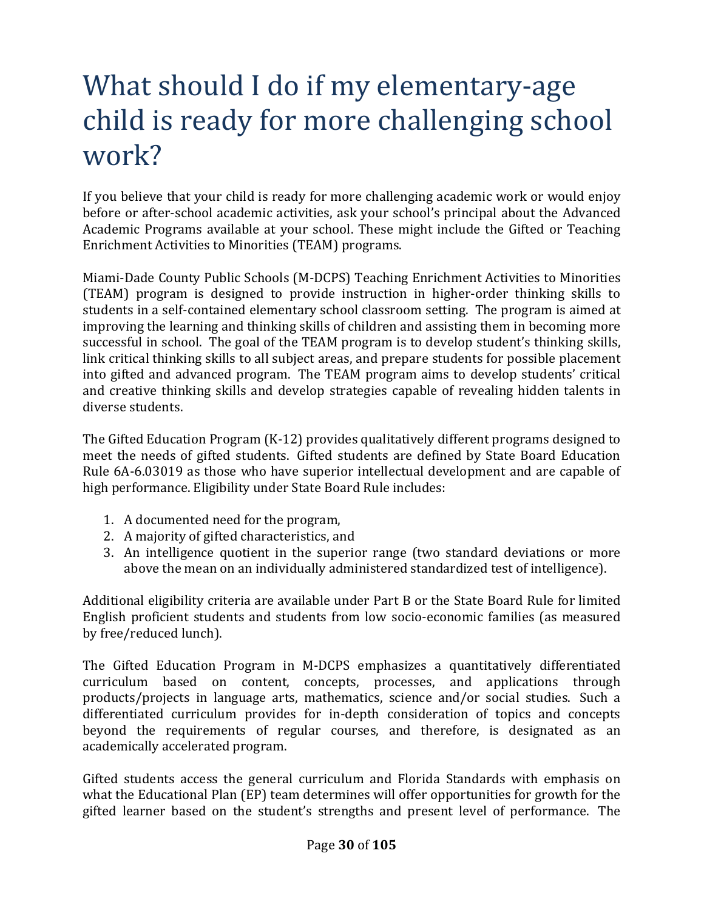# What should I do if my elementary-age child is ready for more challenging school work?

If you believe that your child is ready for more challenging academic work or would enjoy before or after-school academic activities, ask your school's principal about the Advanced Academic Programs available at your school. These might include the Gifted or Teaching Enrichment Activities to Minorities (TEAM) programs.

Miami-Dade County Public Schools (M-DCPS) Teaching Enrichment Activities to Minorities (TEAM) program is designed to provide instruction in higher-order thinking skills to students in a self-contained elementary school classroom setting. The program is aimed at improving the learning and thinking skills of children and assisting them in becoming more successful in school. The goal of the TEAM program is to develop student's thinking skills, link critical thinking skills to all subject areas, and prepare students for possible placement into gifted and advanced program. The TEAM program aims to develop students' critical and creative thinking skills and develop strategies capable of revealing hidden talents in diverse students.

The Gifted Education Program (K-12) provides qualitatively different programs designed to meet the needs of gifted students. Gifted students are defined by State Board Education Rule 6A-6.03019 as those who have superior intellectual development and are capable of high performance. Eligibility under State Board Rule includes:

1. A documented need for the program,
2. A majority of gifted characteristics, and
3. An intelligence quotient in the superior range (two standard deviations or more above the mean on an individually administered standardized test of intelligence).

Additional eligibility criteria are available under Part B or the State Board Rule for limited English proficient students and students from low socio-economic families (as measured by free/reduced lunch).

The Gifted Education Program in M-DCPS emphasizes a quantitatively differentiated curriculum based on content, concepts, processes, and applications through products/projects in language arts, mathematics, science and/or social studies. Such a differentiated curriculum provides for in-depth consideration of topics and concepts beyond the requirements of regular courses, and therefore, is designated as an academically accelerated program.

Gifted students access the general curriculum and Florida Standards with emphasis on what the Educational Plan (EP) team determines will offer opportunities for growth for the gifted learner based on the student's strengths and present level of performance. The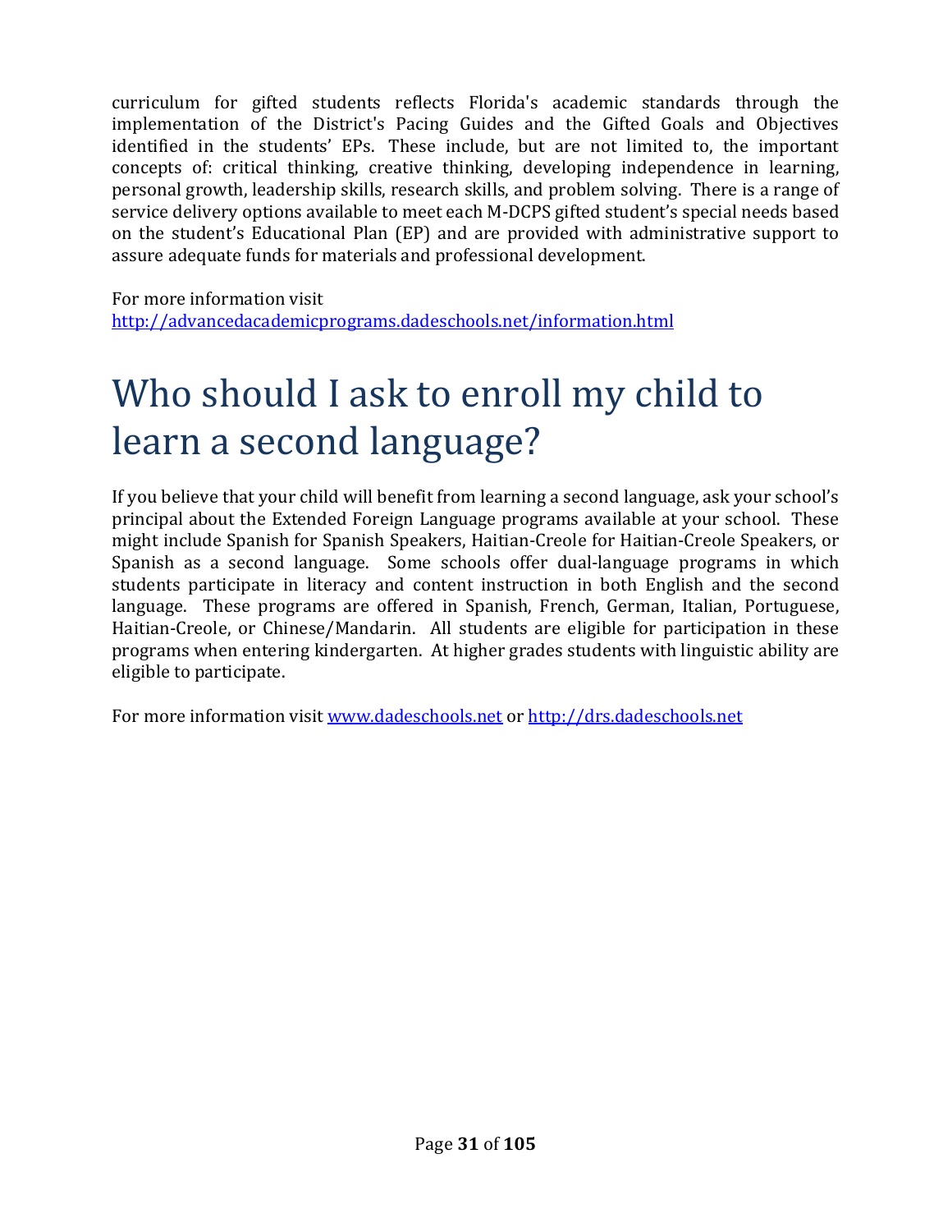curriculum for gifted students reflects Florida's academic standards through the implementation of the District's Pacing Guides and the Gifted Goals and Objectives identified in the students' EPs. These include, but are not limited to, the important concepts of: critical thinking, creative thinking, developing independence in learning, personal growth, leadership skills, research skills, and problem solving. There is a range of service delivery options available to meet each M-DCPS gifted student's special needs based on the student's Educational Plan (EP) and are provided with administrative support to assure adequate funds for materials and professional development.

For more information visit
http://advancedacademicprograms.dadeschools.net/information.html

# Who should I ask to enroll my child to learn a second language?

If you believe that your child will benefit from learning a second language, ask your school's principal about the Extended Foreign Language programs available at your school. These might include Spanish for Spanish Speakers, Haitian-Creole for Haitian-Creole Speakers, or Spanish as a second language. Some schools offer dual-language programs in which students participate in literacy and content instruction in both English and the second language. These programs are offered in Spanish, French, German, Italian, Portuguese, Haitian-Creole, or Chinese/Mandarin. All students are eligible for participation in these programs when entering kindergarten. At higher grades students with linguistic ability are eligible to participate.

For more information visit www.dadeschools.net or http://drs.dadeschools.net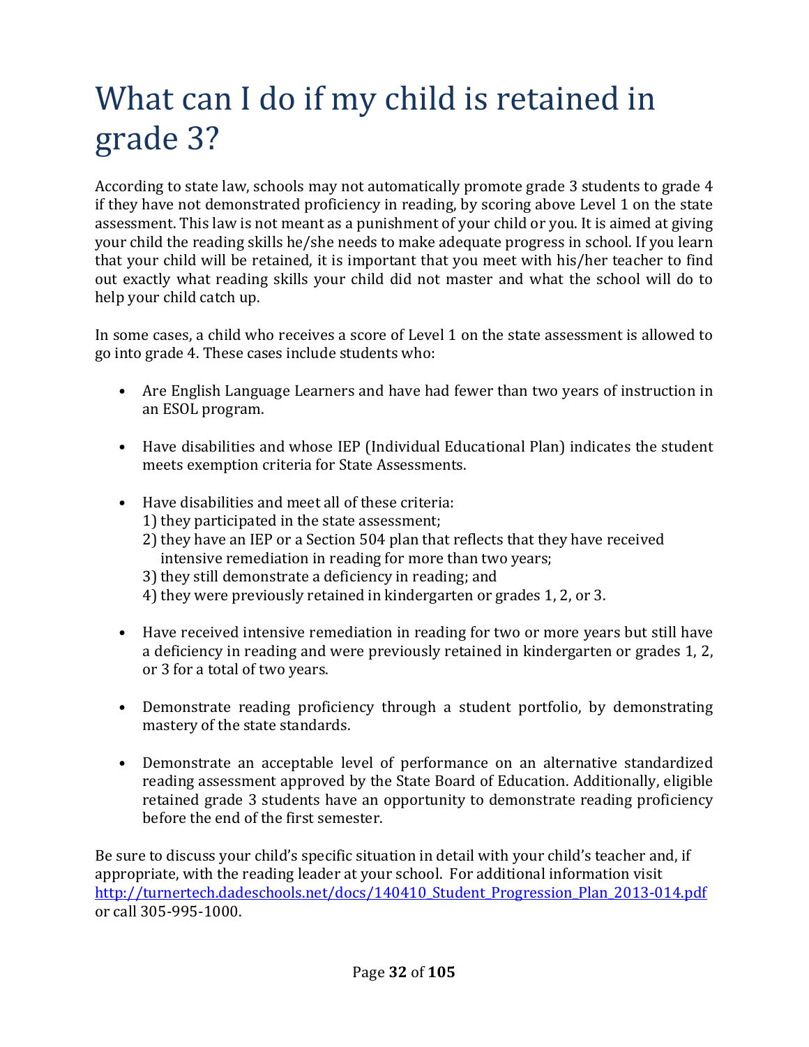# What can I do if my child is retained in grade 3?

According to state law, schools may not automatically promote grade 3 students to grade 4 if they have not demonstrated proficiency in reading, by scoring above Level 1 on the state assessment. This law is not meant as a punishment of your child or you. It is aimed at giving your child the reading skills he/she needs to make adequate progress in school. If you learn that your child will be retained, it is important that you meet with his/her teacher to find out exactly what reading skills your child did not master and what the school will do to help your child catch up.

In some cases, a child who receives a score of Level 1 on the state assessment is allowed to go into grade 4. These cases include students who:

- Are English Language Learners and have had fewer than two years of instruction in an ESOL program.
- Have disabilities and whose IEP (Individual Educational Plan) indicates the student meets exemption criteria for State Assessments.
- Have disabilities and meet all of these criteria:
  1) they participated in the state assessment;
  2) they have an IEP or a Section 504 plan that reflects that they have received intensive remediation in reading for more than two years;
  3) they still demonstrate a deficiency in reading; and
  4) they were previously retained in kindergarten or grades 1, 2, or 3.
- Have received intensive remediation in reading for two or more years but still have a deficiency in reading and were previously retained in kindergarten or grades 1, 2, or 3 for a total of two years.
- Demonstrate reading proficiency through a student portfolio, by demonstrating mastery of the state standards.
- Demonstrate an acceptable level of performance on an alternative standardized reading assessment approved by the State Board of Education. Additionally, eligible retained grade 3 students have an opportunity to demonstrate reading proficiency before the end of the first semester.

Be sure to discuss your child's specific situation in detail with your child's teacher and, if appropriate, with the reading leader at your school. For additional information visit http://turnertech.dadeschools.net/docs/140410_Student_Progression_Plan_2013-014.pdf or call 305-995-1000.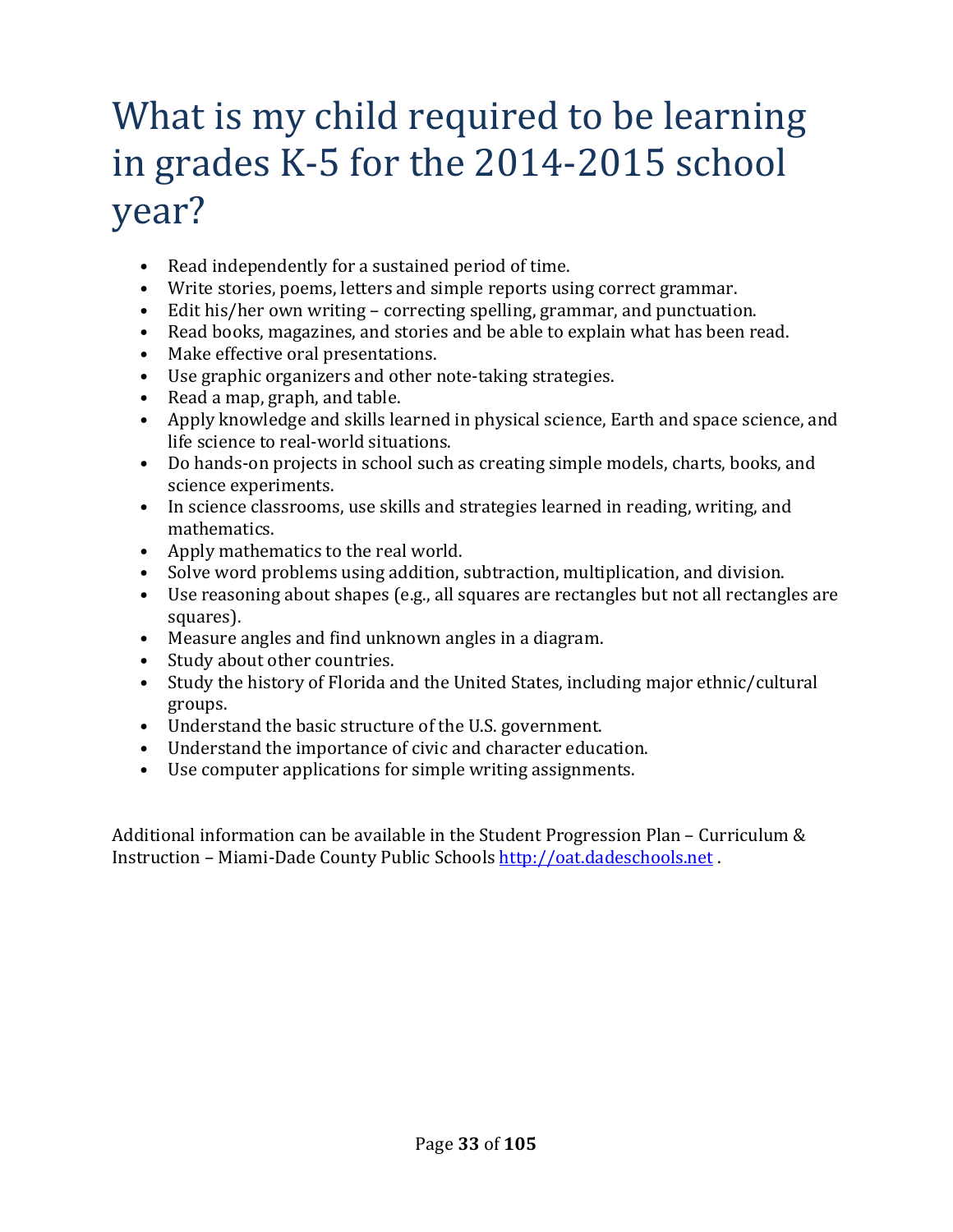# What is my child required to be learning in grades K-5 for the 2014-2015 school year?

- Read independently for a sustained period of time.
- Write stories, poems, letters and simple reports using correct grammar.
- Edit his/her own writing – correcting spelling, grammar, and punctuation.
- Read books, magazines, and stories and be able to explain what has been read.
- Make effective oral presentations.
- Use graphic organizers and other note-taking strategies.
- Read a map, graph, and table.
- Apply knowledge and skills learned in physical science, Earth and space science, and life science to real-world situations.
- Do hands-on projects in school such as creating simple models, charts, books, and science experiments.
- In science classrooms, use skills and strategies learned in reading, writing, and mathematics.
- Apply mathematics to the real world.
- Solve word problems using addition, subtraction, multiplication, and division.
- Use reasoning about shapes (e.g., all squares are rectangles but not all rectangles are squares).
- Measure angles and find unknown angles in a diagram.
- Study about other countries.
- Study the history of Florida and the United States, including major ethnic/cultural groups.
- Understand the basic structure of the U.S. government.
- Understand the importance of civic and character education.
- Use computer applications for simple writing assignments.

Additional information can be available in the Student Progression Plan – Curriculum & Instruction – Miami-Dade County Public Schools [http://oat.dadeschools.net](http://oat.dadeschools.net) .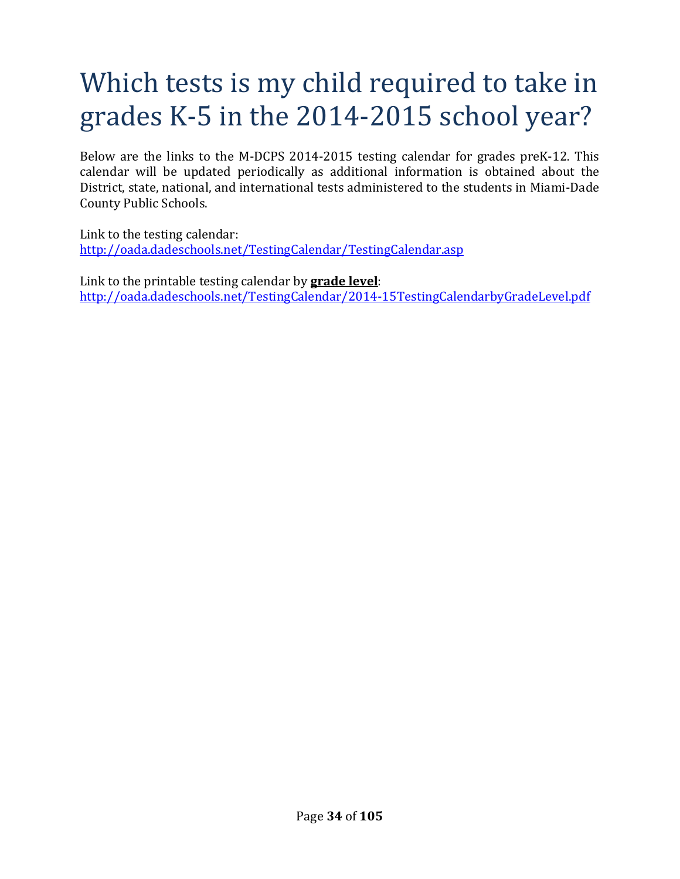# Which tests is my child required to take in grades K-5 in the 2014-2015 school year?

Below are the links to the M-DCPS 2014-2015 testing calendar for grades preK-12. This calendar will be updated periodically as additional information is obtained about the District, state, national, and international tests administered to the students in Miami-Dade County Public Schools.

Link to the testing calendar:
http://oada.dadeschools.net/TestingCalendar/TestingCalendar.asp

Link to the printable testing calendar by **grade level**:
http://oada.dadeschools.net/TestingCalendar/2014-15TestingCalendarbyGradeLevel.pdf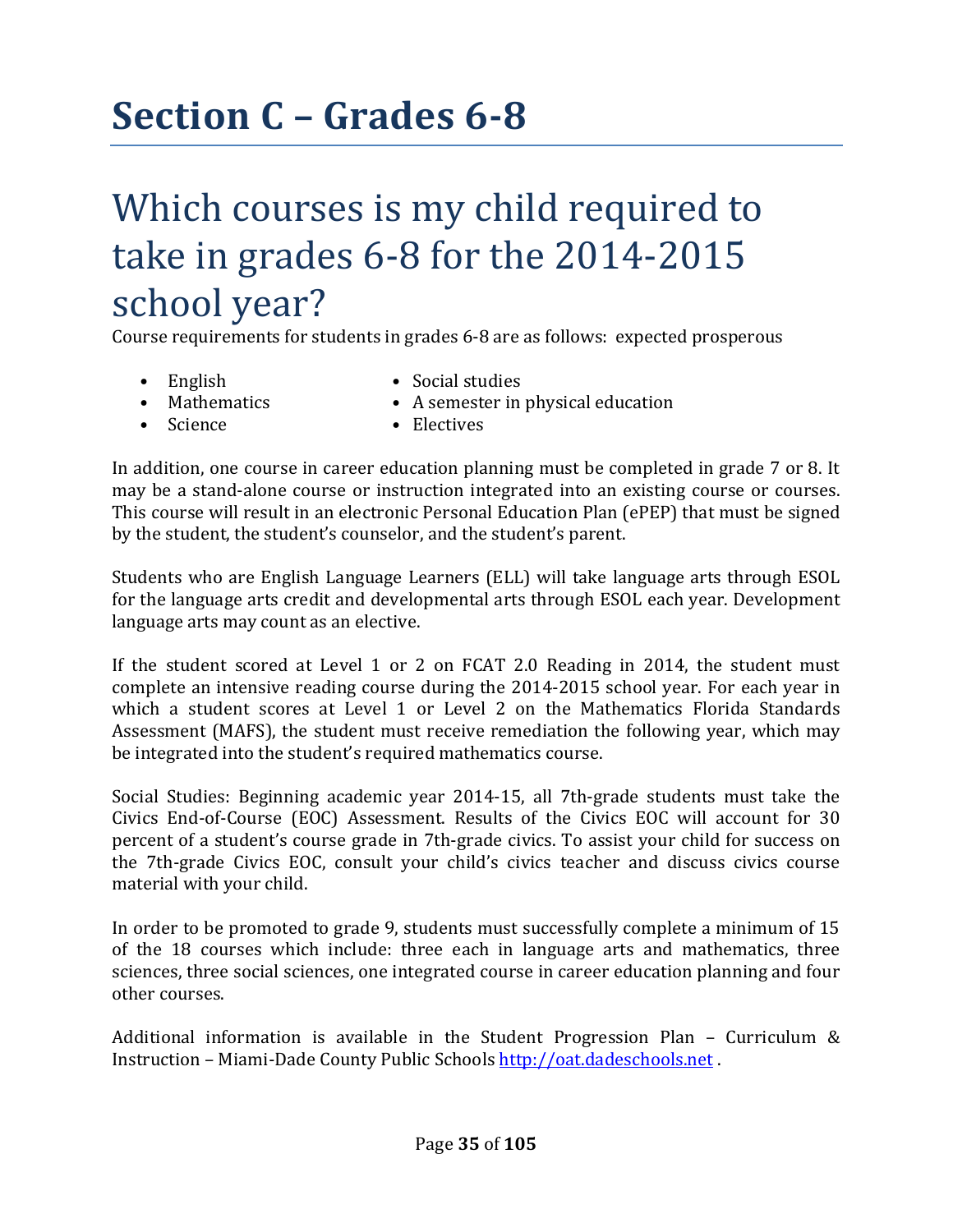# Section C – Grades 6-8

## Which courses is my child required to take in grades 6-8 for the 2014-2015 school year?

Course requirements for students in grades 6-8 are as follows: expected prosperous

- English
- Mathematics
- Science
- Social studies
- A semester in physical education
- Electives

In addition, one course in career education planning must be completed in grade 7 or 8. It may be a stand-alone course or instruction integrated into an existing course or courses. This course will result in an electronic Personal Education Plan (ePEP) that must be signed by the student, the student's counselor, and the student's parent.

Students who are English Language Learners (ELL) will take language arts through ESOL for the language arts credit and developmental arts through ESOL each year. Development language arts may count as an elective.

If the student scored at Level 1 or 2 on FCAT 2.0 Reading in 2014, the student must complete an intensive reading course during the 2014-2015 school year. For each year in which a student scores at Level 1 or Level 2 on the Mathematics Florida Standards Assessment (MAFS), the student must receive remediation the following year, which may be integrated into the student's required mathematics course.

Social Studies: Beginning academic year 2014-15, all 7th-grade students must take the Civics End-of-Course (EOC) Assessment. Results of the Civics EOC will account for 30 percent of a student's course grade in 7th-grade civics. To assist your child for success on the 7th-grade Civics EOC, consult your child's civics teacher and discuss civics course material with your child.

In order to be promoted to grade 9, students must successfully complete a minimum of 15 of the 18 courses which include: three each in language arts and mathematics, three sciences, three social sciences, one integrated course in career education planning and four other courses.

Additional information is available in the Student Progression Plan – Curriculum & Instruction – Miami-Dade County Public Schools http://oat.dadeschools.net .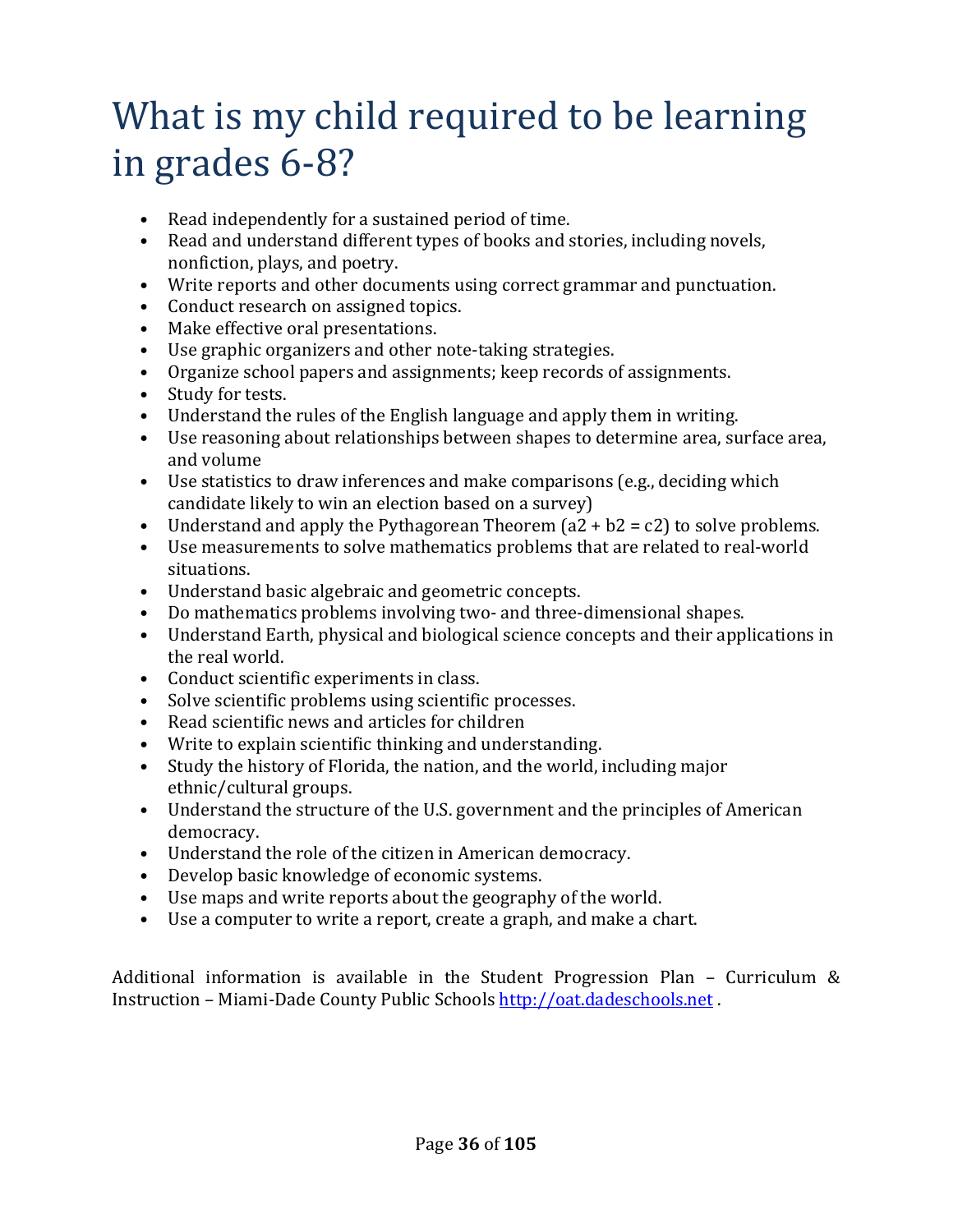# What is my child required to be learning in grades 6-8?

- Read independently for a sustained period of time.
- Read and understand different types of books and stories, including novels, nonfiction, plays, and poetry.
- Write reports and other documents using correct grammar and punctuation.
- Conduct research on assigned topics.
- Make effective oral presentations.
- Use graphic organizers and other note-taking strategies.
- Organize school papers and assignments; keep records of assignments.
- Study for tests.
- Understand the rules of the English language and apply them in writing.
- Use reasoning about relationships between shapes to determine area, surface area, and volume
- Use statistics to draw inferences and make comparisons (e.g., deciding which candidate likely to win an election based on a survey)
- Understand and apply the Pythagorean Theorem (a2 + b2 = c2) to solve problems.
- Use measurements to solve mathematics problems that are related to real-world situations.
- Understand basic algebraic and geometric concepts.
- Do mathematics problems involving two- and three-dimensional shapes.
- Understand Earth, physical and biological science concepts and their applications in the real world.
- Conduct scientific experiments in class.
- Solve scientific problems using scientific processes.
- Read scientific news and articles for children
- Write to explain scientific thinking and understanding.
- Study the history of Florida, the nation, and the world, including major ethnic/cultural groups.
- Understand the structure of the U.S. government and the principles of American democracy.
- Understand the role of the citizen in American democracy.
- Develop basic knowledge of economic systems.
- Use maps and write reports about the geography of the world.
- Use a computer to write a report, create a graph, and make a chart.

Additional information is available in the Student Progression Plan – Curriculum & Instruction – Miami-Dade County Public Schools [http://oat.dadeschools.net](http://oat.dadeschools.net) .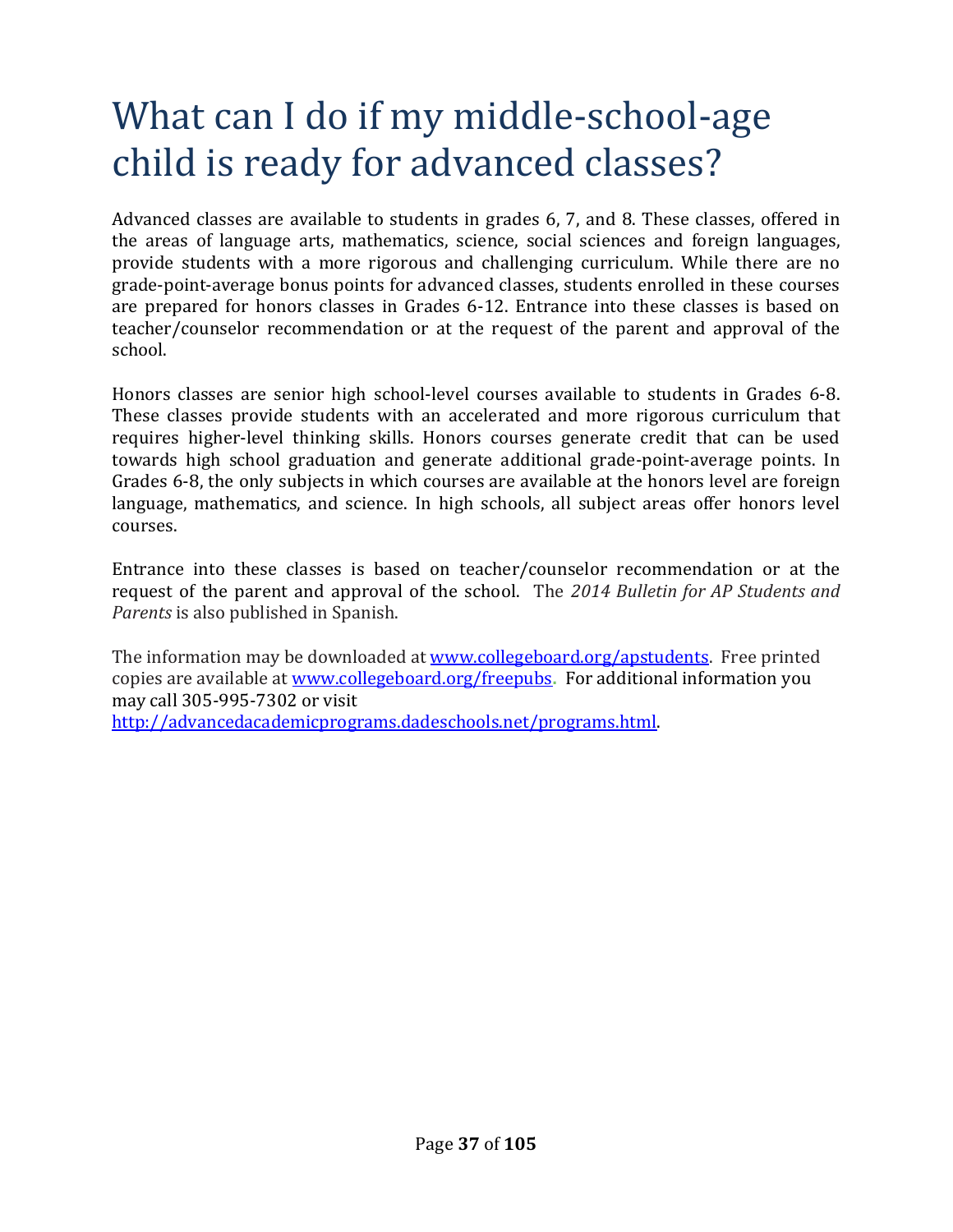# What can I do if my middle-school-age child is ready for advanced classes?

Advanced classes are available to students in grades 6, 7, and 8. These classes, offered in the areas of language arts, mathematics, science, social sciences and foreign languages, provide students with a more rigorous and challenging curriculum. While there are no grade-point-average bonus points for advanced classes, students enrolled in these courses are prepared for honors classes in Grades 6-12. Entrance into these classes is based on teacher/counselor recommendation or at the request of the parent and approval of the school.

Honors classes are senior high school-level courses available to students in Grades 6-8. These classes provide students with an accelerated and more rigorous curriculum that requires higher-level thinking skills. Honors courses generate credit that can be used towards high school graduation and generate additional grade-point-average points. In Grades 6-8, the only subjects in which courses are available at the honors level are foreign language, mathematics, and science. In high schools, all subject areas offer honors level courses.

Entrance into these classes is based on teacher/counselor recommendation or at the request of the parent and approval of the school. The *2014 Bulletin for AP Students and Parents* is also published in Spanish.

The information may be downloaded at [www.collegeboard.org/apstudents](www.collegeboard.org/apstudents). Free printed copies are available at [www.collegeboard.org/freepubs](www.collegeboard.org/freepubs). For additional information you may call 305-995-7302 or visit [http://advancedacademicprograms.dadeschools.net/programs.html](http://advancedacademicprograms.dadeschools.net/programs.html).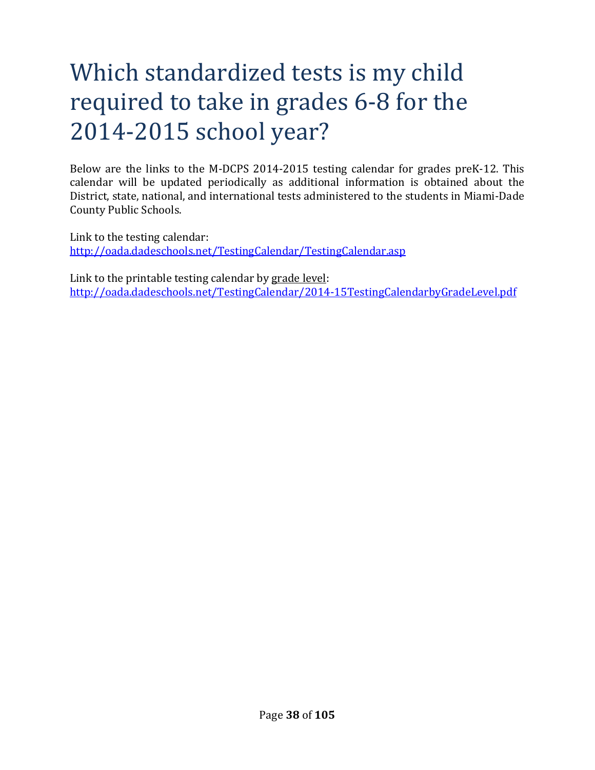# Which standardized tests is my child required to take in grades 6-8 for the 2014-2015 school year?

Below are the links to the M-DCPS 2014-2015 testing calendar for grades preK-12. This calendar will be updated periodically as additional information is obtained about the District, state, national, and international tests administered to the students in Miami-Dade County Public Schools.

Link to the testing calendar:
http://oada.dadeschools.net/TestingCalendar/TestingCalendar.asp

Link to the printable testing calendar by grade level:
http://oada.dadeschools.net/TestingCalendar/2014-15TestingCalendarbyGradeLevel.pdf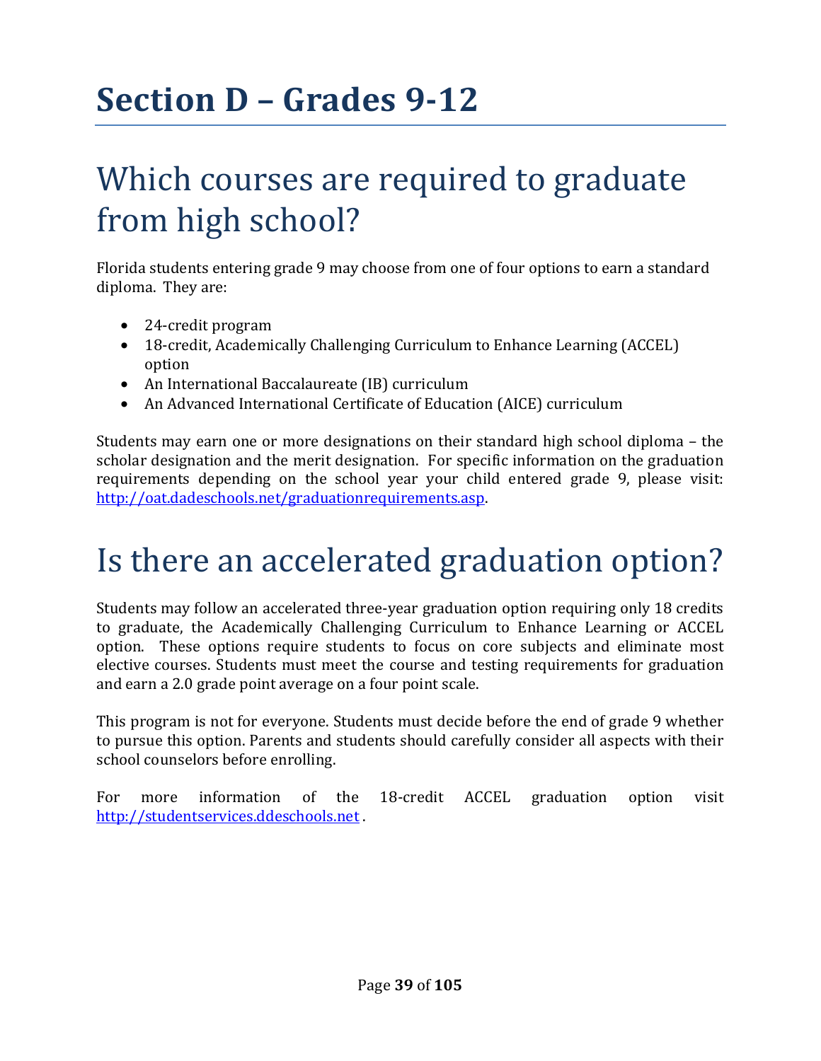# Section D – Grades 9-12

## Which courses are required to graduate from high school?

Florida students entering grade 9 may choose from one of four options to earn a standard diploma. They are:

- 24-credit program
- 18-credit, Academically Challenging Curriculum to Enhance Learning (ACCEL) option
- An International Baccalaureate (IB) curriculum
- An Advanced International Certificate of Education (AICE) curriculum

Students may earn one or more designations on their standard high school diploma – the scholar designation and the merit designation. For specific information on the graduation requirements depending on the school year your child entered grade 9, please visit: http://oat.dadeschools.net/graduationrequirements.asp.

## Is there an accelerated graduation option?

Students may follow an accelerated three-year graduation option requiring only 18 credits to graduate, the Academically Challenging Curriculum to Enhance Learning or ACCEL option. These options require students to focus on core subjects and eliminate most elective courses. Students must meet the course and testing requirements for graduation and earn a 2.0 grade point average on a four point scale.

This program is not for everyone. Students must decide before the end of grade 9 whether to pursue this option. Parents and students should carefully consider all aspects with their school counselors before enrolling.

For more information of the 18-credit ACCEL graduation option visit http://studentservices.ddeschools.net .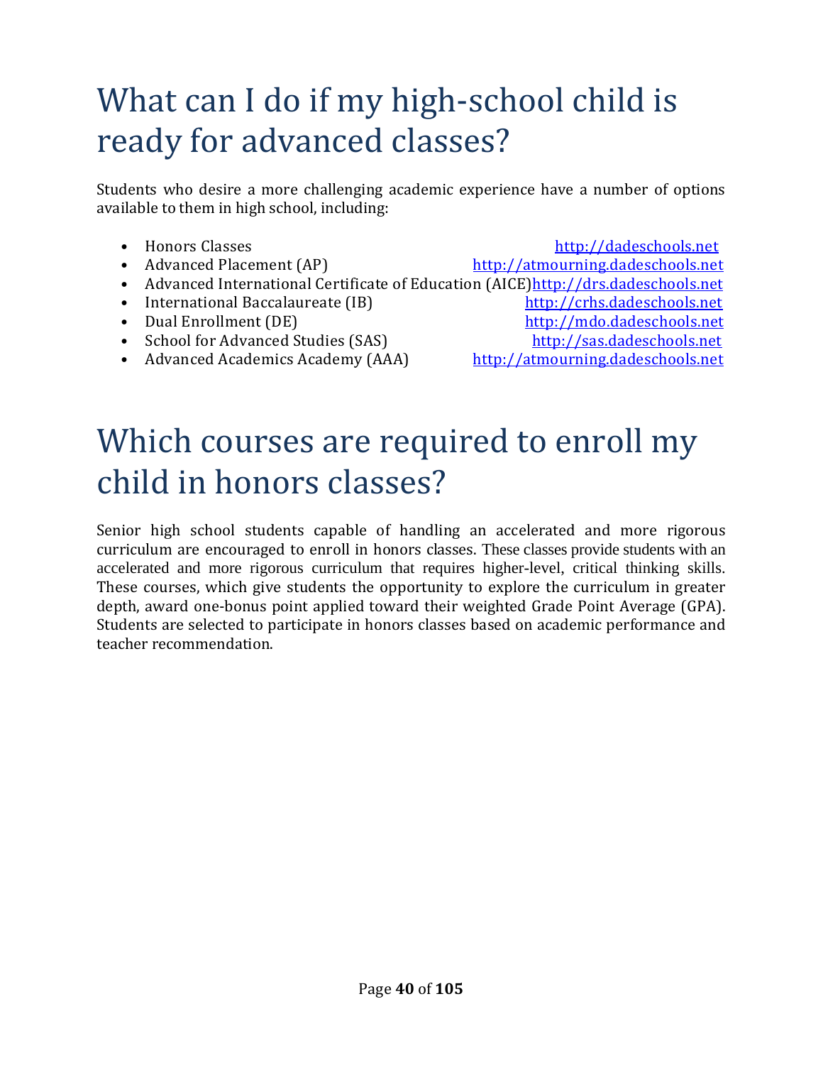# What can I do if my high-school child is ready for advanced classes?

Students who desire a more challenging academic experience have a number of options available to them in high school, including:

- Honors Classes http://dadeschools.net
- Advanced Placement (AP) http://atmourning.dadeschools.net
- Advanced International Certificate of Education (AICE) http://drs.dadeschools.net
- International Baccalaureate (IB) http://crhs.dadeschools.net
- Dual Enrollment (DE) http://mdo.dadeschools.net
- School for Advanced Studies (SAS) http://sas.dadeschools.net
- Advanced Academics Academy (AAA) http://atmourning.dadeschools.net

# Which courses are required to enroll my child in honors classes?

Senior high school students capable of handling an accelerated and more rigorous curriculum are encouraged to enroll in honors classes. These classes provide students with an accelerated and more rigorous curriculum that requires higher-level, critical thinking skills. These courses, which give students the opportunity to explore the curriculum in greater depth, award one-bonus point applied toward their weighted Grade Point Average (GPA). Students are selected to participate in honors classes based on academic performance and teacher recommendation.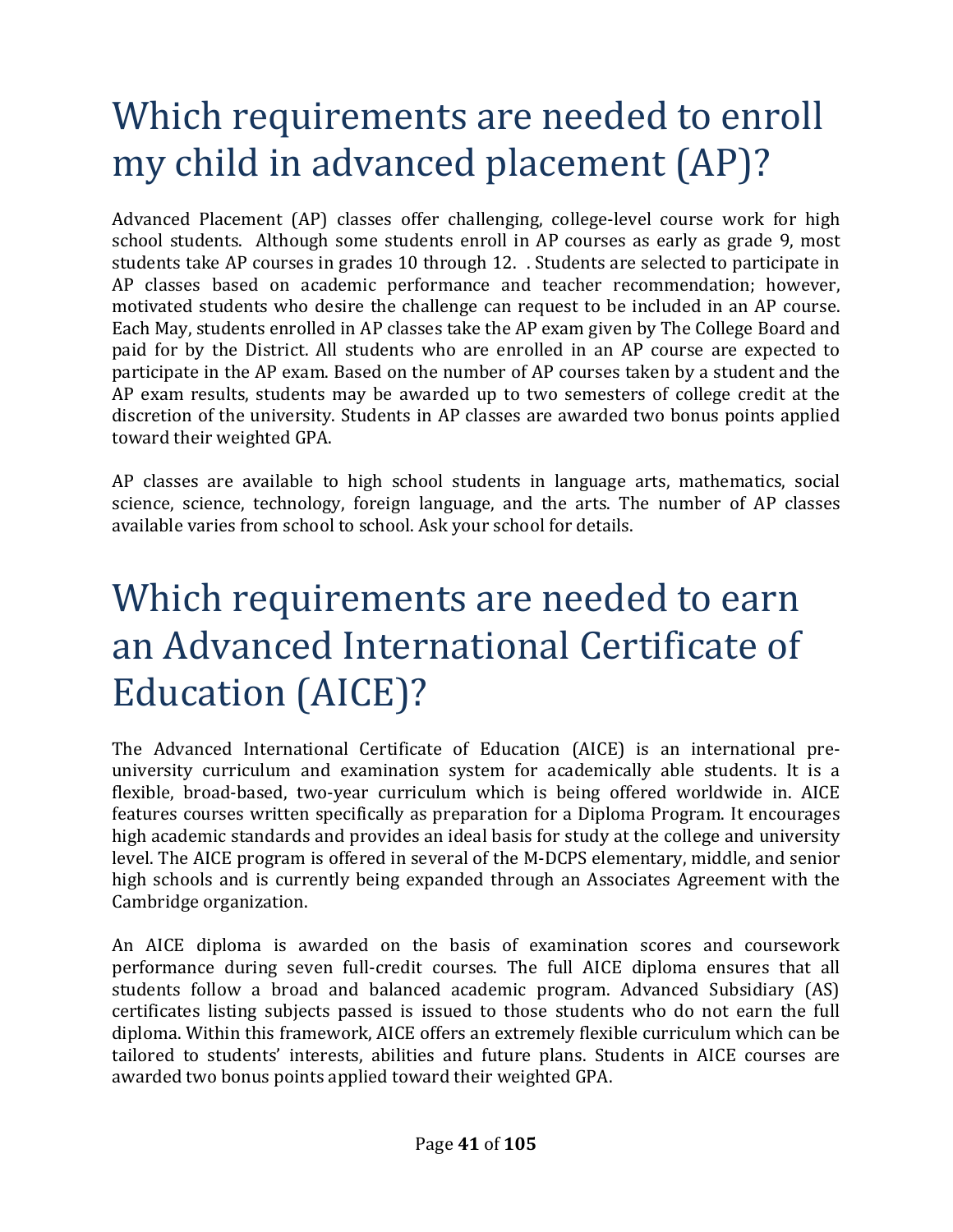# Which requirements are needed to enroll my child in advanced placement (AP)?

Advanced Placement (AP) classes offer challenging, college-level course work for high school students. Although some students enroll in AP courses as early as grade 9, most students take AP courses in grades 10 through 12. . Students are selected to participate in AP classes based on academic performance and teacher recommendation; however, motivated students who desire the challenge can request to be included in an AP course. Each May, students enrolled in AP classes take the AP exam given by The College Board and paid for by the District. All students who are enrolled in an AP course are expected to participate in the AP exam. Based on the number of AP courses taken by a student and the AP exam results, students may be awarded up to two semesters of college credit at the discretion of the university. Students in AP classes are awarded two bonus points applied toward their weighted GPA.

AP classes are available to high school students in language arts, mathematics, social science, science, technology, foreign language, and the arts. The number of AP classes available varies from school to school. Ask your school for details.

# Which requirements are needed to earn an Advanced International Certificate of Education (AICE)?

The Advanced International Certificate of Education (AICE) is an international pre-university curriculum and examination system for academically able students. It is a flexible, broad-based, two-year curriculum which is being offered worldwide in. AICE features courses written specifically as preparation for a Diploma Program. It encourages high academic standards and provides an ideal basis for study at the college and university level. The AICE program is offered in several of the M-DCPS elementary, middle, and senior high schools and is currently being expanded through an Associates Agreement with the Cambridge organization.

An AICE diploma is awarded on the basis of examination scores and coursework performance during seven full-credit courses. The full AICE diploma ensures that all students follow a broad and balanced academic program. Advanced Subsidiary (AS) certificates listing subjects passed is issued to those students who do not earn the full diploma. Within this framework, AICE offers an extremely flexible curriculum which can be tailored to students' interests, abilities and future plans. Students in AICE courses are awarded two bonus points applied toward their weighted GPA.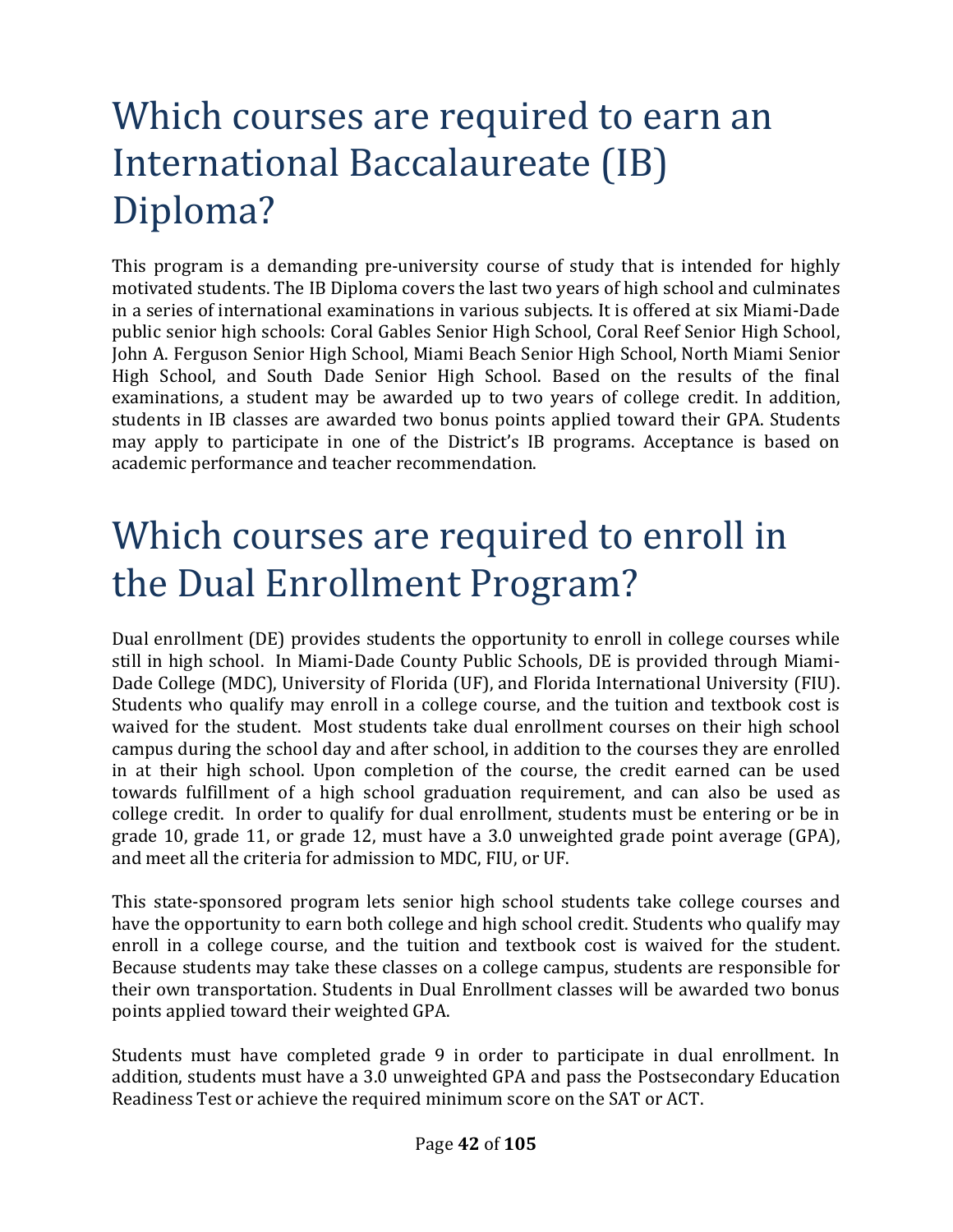# Which courses are required to earn an International Baccalaureate (IB) Diploma?

This program is a demanding pre-university course of study that is intended for highly motivated students. The IB Diploma covers the last two years of high school and culminates in a series of international examinations in various subjects. It is offered at six Miami-Dade public senior high schools: Coral Gables Senior High School, Coral Reef Senior High School, John A. Ferguson Senior High School, Miami Beach Senior High School, North Miami Senior High School, and South Dade Senior High School. Based on the results of the final examinations, a student may be awarded up to two years of college credit. In addition, students in IB classes are awarded two bonus points applied toward their GPA. Students may apply to participate in one of the District's IB programs. Acceptance is based on academic performance and teacher recommendation.

# Which courses are required to enroll in the Dual Enrollment Program?

Dual enrollment (DE) provides students the opportunity to enroll in college courses while still in high school. In Miami-Dade County Public Schools, DE is provided through Miami-Dade College (MDC), University of Florida (UF), and Florida International University (FIU). Students who qualify may enroll in a college course, and the tuition and textbook cost is waived for the student. Most students take dual enrollment courses on their high school campus during the school day and after school, in addition to the courses they are enrolled in at their high school. Upon completion of the course, the credit earned can be used towards fulfillment of a high school graduation requirement, and can also be used as college credit. In order to qualify for dual enrollment, students must be entering or be in grade 10, grade 11, or grade 12, must have a 3.0 unweighted grade point average (GPA), and meet all the criteria for admission to MDC, FIU, or UF.

This state-sponsored program lets senior high school students take college courses and have the opportunity to earn both college and high school credit. Students who qualify may enroll in a college course, and the tuition and textbook cost is waived for the student. Because students may take these classes on a college campus, students are responsible for their own transportation. Students in Dual Enrollment classes will be awarded two bonus points applied toward their weighted GPA.

Students must have completed grade 9 in order to participate in dual enrollment. In addition, students must have a 3.0 unweighted GPA and pass the Postsecondary Education Readiness Test or achieve the required minimum score on the SAT or ACT.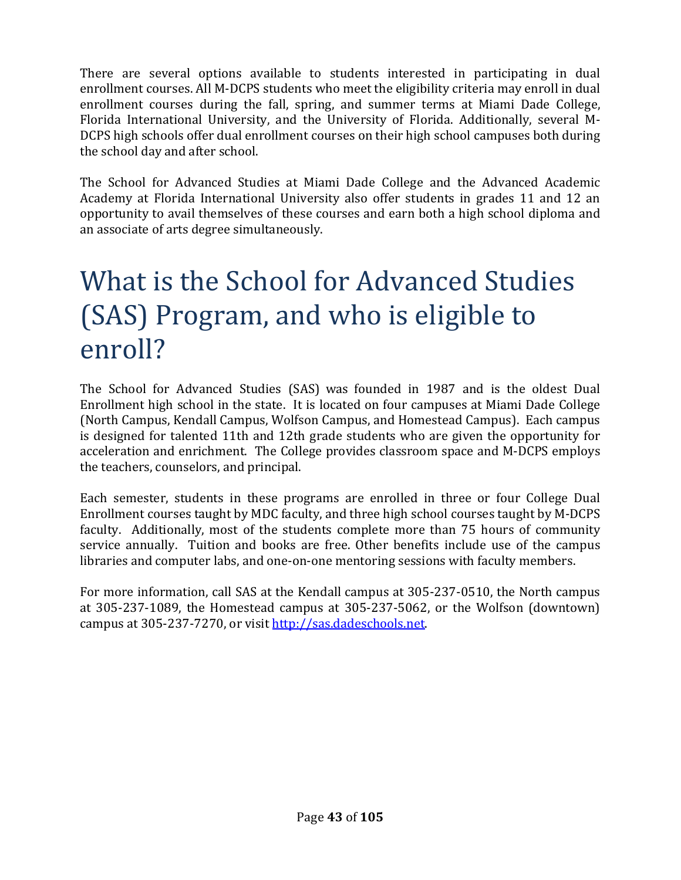There are several options available to students interested in participating in dual enrollment courses. All M-DCPS students who meet the eligibility criteria may enroll in dual enrollment courses during the fall, spring, and summer terms at Miami Dade College, Florida International University, and the University of Florida. Additionally, several M-DCPS high schools offer dual enrollment courses on their high school campuses both during the school day and after school.

The School for Advanced Studies at Miami Dade College and the Advanced Academic Academy at Florida International University also offer students in grades 11 and 12 an opportunity to avail themselves of these courses and earn both a high school diploma and an associate of arts degree simultaneously.

# What is the School for Advanced Studies (SAS) Program, and who is eligible to enroll?

The School for Advanced Studies (SAS) was founded in 1987 and is the oldest Dual Enrollment high school in the state. It is located on four campuses at Miami Dade College (North Campus, Kendall Campus, Wolfson Campus, and Homestead Campus). Each campus is designed for talented 11th and 12th grade students who are given the opportunity for acceleration and enrichment. The College provides classroom space and M-DCPS employs the teachers, counselors, and principal.

Each semester, students in these programs are enrolled in three or four College Dual Enrollment courses taught by MDC faculty, and three high school courses taught by M-DCPS faculty. Additionally, most of the students complete more than 75 hours of community service annually. Tuition and books are free. Other benefits include use of the campus libraries and computer labs, and one-on-one mentoring sessions with faculty members.

For more information, call SAS at the Kendall campus at 305-237-0510, the North campus at 305-237-1089, the Homestead campus at 305-237-5062, or the Wolfson (downtown) campus at 305-237-7270, or visit [http://sas.dadeschools.net](http://sas.dadeschools.net).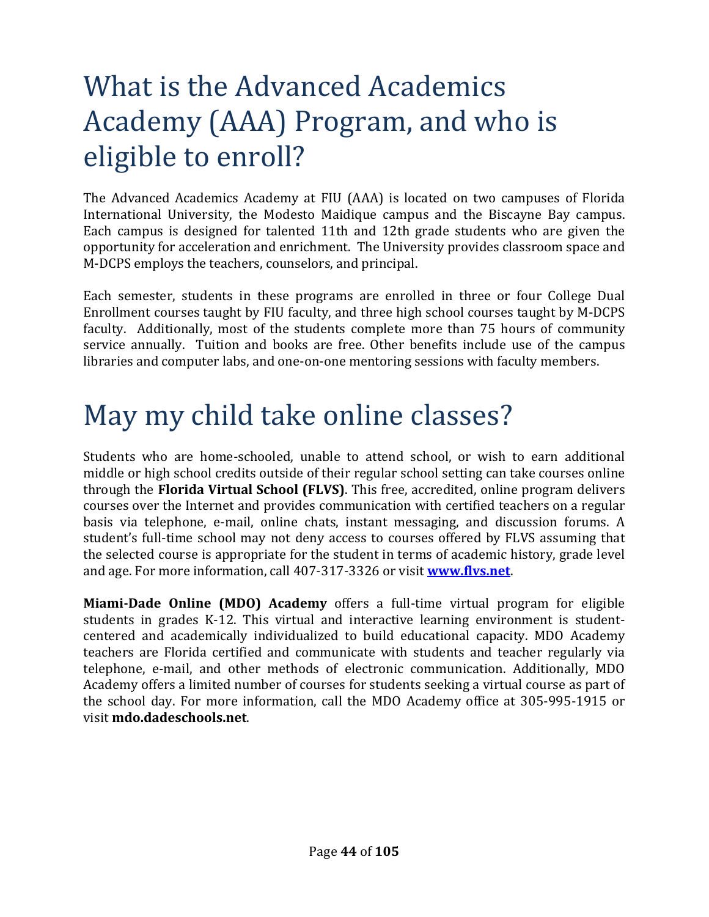# What is the Advanced Academics Academy (AAA) Program, and who is eligible to enroll?

The Advanced Academics Academy at FIU (AAA) is located on two campuses of Florida International University, the Modesto Maidique campus and the Biscayne Bay campus. Each campus is designed for talented 11th and 12th grade students who are given the opportunity for acceleration and enrichment. The University provides classroom space and M-DCPS employs the teachers, counselors, and principal.

Each semester, students in these programs are enrolled in three or four College Dual Enrollment courses taught by FIU faculty, and three high school courses taught by M-DCPS faculty. Additionally, most of the students complete more than 75 hours of community service annually. Tuition and books are free. Other benefits include use of the campus libraries and computer labs, and one-on-one mentoring sessions with faculty members.

# May my child take online classes?

Students who are home-schooled, unable to attend school, or wish to earn additional middle or high school credits outside of their regular school setting can take courses online through the **Florida Virtual School (FLVS)**. This free, accredited, online program delivers courses over the Internet and provides communication with certified teachers on a regular basis via telephone, e-mail, online chats, instant messaging, and discussion forums. A student's full-time school may not deny access to courses offered by FLVS assuming that the selected course is appropriate for the student in terms of academic history, grade level and age. For more information, call 407-317-3326 or visit **[www.flvs.net](http://www.flvs.net)**.

**Miami-Dade Online (MDO) Academy** offers a full-time virtual program for eligible students in grades K-12. This virtual and interactive learning environment is student-centered and academically individualized to build educational capacity. MDO Academy teachers are Florida certified and communicate with students and teacher regularly via telephone, e-mail, and other methods of electronic communication. Additionally, MDO Academy offers a limited number of courses for students seeking a virtual course as part of the school day. For more information, call the MDO Academy office at 305-995-1915 or visit **mdo.dadeschools.net**.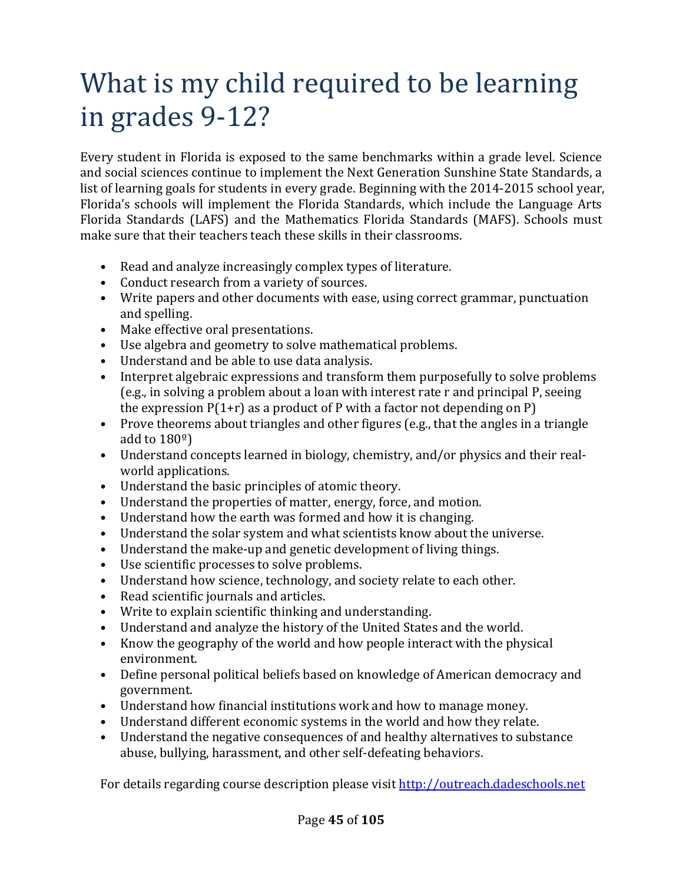# What is my child required to be learning in grades 9-12?

Every student in Florida is exposed to the same benchmarks within a grade level. Science and social sciences continue to implement the Next Generation Sunshine State Standards, a list of learning goals for students in every grade. Beginning with the 2014-2015 school year, Florida's schools will implement the Florida Standards, which include the Language Arts Florida Standards (LAFS) and the Mathematics Florida Standards (MAFS). Schools must make sure that their teachers teach these skills in their classrooms.

- Read and analyze increasingly complex types of literature.
- Conduct research from a variety of sources.
- Write papers and other documents with ease, using correct grammar, punctuation and spelling.
- Make effective oral presentations.
- Use algebra and geometry to solve mathematical problems.
- Understand and be able to use data analysis.
- Interpret algebraic expressions and transform them purposefully to solve problems (e.g., in solving a problem about a loan with interest rate r and principal P, seeing the expression $P(1+r)$ as a product of P with a factor not depending on P)
- Prove theorems about triangles and other figures (e.g., that the angles in a triangle add to 180º)
- Understand concepts learned in biology, chemistry, and/or physics and their real-world applications.
- Understand the basic principles of atomic theory.
- Understand the properties of matter, energy, force, and motion.
- Understand how the earth was formed and how it is changing.
- Understand the solar system and what scientists know about the universe.
- Understand the make-up and genetic development of living things.
- Use scientific processes to solve problems.
- Understand how science, technology, and society relate to each other.
- Read scientific journals and articles.
- Write to explain scientific thinking and understanding.
- Understand and analyze the history of the United States and the world.
- Know the geography of the world and how people interact with the physical environment.
- Define personal political beliefs based on knowledge of American democracy and government.
- Understand how financial institutions work and how to manage money.
- Understand different economic systems in the world and how they relate.
- Understand the negative consequences of and healthy alternatives to substance abuse, bullying, harassment, and other self-defeating behaviors.

For details regarding course description please visit http://outreach.dadeschools.net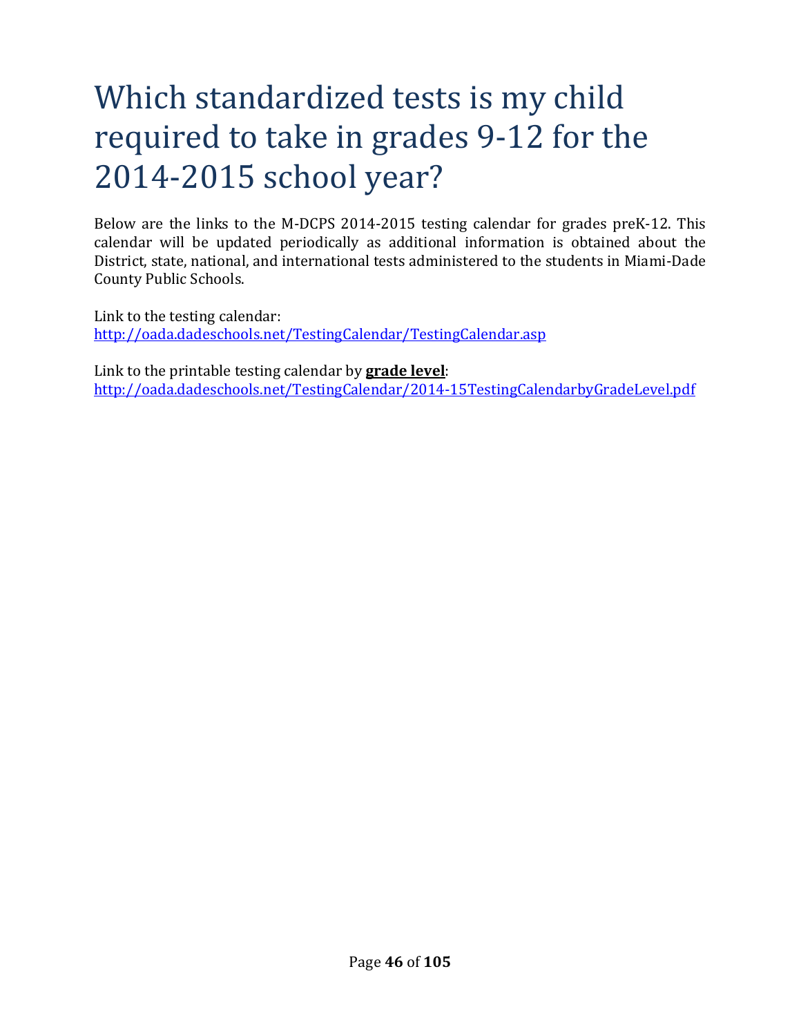# Which standardized tests is my child required to take in grades 9-12 for the 2014-2015 school year?

Below are the links to the M-DCPS 2014-2015 testing calendar for grades preK-12. This calendar will be updated periodically as additional information is obtained about the District, state, national, and international tests administered to the students in Miami-Dade County Public Schools.

Link to the testing calendar:
[http://oada.dadeschools.net/TestingCalendar/TestingCalendar.asp](http://oada.dadeschools.net/TestingCalendar/TestingCalendar.asp)

Link to the printable testing calendar by **grade level**:
[http://oada.dadeschools.net/TestingCalendar/2014-15TestingCalendarbyGradeLevel.pdf](http://oada.dadeschools.net/TestingCalendar/2014-15TestingCalendarbyGradeLevel.pdf)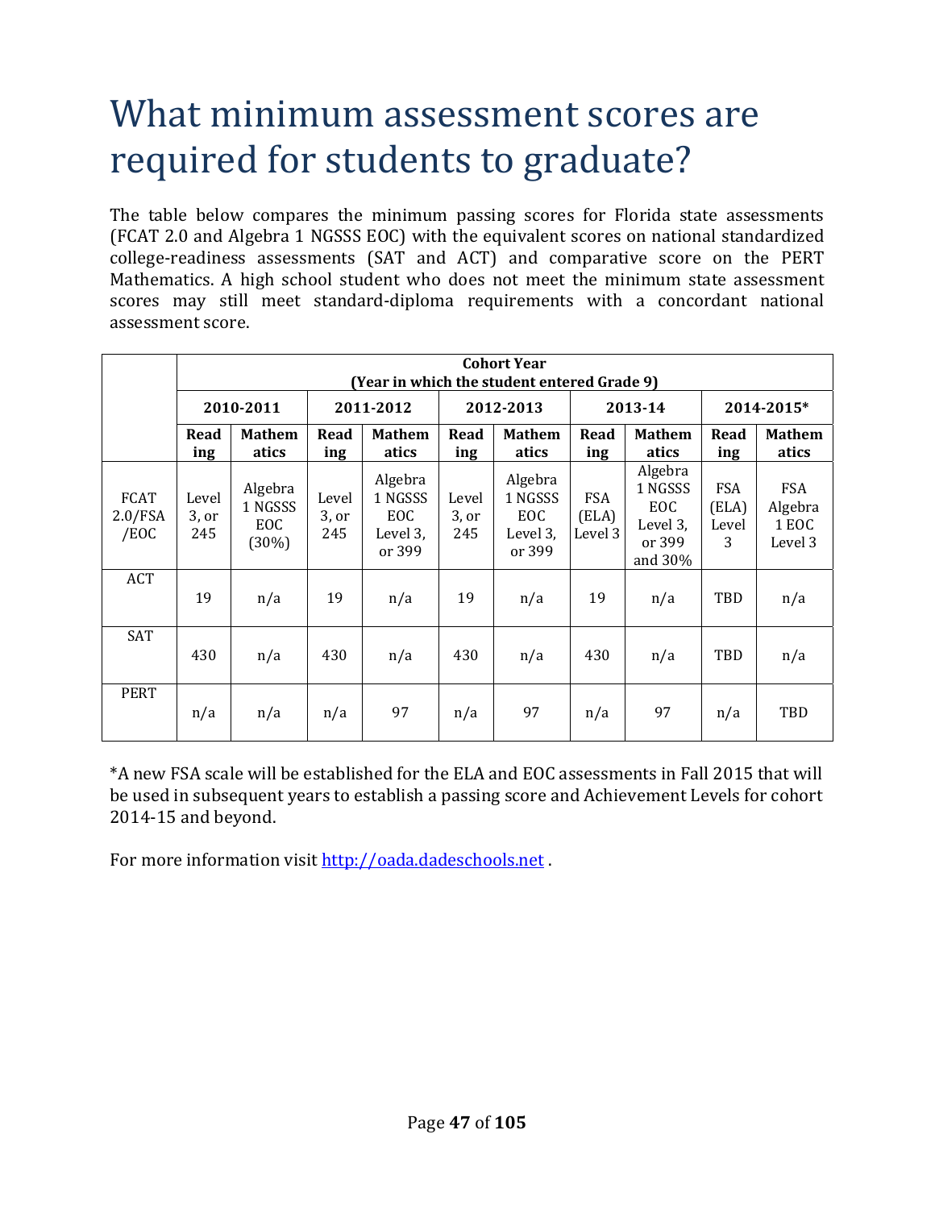# What minimum assessment scores are required for students to graduate?

The table below compares the minimum passing scores for Florida state assessments (FCAT 2.0 and Algebra 1 NGSSS EOC) with the equivalent scores on national standardized college-readiness assessments (SAT and ACT) and comparative score on the PERT Mathematics. A high school student who does not meet the minimum state assessment scores may still meet standard-diploma requirements with a concordant national assessment score.

| | Cohort Year (Year in which the student entered Grade 9) | | | | | | | | | |
|---|---|---|---|---|---|---|---|---|---|---|
| | 2010-2011 | | 2011-2012 | | 2012-2013 | | 2013-14 | | 2014-2015* | |
| | Reading | Mathematics | Reading | Mathematics | Reading | Mathematics | Reading | Mathematics | Reading | Mathematics |
| FCAT 2.0/FSA /EOC | Level 3, or 245 | Algebra 1 NGSSS EOC (30%) | Level 3, or 245 | Algebra 1 NGSSS EOC Level 3, or 399 | Level 3, or 245 | Algebra 1 NGSSS EOC Level 3, or 399 | FSA (ELA) Level 3 | Algebra 1 NGSSS EOC Level 3, or 399 and 30% | FSA (ELA) Level 3 | FSA Algebra 1 EOC Level 3 |
| ACT | 19 | n/a | 19 | n/a | 19 | n/a | 19 | n/a | TBD | n/a |
| SAT | 430 | n/a | 430 | n/a | 430 | n/a | 430 | n/a | TBD | n/a |
| PERT | n/a | n/a | n/a | 97 | n/a | 97 | n/a | 97 | n/a | TBD |

*A new FSA scale will be established for the ELA and EOC assessments in Fall 2015 that will be used in subsequent years to establish a passing score and Achievement Levels for cohort 2014-15 and beyond.

For more information visit http://oada.dadeschools.net .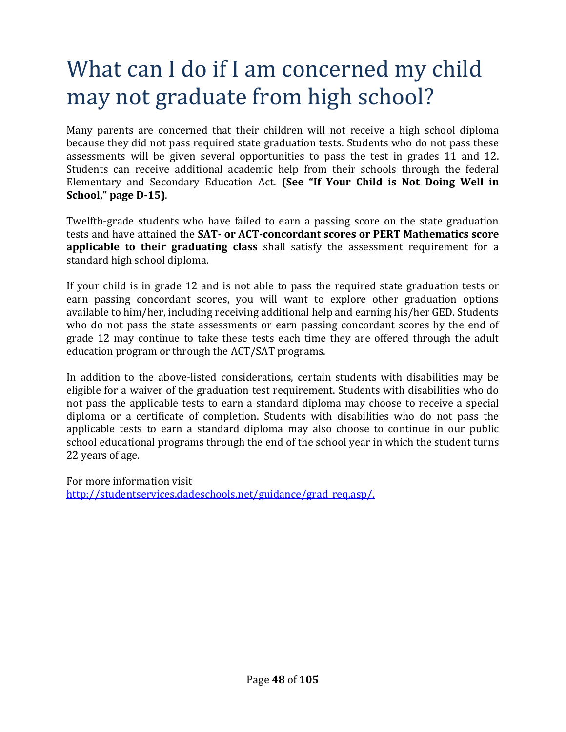# What can I do if I am concerned my child may not graduate from high school?

Many parents are concerned that their children will not receive a high school diploma because they did not pass required state graduation tests. Students who do not pass these assessments will be given several opportunities to pass the test in grades 11 and 12. Students can receive additional academic help from their schools through the federal Elementary and Secondary Education Act. **(See "If Your Child is Not Doing Well in School," page D-15)**.

Twelfth-grade students who have failed to earn a passing score on the state graduation tests and have attained the **SAT- or ACT-concordant scores or PERT Mathematics score applicable to their graduating class** shall satisfy the assessment requirement for a standard high school diploma.

If your child is in grade 12 and is not able to pass the required state graduation tests or earn passing concordant scores, you will want to explore other graduation options available to him/her, including receiving additional help and earning his/her GED. Students who do not pass the state assessments or earn passing concordant scores by the end of grade 12 may continue to take these tests each time they are offered through the adult education program or through the ACT/SAT programs.

In addition to the above-listed considerations, certain students with disabilities may be eligible for a waiver of the graduation test requirement. Students with disabilities who do not pass the applicable tests to earn a standard diploma may choose to receive a special diploma or a certificate of completion. Students with disabilities who do not pass the applicable tests to earn a standard diploma may also choose to continue in our public school educational programs through the end of the school year in which the student turns 22 years of age.

For more information visit
[http://studentservices.dadeschools.net/guidance/grad_req.asp/.](http://studentservices.dadeschools.net/guidance/grad_req.asp/)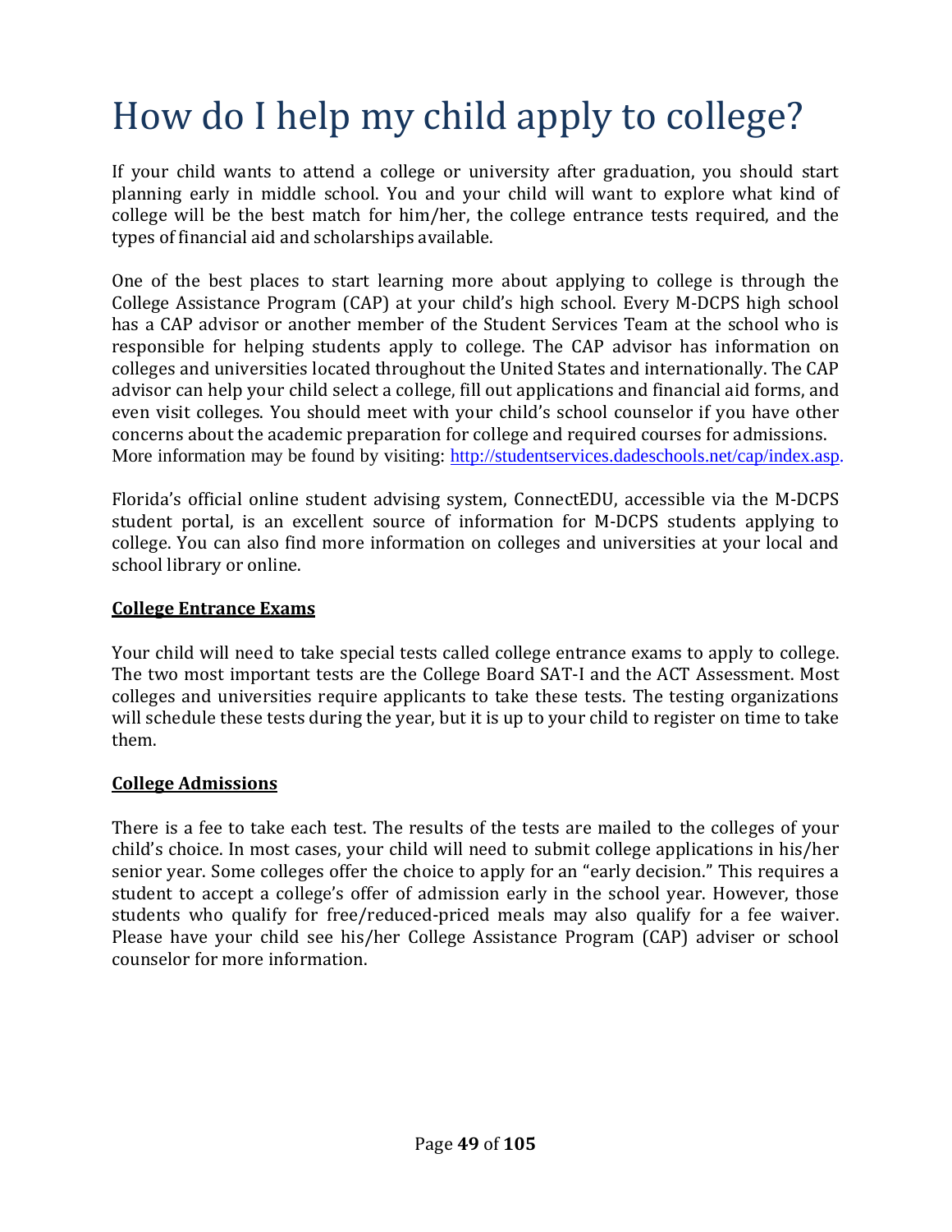# How do I help my child apply to college?

If your child wants to attend a college or university after graduation, you should start planning early in middle school. You and your child will want to explore what kind of college will be the best match for him/her, the college entrance tests required, and the types of financial aid and scholarships available.

One of the best places to start learning more about applying to college is through the College Assistance Program (CAP) at your child's high school. Every M-DCPS high school has a CAP advisor or another member of the Student Services Team at the school who is responsible for helping students apply to college. The CAP advisor has information on colleges and universities located throughout the United States and internationally. The CAP advisor can help your child select a college, fill out applications and financial aid forms, and even visit colleges. You should meet with your child's school counselor if you have other concerns about the academic preparation for college and required courses for admissions. More information may be found by visiting: http://studentservices.dadeschools.net/cap/index.asp.

Florida's official online student advising system, ConnectEDU, accessible via the M-DCPS student portal, is an excellent source of information for M-DCPS students applying to college. You can also find more information on colleges and universities at your local and school library or online.

**College Entrance Exams**

Your child will need to take special tests called college entrance exams to apply to college. The two most important tests are the College Board SAT-I and the ACT Assessment. Most colleges and universities require applicants to take these tests. The testing organizations will schedule these tests during the year, but it is up to your child to register on time to take them.

**College Admissions**

There is a fee to take each test. The results of the tests are mailed to the colleges of your child's choice. In most cases, your child will need to submit college applications in his/her senior year. Some colleges offer the choice to apply for an "early decision." This requires a student to accept a college's offer of admission early in the school year. However, those students who qualify for free/reduced-priced meals may also qualify for a fee waiver. Please have your child see his/her College Assistance Program (CAP) adviser or school counselor for more information.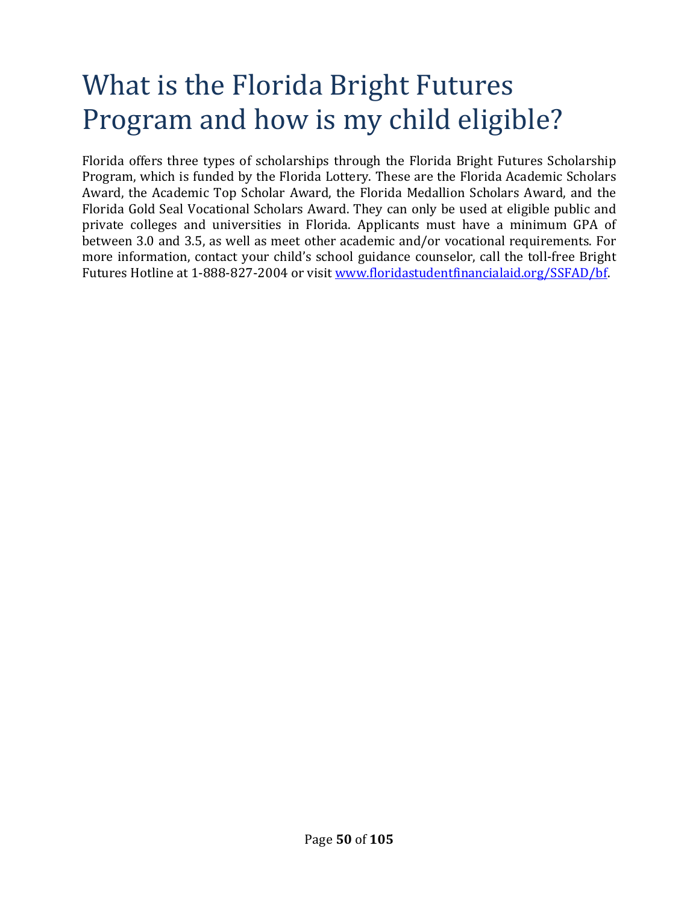# What is the Florida Bright Futures Program and how is my child eligible?

Florida offers three types of scholarships through the Florida Bright Futures Scholarship Program, which is funded by the Florida Lottery. These are the Florida Academic Scholars Award, the Academic Top Scholar Award, the Florida Medallion Scholars Award, and the Florida Gold Seal Vocational Scholars Award. They can only be used at eligible public and private colleges and universities in Florida. Applicants must have a minimum GPA of between 3.0 and 3.5, as well as meet other academic and/or vocational requirements. For more information, contact your child's school guidance counselor, call the toll-free Bright Futures Hotline at 1-888-827-2004 or visit [www.floridastudentfinancialaid.org/SSFAD/bf](www.floridastudentfinancialaid.org/SSFAD/bf).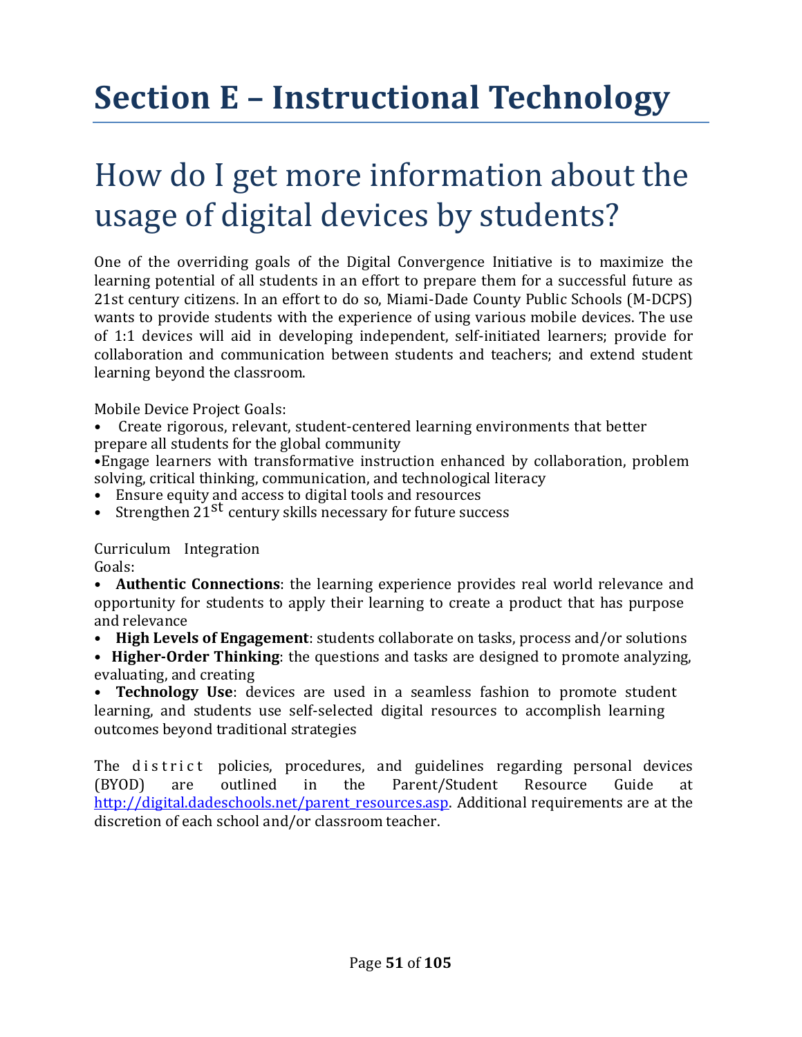# Section E – Instructional Technology

## How do I get more information about the usage of digital devices by students?

One of the overriding goals of the Digital Convergence Initiative is to maximize the learning potential of all students in an effort to prepare them for a successful future as 21st century citizens. In an effort to do so, Miami-Dade County Public Schools (M-DCPS) wants to provide students with the experience of using various mobile devices. The use of 1:1 devices will aid in developing independent, self-initiated learners; provide for collaboration and communication between students and teachers; and extend student learning beyond the classroom.

Mobile Device Project Goals:

- Create rigorous, relevant, student-centered learning environments that better prepare all students for the global community
- Engage learners with transformative instruction enhanced by collaboration, problem solving, critical thinking, communication, and technological literacy
- Ensure equity and access to digital tools and resources
- Strengthen 21st century skills necessary for future success

Curriculum Integration Goals:

- **Authentic Connections**: the learning experience provides real world relevance and opportunity for students to apply their learning to create a product that has purpose and relevance
- **High Levels of Engagement**: students collaborate on tasks, process and/or solutions
- **Higher-Order Thinking**: the questions and tasks are designed to promote analyzing, evaluating, and creating
- **Technology Use**: devices are used in a seamless fashion to promote student learning, and students use self-selected digital resources to accomplish learning outcomes beyond traditional strategies

The district policies, procedures, and guidelines regarding personal devices (BYOD) are outlined in the Parent/Student Resource Guide at http://digital.dadeschools.net/parent_resources.asp. Additional requirements are at the discretion of each school and/or classroom teacher.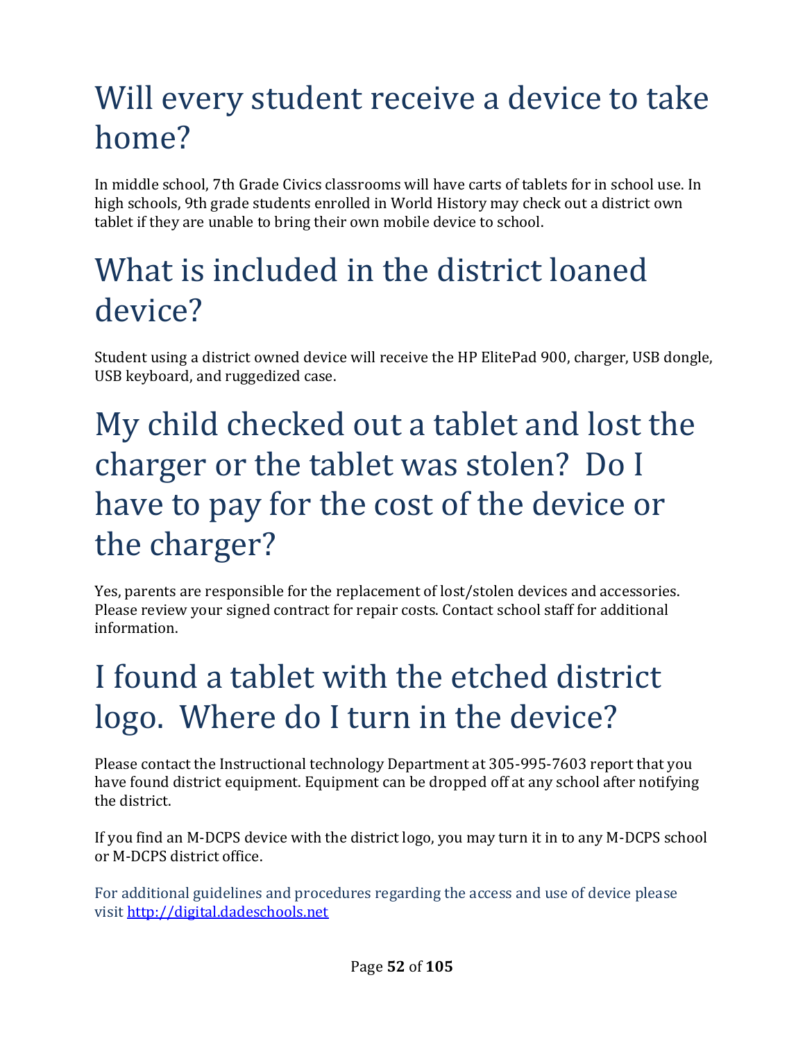# Will every student receive a device to take home?

In middle school, 7th Grade Civics classrooms will have carts of tablets for in school use. In high schools, 9th grade students enrolled in World History may check out a district own tablet if they are unable to bring their own mobile device to school.

# What is included in the district loaned device?

Student using a district owned device will receive the HP ElitePad 900, charger, USB dongle, USB keyboard, and ruggedized case.

# My child checked out a tablet and lost the charger or the tablet was stolen? Do I have to pay for the cost of the device or the charger?

Yes, parents are responsible for the replacement of lost/stolen devices and accessories. Please review your signed contract for repair costs. Contact school staff for additional information.

# I found a tablet with the etched district logo. Where do I turn in the device?

Please contact the Instructional technology Department at 305-995-7603 report that you have found district equipment. Equipment can be dropped off at any school after notifying the district.

If you find an M-DCPS device with the district logo, you may turn it in to any M-DCPS school or M-DCPS district office.

For additional guidelines and procedures regarding the access and use of device please visit [http://digital.dadeschools.net](http://digital.dadeschools.net)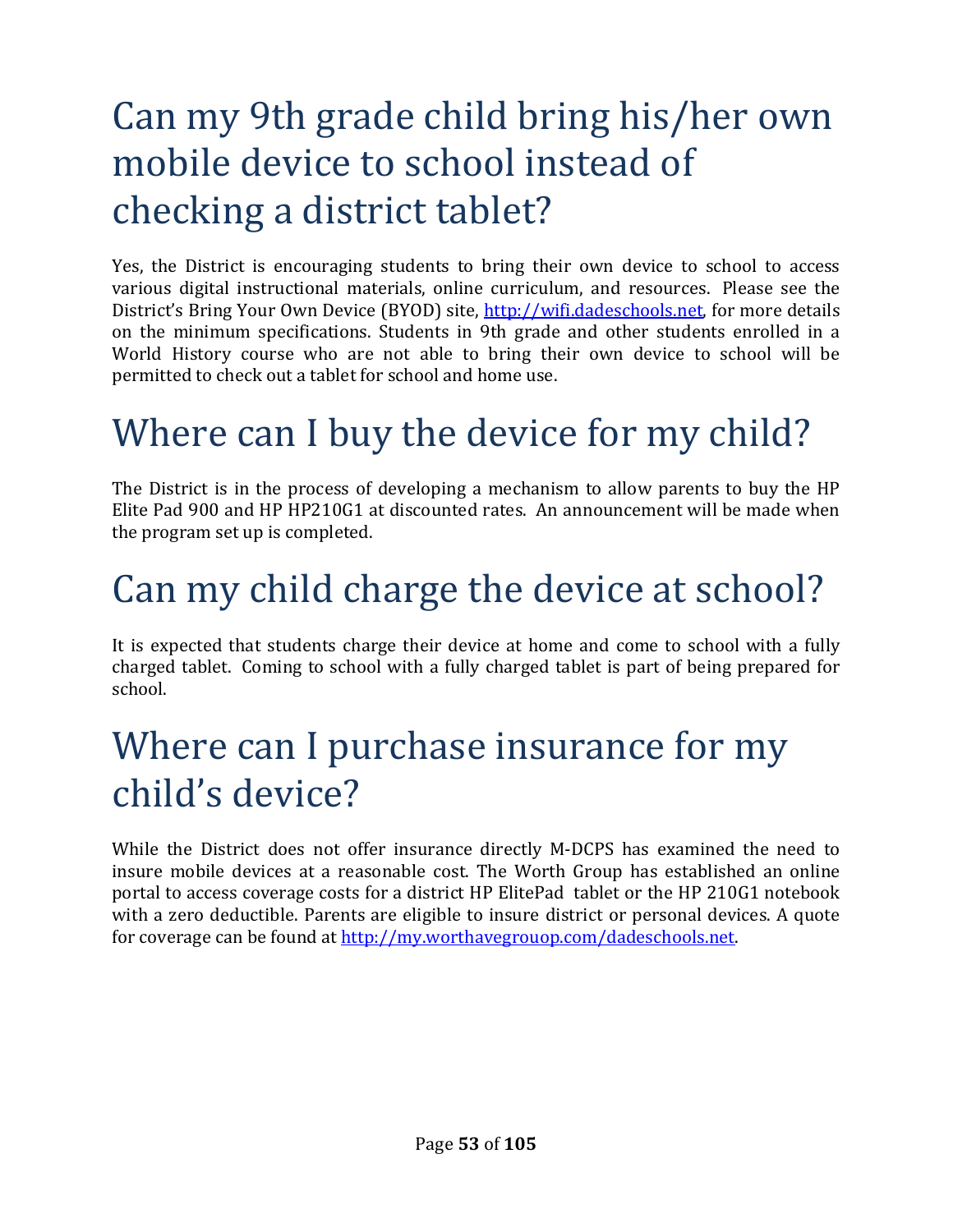# Can my 9th grade child bring his/her own mobile device to school instead of checking a district tablet?

Yes, the District is encouraging students to bring their own device to school to access various digital instructional materials, online curriculum, and resources. Please see the District's Bring Your Own Device (BYOD) site, [http://wifi.dadeschools.net](http://wifi.dadeschools.net), for more details on the minimum specifications. Students in 9th grade and other students enrolled in a World History course who are not able to bring their own device to school will be permitted to check out a tablet for school and home use.

# Where can I buy the device for my child?

The District is in the process of developing a mechanism to allow parents to buy the HP Elite Pad 900 and HP HP210G1 at discounted rates. An announcement will be made when the program set up is completed.

# Can my child charge the device at school?

It is expected that students charge their device at home and come to school with a fully charged tablet. Coming to school with a fully charged tablet is part of being prepared for school.

# Where can I purchase insurance for my child's device?

While the District does not offer insurance directly M-DCPS has examined the need to insure mobile devices at a reasonable cost. The Worth Group has established an online portal to access coverage costs for a district HP ElitePad tablet or the HP 210G1 notebook with a zero deductible. Parents are eligible to insure district or personal devices. A quote for coverage can be found at [http://my.worthavegrouop.com/dadeschools.net](http://my.worthavegrouop.com/dadeschools.net).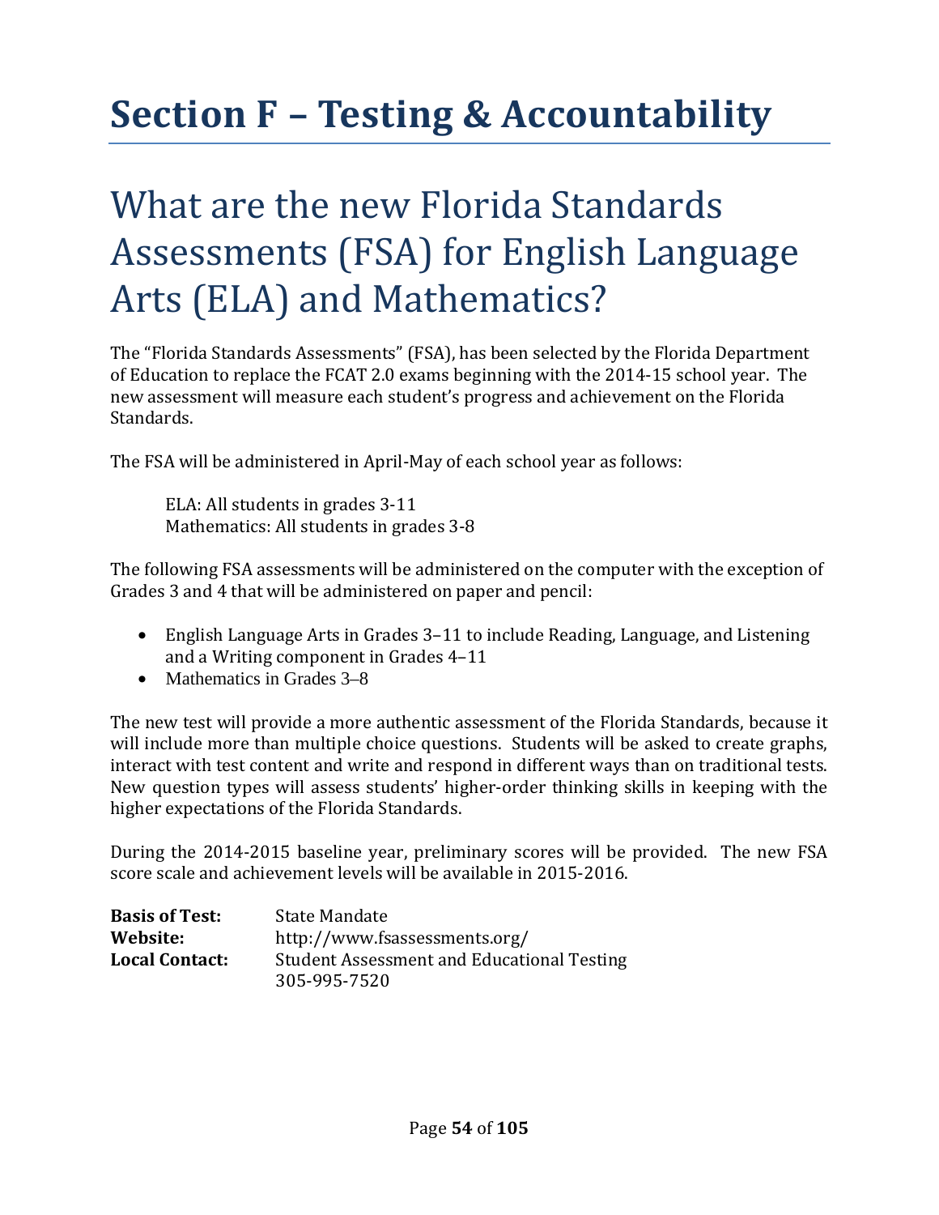# Section F – Testing & Accountability

## What are the new Florida Standards Assessments (FSA) for English Language Arts (ELA) and Mathematics?

The "Florida Standards Assessments" (FSA), has been selected by the Florida Department of Education to replace the FCAT 2.0 exams beginning with the 2014-15 school year. The new assessment will measure each student's progress and achievement on the Florida Standards.

The FSA will be administered in April-May of each school year as follows:

ELA: All students in grades 3-11
Mathematics: All students in grades 3-8

The following FSA assessments will be administered on the computer with the exception of Grades 3 and 4 that will be administered on paper and pencil:

- English Language Arts in Grades 3–11 to include Reading, Language, and Listening and a Writing component in Grades 4–11
- Mathematics in Grades 3–8

The new test will provide a more authentic assessment of the Florida Standards, because it will include more than multiple choice questions. Students will be asked to create graphs, interact with test content and write and respond in different ways than on traditional tests. New question types will assess students' higher-order thinking skills in keeping with the higher expectations of the Florida Standards.

During the 2014-2015 baseline year, preliminary scores will be provided. The new FSA score scale and achievement levels will be available in 2015-2016.

**Basis of Test:** State Mandate
**Website:** http://www.fsassessments.org/
**Local Contact:** Student Assessment and Educational Testing
305-995-7520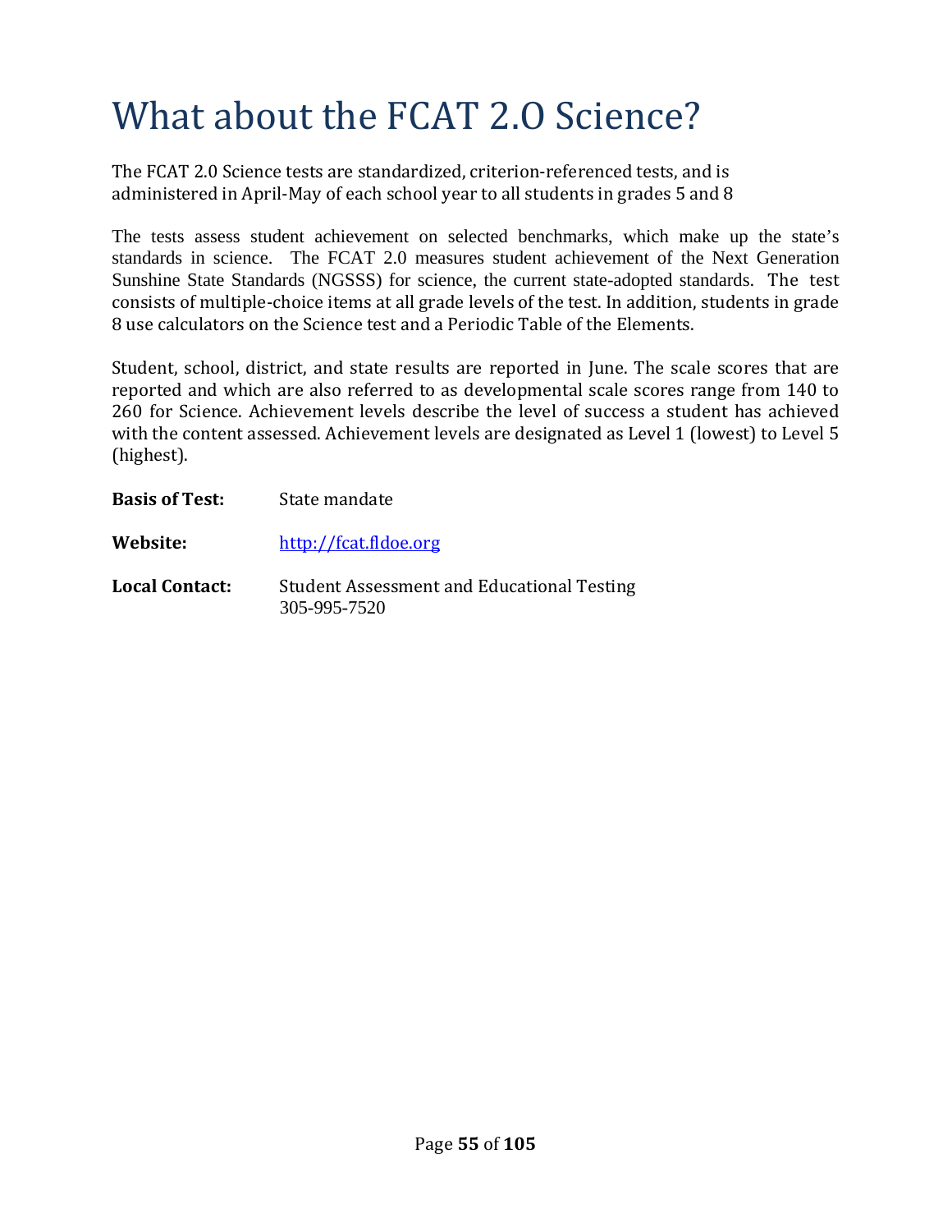# What about the FCAT 2.0 Science?

The FCAT 2.0 Science tests are standardized, criterion-referenced tests, and is administered in April-May of each school year to all students in grades 5 and 8

The tests assess student achievement on selected benchmarks, which make up the state's standards in science. The FCAT 2.0 measures student achievement of the Next Generation Sunshine State Standards (NGSSS) for science, the current state-adopted standards. The test consists of multiple-choice items at all grade levels of the test. In addition, students in grade 8 use calculators on the Science test and a Periodic Table of the Elements.

Student, school, district, and state results are reported in June. The scale scores that are reported and which are also referred to as developmental scale scores range from 140 to 260 for Science. Achievement levels describe the level of success a student has achieved with the content assessed. Achievement levels are designated as Level 1 (lowest) to Level 5 (highest).

**Basis of Test:** State mandate

**Website:** [http://fcat.fldoe.org](http://fcat.fldoe.org)

**Local Contact:** Student Assessment and Educational Testing
305-995-7520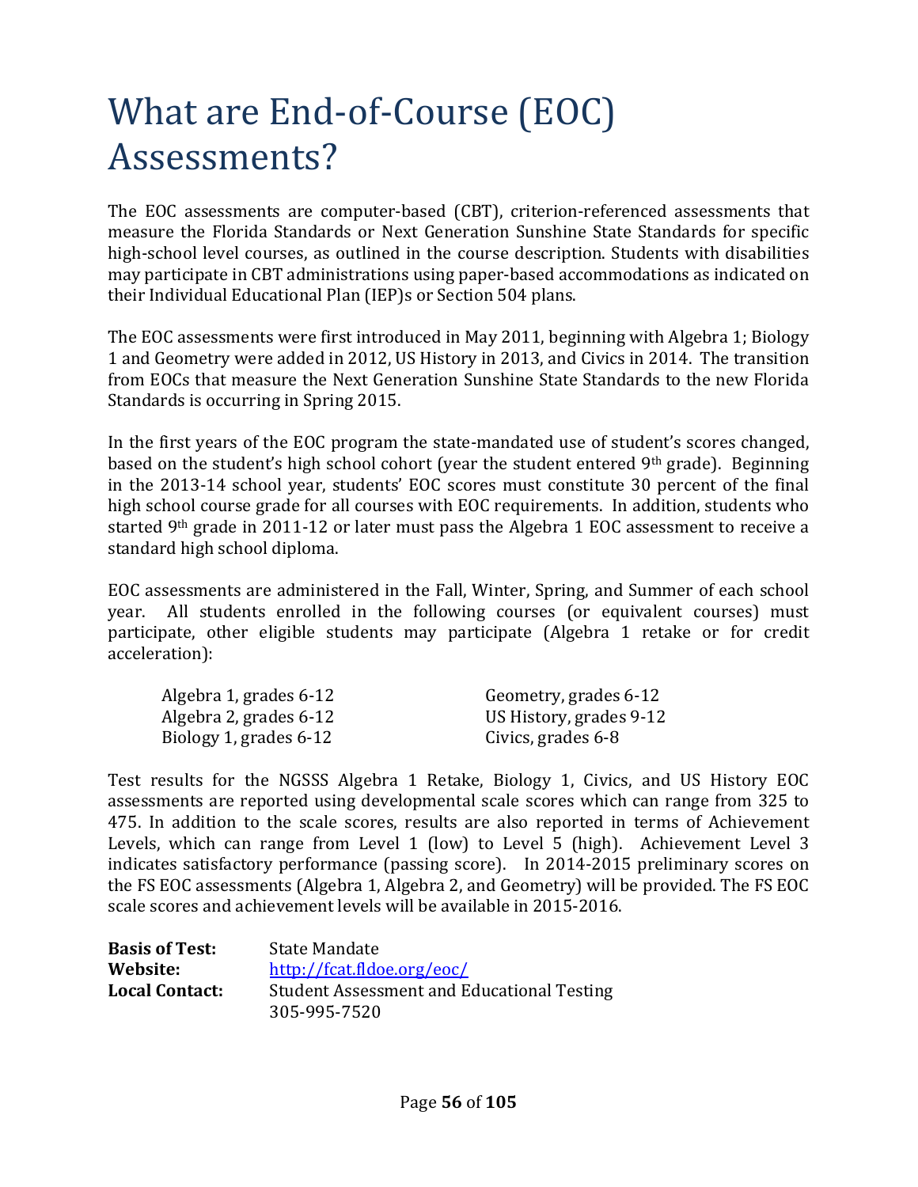# What are End-of-Course (EOC) Assessments?

The EOC assessments are computer-based (CBT), criterion-referenced assessments that measure the Florida Standards or Next Generation Sunshine State Standards for specific high-school level courses, as outlined in the course description. Students with disabilities may participate in CBT administrations using paper-based accommodations as indicated on their Individual Educational Plan (IEP)s or Section 504 plans.

The EOC assessments were first introduced in May 2011, beginning with Algebra 1; Biology 1 and Geometry were added in 2012, US History in 2013, and Civics in 2014. The transition from EOCs that measure the Next Generation Sunshine State Standards to the new Florida Standards is occurring in Spring 2015.

In the first years of the EOC program the state-mandated use of student's scores changed, based on the student's high school cohort (year the student entered 9th grade). Beginning in the 2013-14 school year, students' EOC scores must constitute 30 percent of the final high school course grade for all courses with EOC requirements. In addition, students who started 9th grade in 2011-12 or later must pass the Algebra 1 EOC assessment to receive a standard high school diploma.

EOC assessments are administered in the Fall, Winter, Spring, and Summer of each school year. All students enrolled in the following courses (or equivalent courses) must participate, other eligible students may participate (Algebra 1 retake or for credit acceleration):

- Algebra 1, grades 6-12
- Algebra 2, grades 6-12
- Biology 1, grades 6-12
- Geometry, grades 6-12
- US History, grades 9-12
- Civics, grades 6-8

Test results for the NGSSS Algebra 1 Retake, Biology 1, Civics, and US History EOC assessments are reported using developmental scale scores which can range from 325 to 475. In addition to the scale scores, results are also reported in terms of Achievement Levels, which can range from Level 1 (low) to Level 5 (high). Achievement Level 3 indicates satisfactory performance (passing score). In 2014-2015 preliminary scores on the FS EOC assessments (Algebra 1, Algebra 2, and Geometry) will be provided. The FS EOC scale scores and achievement levels will be available in 2015-2016.

**Basis of Test:** State Mandate
**Website:** http://fcat.fldoe.org/eoc/
**Local Contact:** Student Assessment and Educational Testing
305-995-7520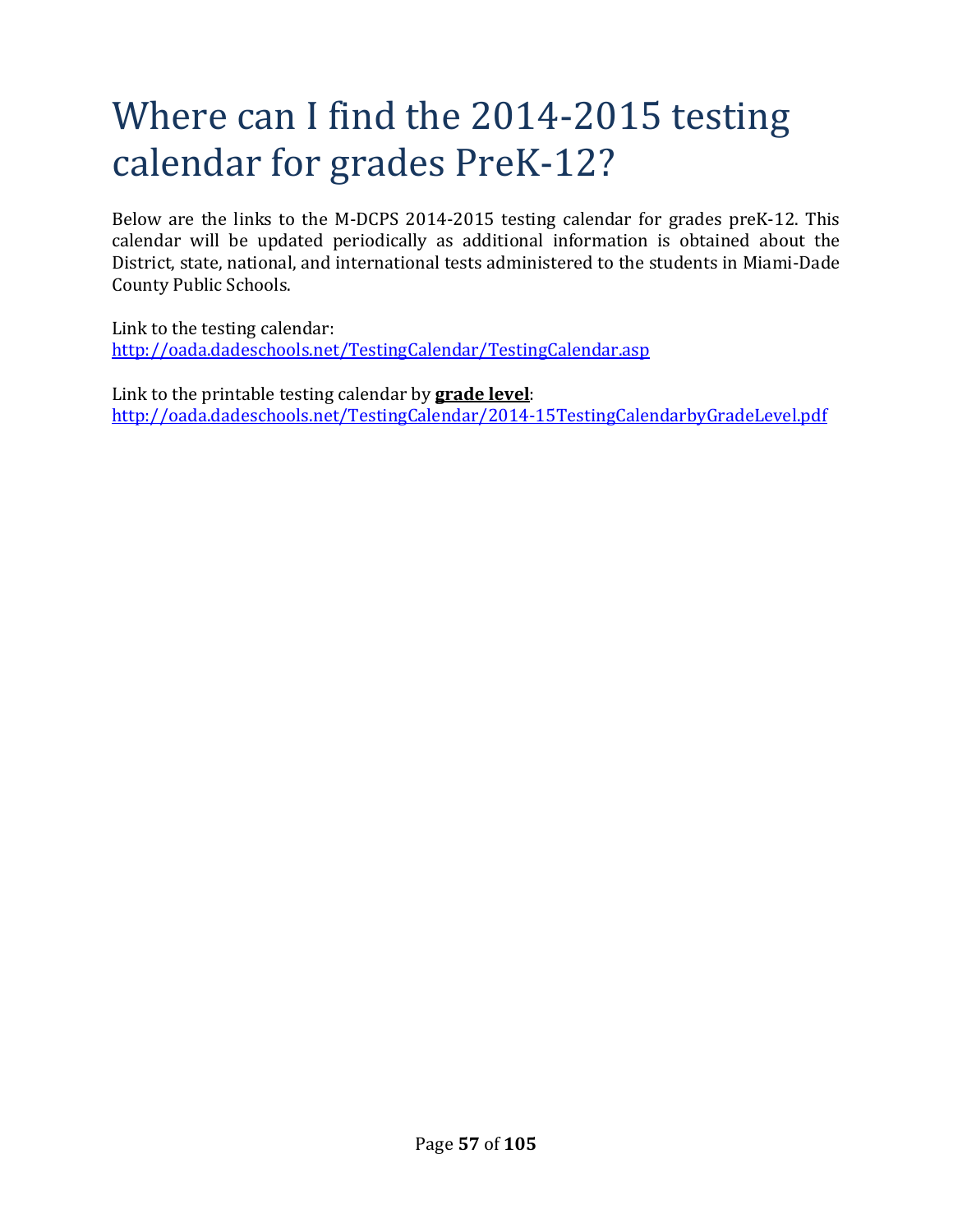# Where can I find the 2014-2015 testing calendar for grades PreK-12?

Below are the links to the M-DCPS 2014-2015 testing calendar for grades preK-12. This calendar will be updated periodically as additional information is obtained about the District, state, national, and international tests administered to the students in Miami-Dade County Public Schools.

Link to the testing calendar:
http://oada.dadeschools.net/TestingCalendar/TestingCalendar.asp

Link to the printable testing calendar by **grade level**:
http://oada.dadeschools.net/TestingCalendar/2014-15TestingCalendarbyGradeLevel.pdf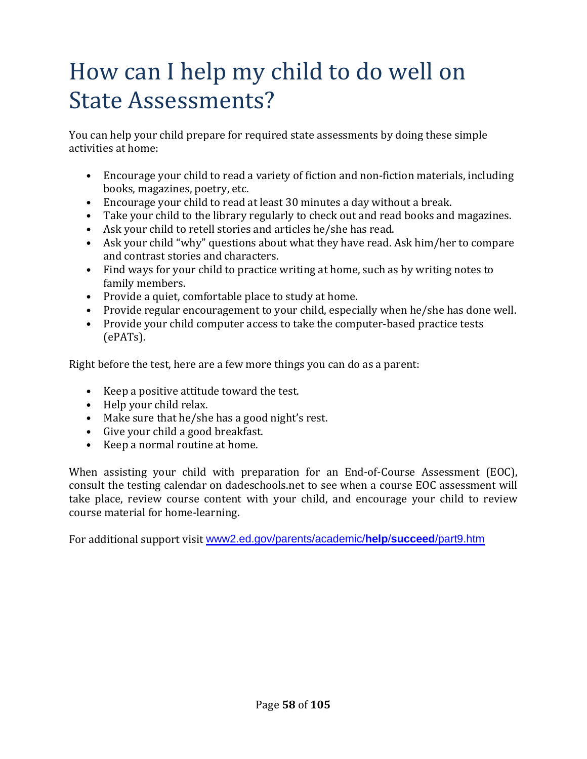# How can I help my child to do well on State Assessments?

You can help your child prepare for required state assessments by doing these simple activities at home:

- Encourage your child to read a variety of fiction and non-fiction materials, including books, magazines, poetry, etc.
- Encourage your child to read at least 30 minutes a day without a break.
- Take your child to the library regularly to check out and read books and magazines.
- Ask your child to retell stories and articles he/she has read.
- Ask your child "why" questions about what they have read. Ask him/her to compare and contrast stories and characters.
- Find ways for your child to practice writing at home, such as by writing notes to family members.
- Provide a quiet, comfortable place to study at home.
- Provide regular encouragement to your child, especially when he/she has done well.
- Provide your child computer access to take the computer-based practice tests (ePATs).

Right before the test, here are a few more things you can do as a parent:

- Keep a positive attitude toward the test.
- Help your child relax.
- Make sure that he/she has a good night's rest.
- Give your child a good breakfast.
- Keep a normal routine at home.

When assisting your child with preparation for an End-of-Course Assessment (EOC), consult the testing calendar on dadeschools.net to see when a course EOC assessment will take place, review course content with your child, and encourage your child to review course material for home-learning.

For additional support visit [www2.ed.gov/parents/academic/**help**/**succeed**/part9.htm](http://www2.ed.gov/parents/academic/help/succeed/part9.htm)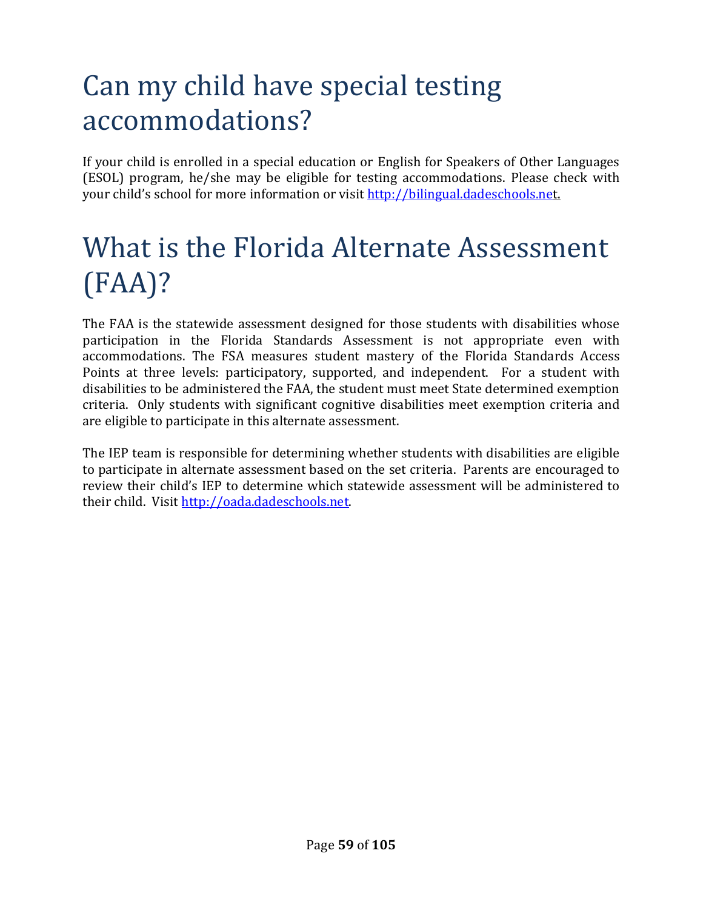# Can my child have special testing accommodations?

If your child is enrolled in a special education or English for Speakers of Other Languages (ESOL) program, he/she may be eligible for testing accommodations. Please check with your child's school for more information or visit http://bilingual.dadeschools.net.

# What is the Florida Alternate Assessment (FAA)?

The FAA is the statewide assessment designed for those students with disabilities whose participation in the Florida Standards Assessment is not appropriate even with accommodations. The FSA measures student mastery of the Florida Standards Access Points at three levels: participatory, supported, and independent. For a student with disabilities to be administered the FAA, the student must meet State determined exemption criteria. Only students with significant cognitive disabilities meet exemption criteria and are eligible to participate in this alternate assessment.

The IEP team is responsible for determining whether students with disabilities are eligible to participate in alternate assessment based on the set criteria. Parents are encouraged to review their child's IEP to determine which statewide assessment will be administered to their child. Visit http://oada.dadeschools.net.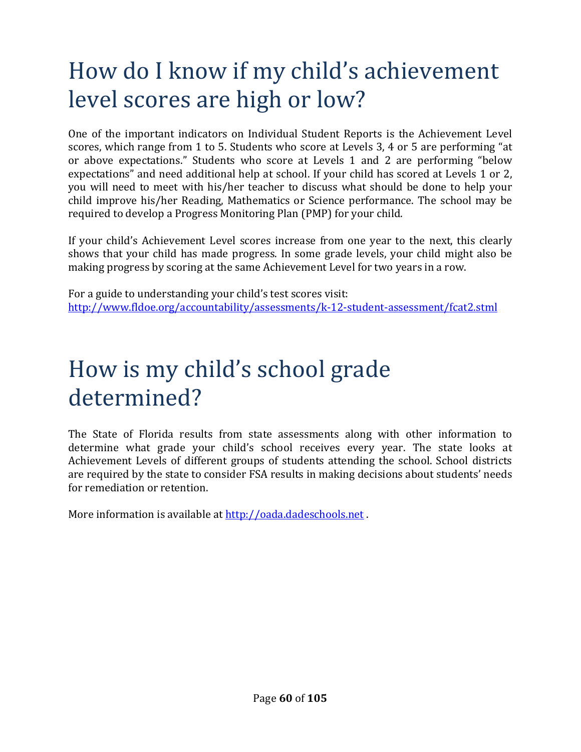# How do I know if my child's achievement level scores are high or low?

One of the important indicators on Individual Student Reports is the Achievement Level scores, which range from 1 to 5. Students who score at Levels 3, 4 or 5 are performing "at or above expectations." Students who score at Levels 1 and 2 are performing "below expectations" and need additional help at school. If your child has scored at Levels 1 or 2, you will need to meet with his/her teacher to discuss what should be done to help your child improve his/her Reading, Mathematics or Science performance. The school may be required to develop a Progress Monitoring Plan (PMP) for your child.

If your child's Achievement Level scores increase from one year to the next, this clearly shows that your child has made progress. In some grade levels, your child might also be making progress by scoring at the same Achievement Level for two years in a row.

For a guide to understanding your child's test scores visit:
[http://www.fldoe.org/accountability/assessments/k-12-student-assessment/fcat2.stml](http://www.fldoe.org/accountability/assessments/k-12-student-assessment/fcat2.stml)

# How is my child's school grade determined?

The State of Florida results from state assessments along with other information to determine what grade your child's school receives every year. The state looks at Achievement Levels of different groups of students attending the school. School districts are required by the state to consider FSA results in making decisions about students' needs for remediation or retention.

More information is available at [http://oada.dadeschools.net](http://oada.dadeschools.net) .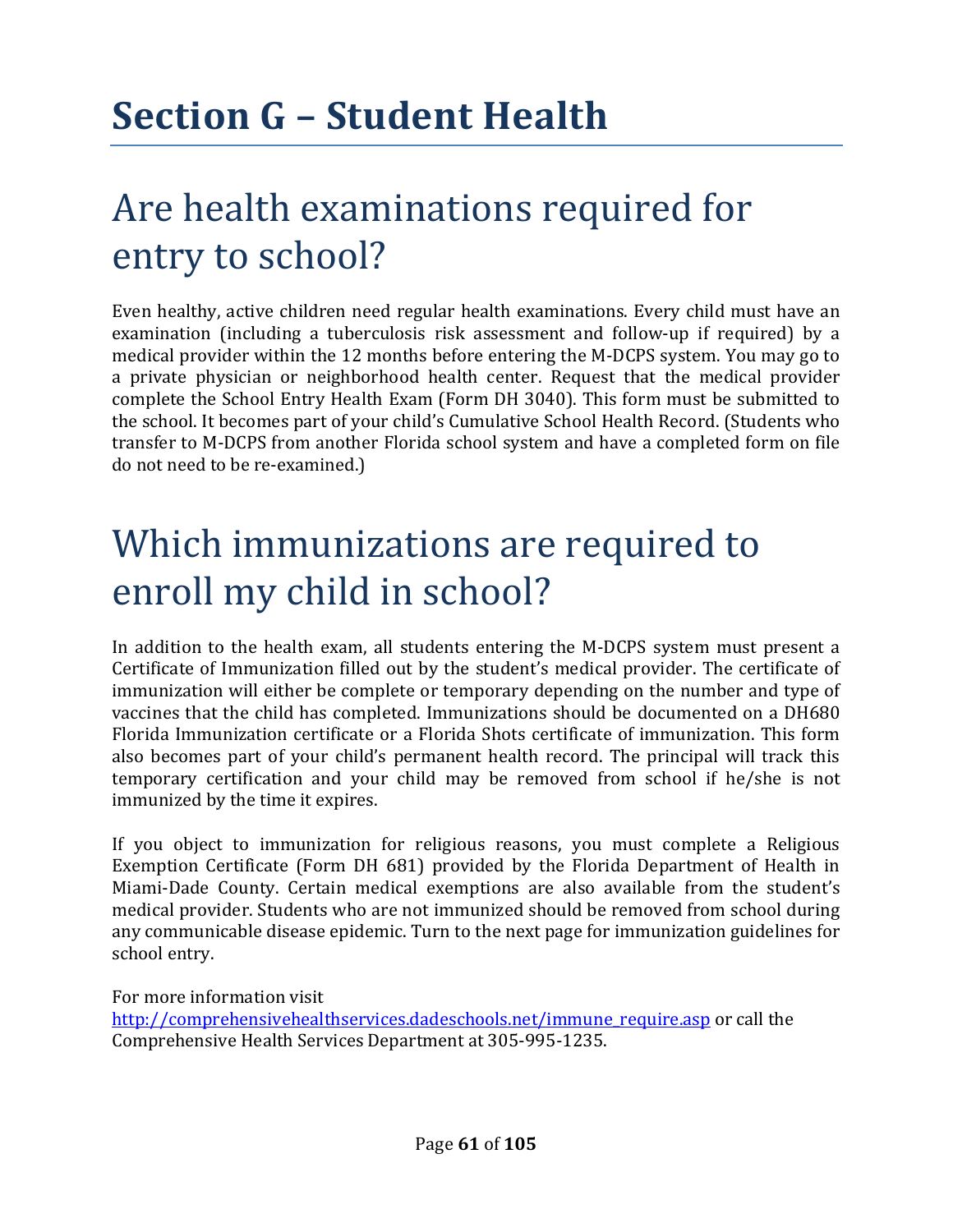# Section G – Student Health

## Are health examinations required for entry to school?

Even healthy, active children need regular health examinations. Every child must have an examination (including a tuberculosis risk assessment and follow-up if required) by a medical provider within the 12 months before entering the M-DCPS system. You may go to a private physician or neighborhood health center. Request that the medical provider complete the School Entry Health Exam (Form DH 3040). This form must be submitted to the school. It becomes part of your child's Cumulative School Health Record. (Students who transfer to M-DCPS from another Florida school system and have a completed form on file do not need to be re-examined.)

## Which immunizations are required to enroll my child in school?

In addition to the health exam, all students entering the M-DCPS system must present a Certificate of Immunization filled out by the student's medical provider. The certificate of immunization will either be complete or temporary depending on the number and type of vaccines that the child has completed. Immunizations should be documented on a DH680 Florida Immunization certificate or a Florida Shots certificate of immunization. This form also becomes part of your child's permanent health record. The principal will track this temporary certification and your child may be removed from school if he/she is not immunized by the time it expires.

If you object to immunization for religious reasons, you must complete a Religious Exemption Certificate (Form DH 681) provided by the Florida Department of Health in Miami-Dade County. Certain medical exemptions are also available from the student's medical provider. Students who are not immunized should be removed from school during any communicable disease epidemic. Turn to the next page for immunization guidelines for school entry.

For more information visit [http://comprehensivehealthservices.dadeschools.net/immune_require.asp](http://comprehensivehealthservices.dadeschools.net/immune_require.asp) or call the Comprehensive Health Services Department at 305-995-1235.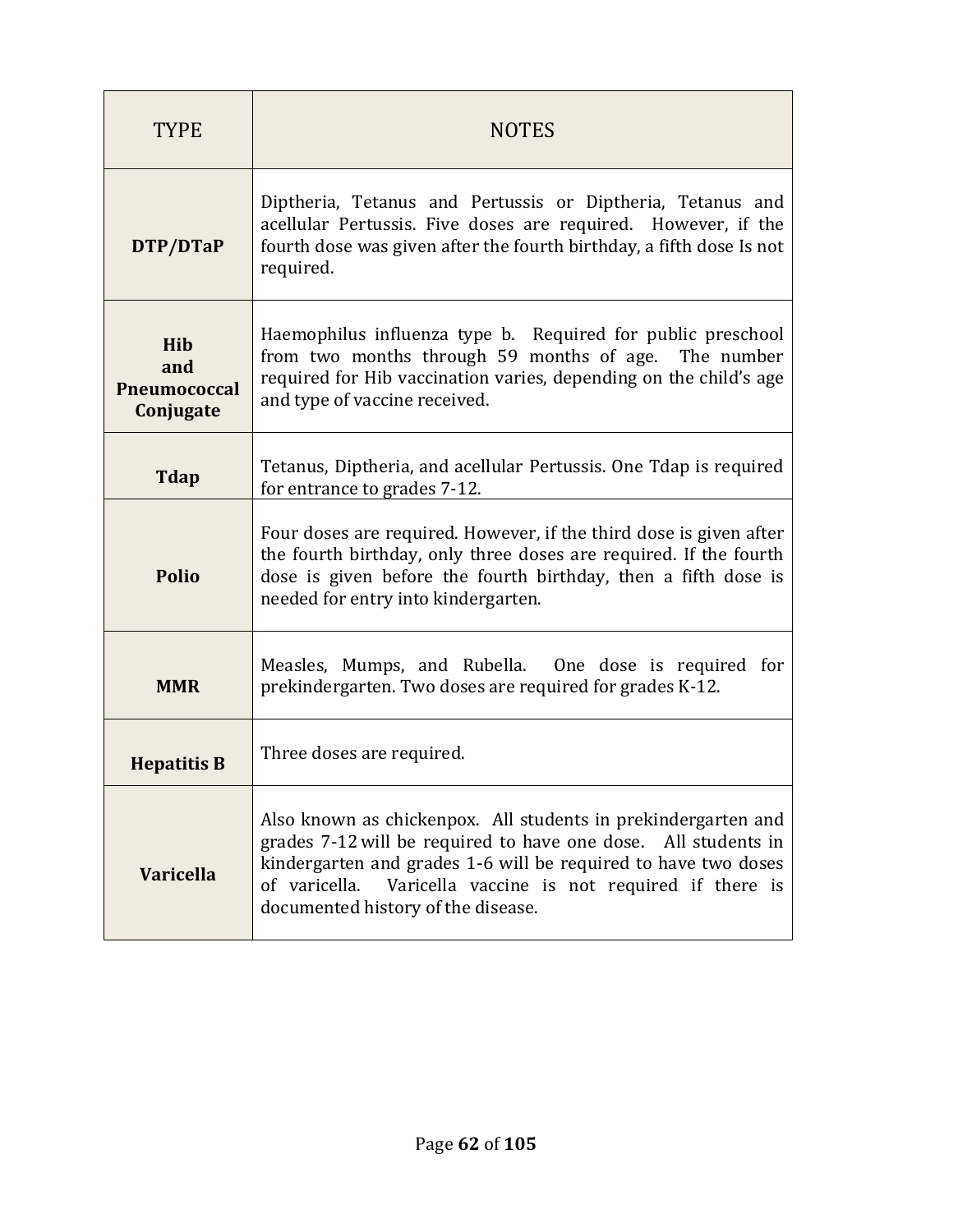| TYPE | NOTES |
| --- | --- |
| **DTP/DTaP** | Diptheria, Tetanus and Pertussis or Diptheria, Tetanus and acellular Pertussis. Five doses are required. However, if the fourth dose was given after the fourth birthday, a fifth dose Is not required. |
| **Hib and Pneumococcal Conjugate** | Haemophilus influenza type b. Required for public preschool from two months through 59 months of age. The number required for Hib vaccination varies, depending on the child's age and type of vaccine received. |
| **Tdap** | Tetanus, Diptheria, and acellular Pertussis. One Tdap is required for entrance to grades 7-12. |
| **Polio** | Four doses are required. However, if the third dose is given after the fourth birthday, only three doses are required. If the fourth dose is given before the fourth birthday, then a fifth dose is needed for entry into kindergarten. |
| **MMR** | Measles, Mumps, and Rubella. One dose is required for prekindergarten. Two doses are required for grades K-12. |
| **Hepatitis B** | Three doses are required. |
| **Varicella** | Also known as chickenpox. All students in prekindergarten and grades 7-12 will be required to have one dose. All students in kindergarten and grades 1-6 will be required to have two doses of varicella. Varicella vaccine is not required if there is documented history of the disease. |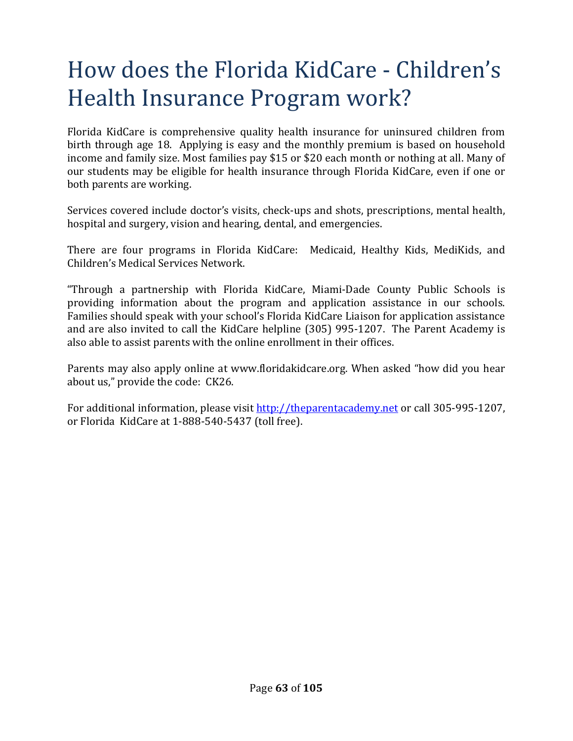# How does the Florida KidCare - Children's Health Insurance Program work?

Florida KidCare is comprehensive quality health insurance for uninsured children from birth through age 18. Applying is easy and the monthly premium is based on household income and family size. Most families pay $15 or $20 each month or nothing at all. Many of our students may be eligible for health insurance through Florida KidCare, even if one or both parents are working.

Services covered include doctor's visits, check-ups and shots, prescriptions, mental health, hospital and surgery, vision and hearing, dental, and emergencies.

There are four programs in Florida KidCare: Medicaid, Healthy Kids, MediKids, and Children's Medical Services Network.

"Through a partnership with Florida KidCare, Miami-Dade County Public Schools is providing information about the program and application assistance in our schools. Families should speak with your school's Florida KidCare Liaison for application assistance and are also invited to call the KidCare helpline (305) 995-1207. The Parent Academy is also able to assist parents with the online enrollment in their offices.

Parents may also apply online at www.floridakidcare.org. When asked "how did you hear about us," provide the code: CK26.

For additional information, please visit [http://theparentacademy.net](http://theparentacademy.net) or call 305-995-1207, or Florida KidCare at 1-888-540-5437 (toll free).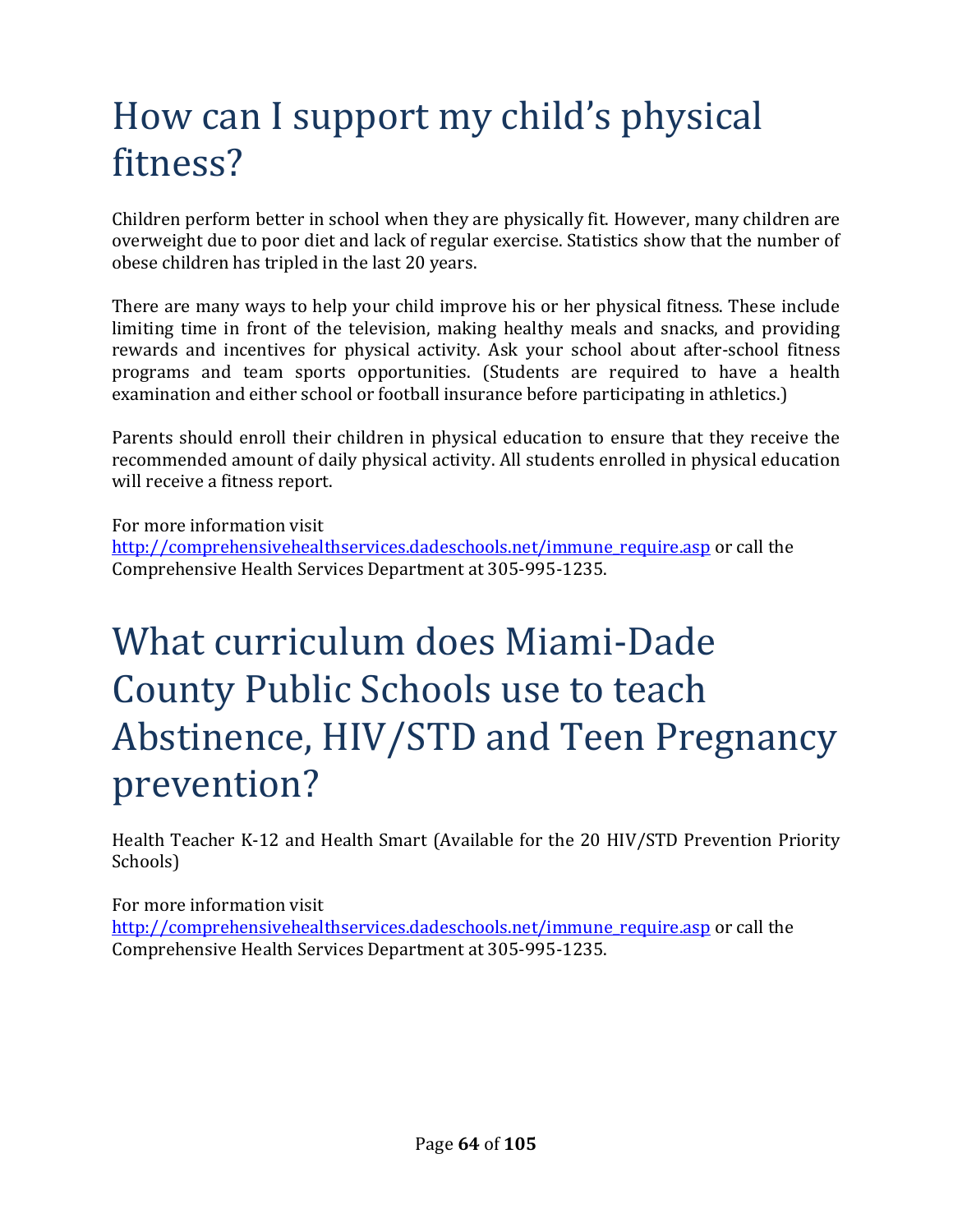# How can I support my child's physical fitness?

Children perform better in school when they are physically fit. However, many children are overweight due to poor diet and lack of regular exercise. Statistics show that the number of obese children has tripled in the last 20 years.

There are many ways to help your child improve his or her physical fitness. These include limiting time in front of the television, making healthy meals and snacks, and providing rewards and incentives for physical activity. Ask your school about after-school fitness programs and team sports opportunities. (Students are required to have a health examination and either school or football insurance before participating in athletics.)

Parents should enroll their children in physical education to ensure that they receive the recommended amount of daily physical activity. All students enrolled in physical education will receive a fitness report.

For more information visit [http://comprehensivehealthservices.dadeschools.net/immune_require.asp](http://comprehensivehealthservices.dadeschools.net/immune_require.asp) or call the Comprehensive Health Services Department at 305-995-1235.

# What curriculum does Miami-Dade County Public Schools use to teach Abstinence, HIV/STD and Teen Pregnancy prevention?

Health Teacher K-12 and Health Smart (Available for the 20 HIV/STD Prevention Priority Schools)

For more information visit [http://comprehensivehealthservices.dadeschools.net/immune_require.asp](http://comprehensivehealthservices.dadeschools.net/immune_require.asp) or call the Comprehensive Health Services Department at 305-995-1235.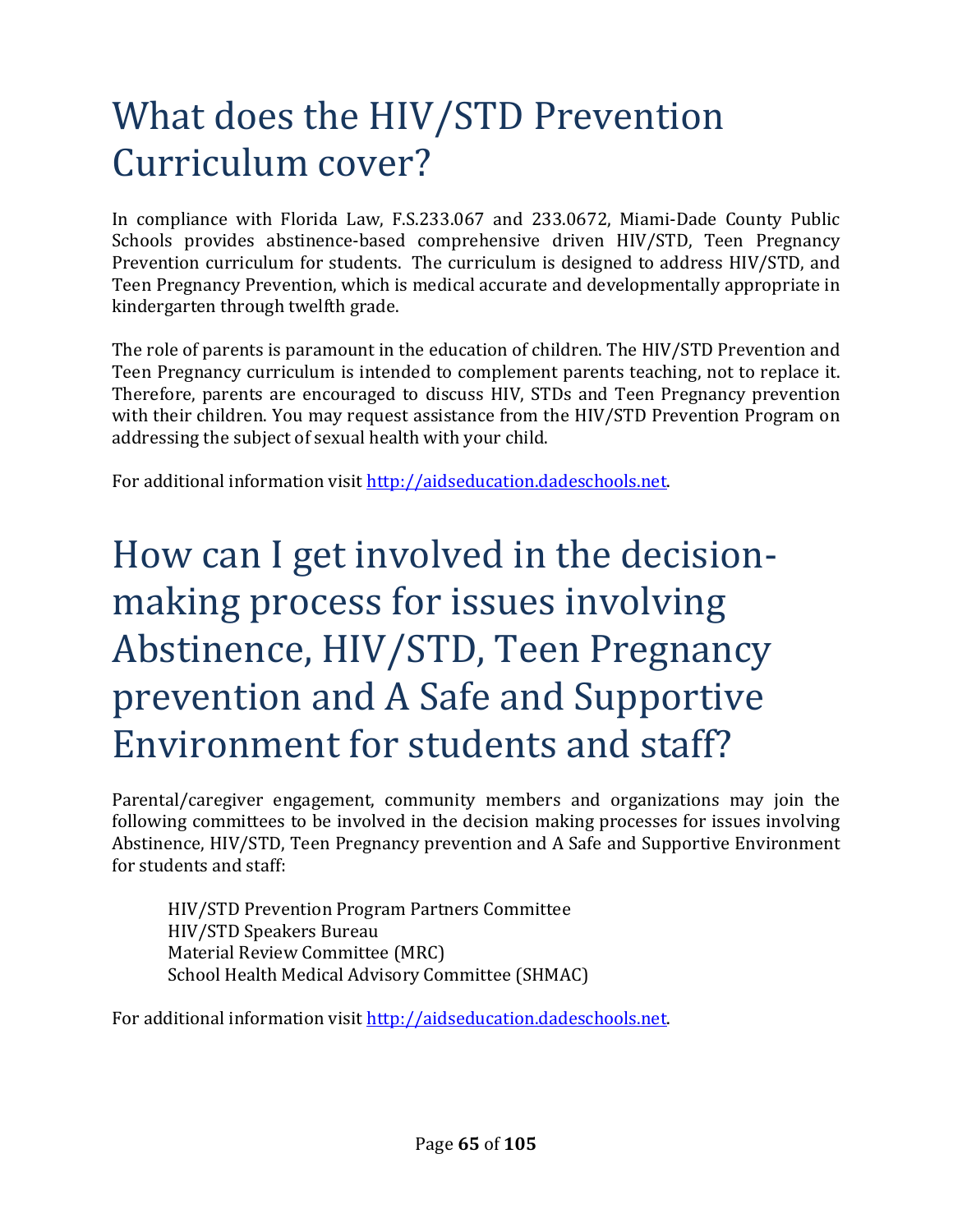# What does the HIV/STD Prevention Curriculum cover?

In compliance with Florida Law, F.S.233.067 and 233.0672, Miami-Dade County Public Schools provides abstinence-based comprehensive driven HIV/STD, Teen Pregnancy Prevention curriculum for students. The curriculum is designed to address HIV/STD, and Teen Pregnancy Prevention, which is medical accurate and developmentally appropriate in kindergarten through twelfth grade.

The role of parents is paramount in the education of children. The HIV/STD Prevention and Teen Pregnancy curriculum is intended to complement parents teaching, not to replace it. Therefore, parents are encouraged to discuss HIV, STDs and Teen Pregnancy prevention with their children. You may request assistance from the HIV/STD Prevention Program on addressing the subject of sexual health with your child.

For additional information visit http://aidseducation.dadeschools.net.

# How can I get involved in the decision-making process for issues involving Abstinence, HIV/STD, Teen Pregnancy prevention and A Safe and Supportive Environment for students and staff?

Parental/caregiver engagement, community members and organizations may join the following committees to be involved in the decision making processes for issues involving Abstinence, HIV/STD, Teen Pregnancy prevention and A Safe and Supportive Environment for students and staff:

- HIV/STD Prevention Program Partners Committee
- HIV/STD Speakers Bureau
- Material Review Committee (MRC)
- School Health Medical Advisory Committee (SHMAC)

For additional information visit http://aidseducation.dadeschools.net.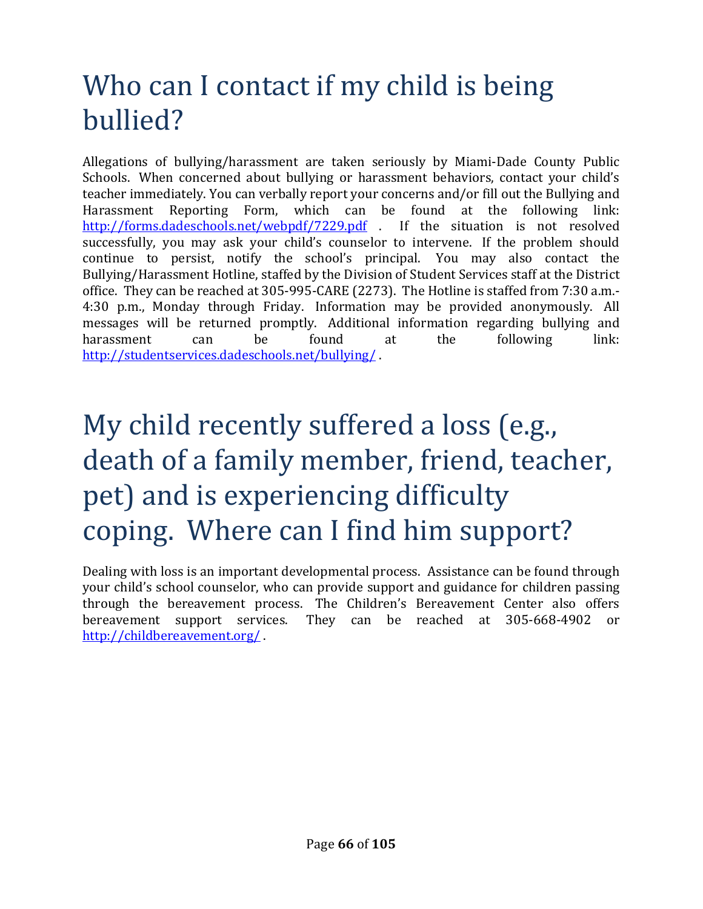# Who can I contact if my child is being bullied?

Allegations of bullying/harassment are taken seriously by Miami-Dade County Public Schools. When concerned about bullying or harassment behaviors, contact your child's teacher immediately. You can verbally report your concerns and/or fill out the Bullying and Harassment Reporting Form, which can be found at the following link: http://forms.dadeschools.net/webpdf/7229.pdf . If the situation is not resolved successfully, you may ask your child's counselor to intervene. If the problem should continue to persist, notify the school's principal. You may also contact the Bullying/Harassment Hotline, staffed by the Division of Student Services staff at the District office. They can be reached at 305-995-CARE (2273). The Hotline is staffed from 7:30 a.m.-4:30 p.m., Monday through Friday. Information may be provided anonymously. All messages will be returned promptly. Additional information regarding bullying and harassment can be found at the following link: http://studentservices.dadeschools.net/bullying/ .

# My child recently suffered a loss (e.g., death of a family member, friend, teacher, pet) and is experiencing difficulty coping. Where can I find him support?

Dealing with loss is an important developmental process. Assistance can be found through your child's school counselor, who can provide support and guidance for children passing through the bereavement process. The Children's Bereavement Center also offers bereavement support services. They can be reached at 305-668-4902 or http://childbereavement.org/ .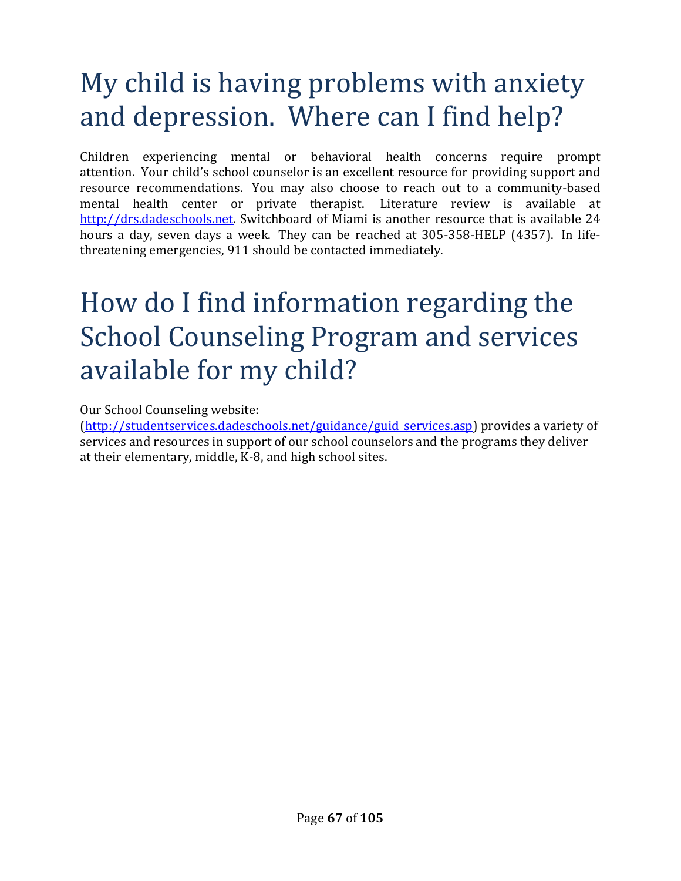# My child is having problems with anxiety and depression. Where can I find help?

Children experiencing mental or behavioral health concerns require prompt attention. Your child's school counselor is an excellent resource for providing support and resource recommendations. You may also choose to reach out to a community-based mental health center or private therapist. Literature review is available at [http://drs.dadeschools.net](http://drs.dadeschools.net). Switchboard of Miami is another resource that is available 24 hours a day, seven days a week. They can be reached at 305-358-HELP (4357). In life-threatening emergencies, 911 should be contacted immediately.

# How do I find information regarding the School Counseling Program and services available for my child?

Our School Counseling website:
([http://studentservices.dadeschools.net/guidance/guid_services.asp](http://studentservices.dadeschools.net/guidance/guid_services.asp)) provides a variety of services and resources in support of our school counselors and the programs they deliver at their elementary, middle, K-8, and high school sites.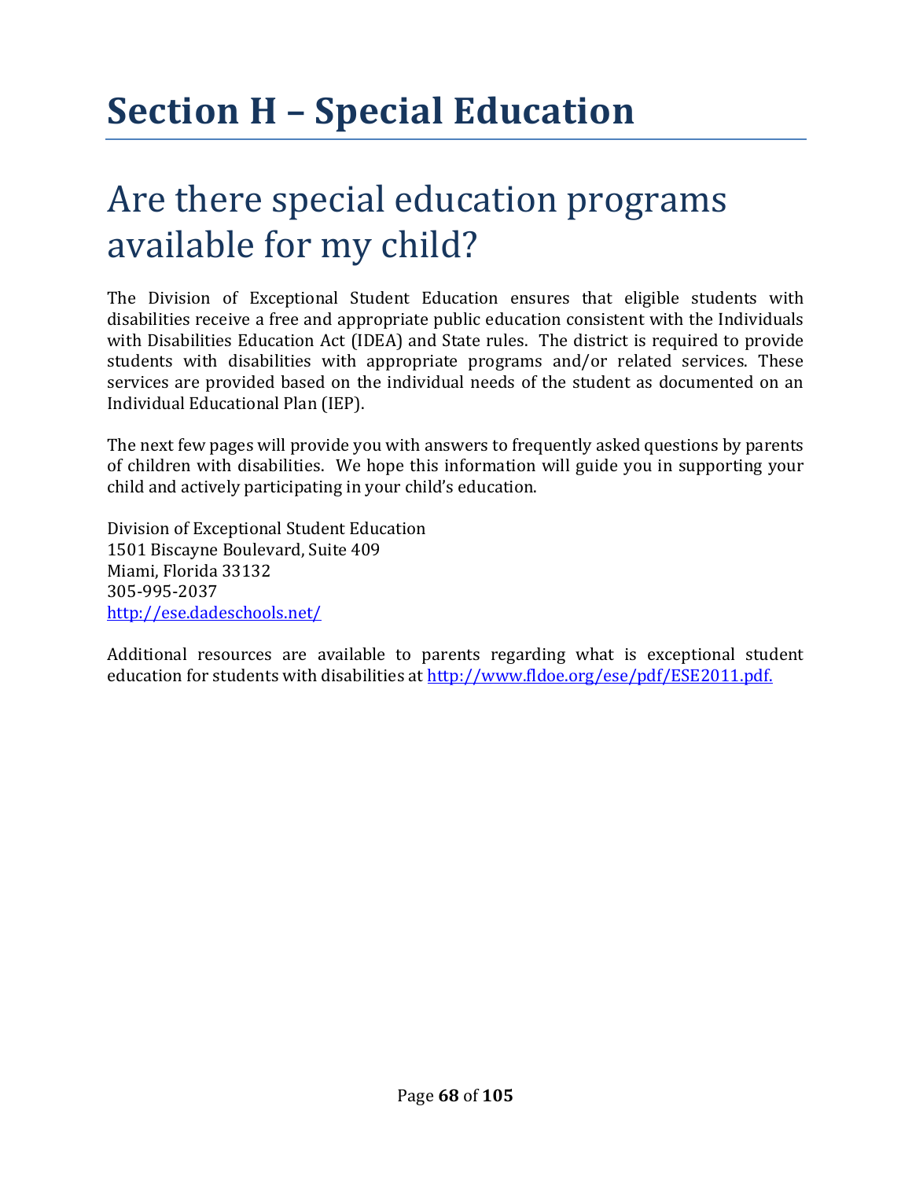# Section H – Special Education

## Are there special education programs available for my child?

The Division of Exceptional Student Education ensures that eligible students with disabilities receive a free and appropriate public education consistent with the Individuals with Disabilities Education Act (IDEA) and State rules. The district is required to provide students with disabilities with appropriate programs and/or related services. These services are provided based on the individual needs of the student as documented on an Individual Educational Plan (IEP).

The next few pages will provide you with answers to frequently asked questions by parents of children with disabilities. We hope this information will guide you in supporting your child and actively participating in your child's education.

Division of Exceptional Student Education
1501 Biscayne Boulevard, Suite 409
Miami, Florida 33132
305-995-2037
http://ese.dadeschools.net/

Additional resources are available to parents regarding what is exceptional student education for students with disabilities at http://www.fldoe.org/ese/pdf/ESE2011.pdf.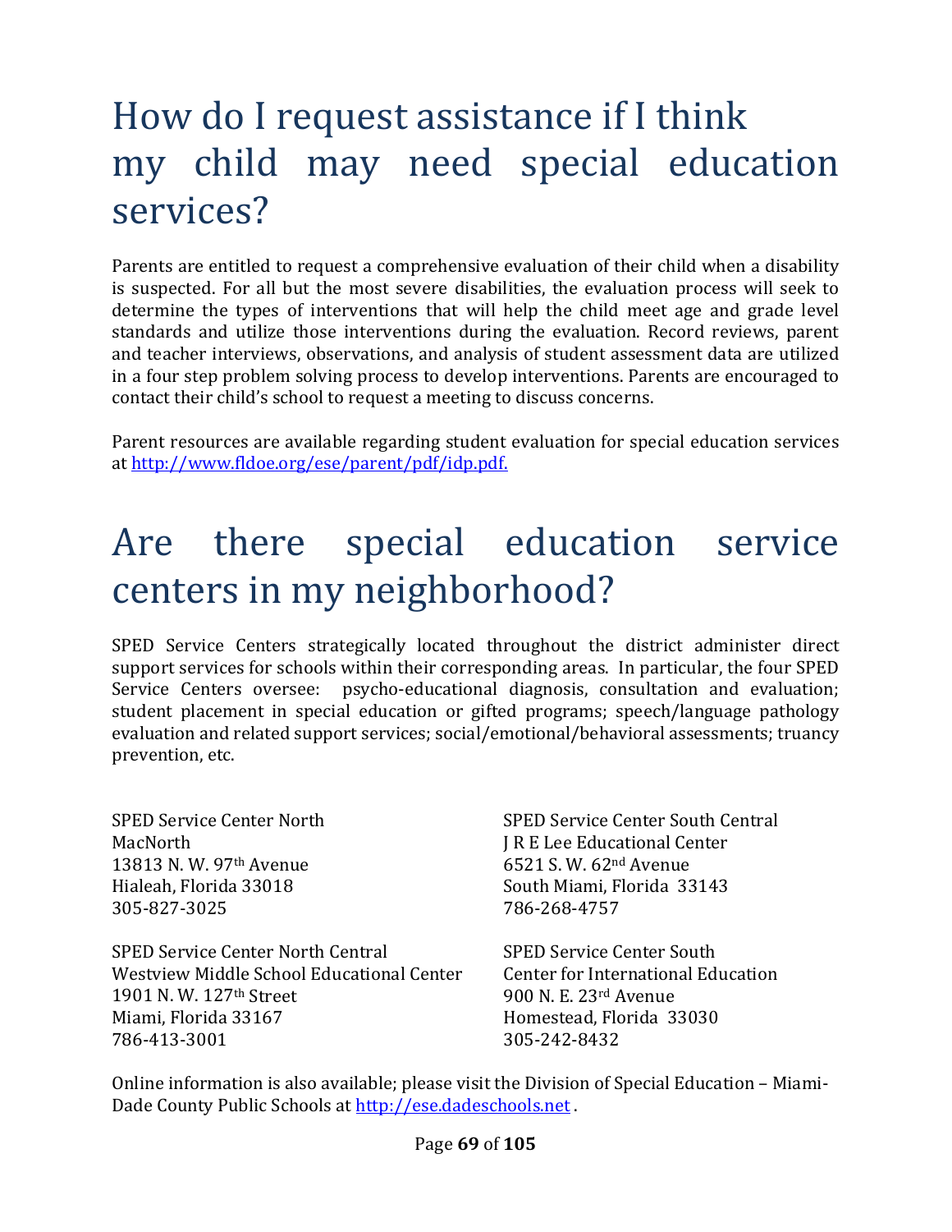# How do I request assistance if I think my child may need special education services?

Parents are entitled to request a comprehensive evaluation of their child when a disability is suspected. For all but the most severe disabilities, the evaluation process will seek to determine the types of interventions that will help the child meet age and grade level standards and utilize those interventions during the evaluation. Record reviews, parent and teacher interviews, observations, and analysis of student assessment data are utilized in a four step problem solving process to develop interventions. Parents are encouraged to contact their child's school to request a meeting to discuss concerns.

Parent resources are available regarding student evaluation for special education services at [http://www.fldoe.org/ese/parent/pdf/idp.pdf.](http://www.fldoe.org/ese/parent/pdf/idp.pdf)

# Are there special education service centers in my neighborhood?

SPED Service Centers strategically located throughout the district administer direct support services for schools within their corresponding areas. In particular, the four SPED Service Centers oversee: psycho-educational diagnosis, consultation and evaluation; student placement in special education or gifted programs; speech/language pathology evaluation and related support services; social/emotional/behavioral assessments; truancy prevention, etc.

SPED Service Center North
MacNorth
13813 N. W. 97th Avenue
Hialeah, Florida 33018
305-827-3025

SPED Service Center North Central
Westview Middle School Educational Center
1901 N. W. 127th Street
Miami, Florida 33167
786-413-3001

SPED Service Center South Central
J R E Lee Educational Center
6521 S. W. 62nd Avenue
South Miami, Florida 33143
786-268-4757

SPED Service Center South
Center for International Education
900 N. E. 23rd Avenue
Homestead, Florida 33030
305-242-8432

Online information is also available; please visit the Division of Special Education – Miami-Dade County Public Schools at [http://ese.dadeschools.net](http://ese.dadeschools.net) .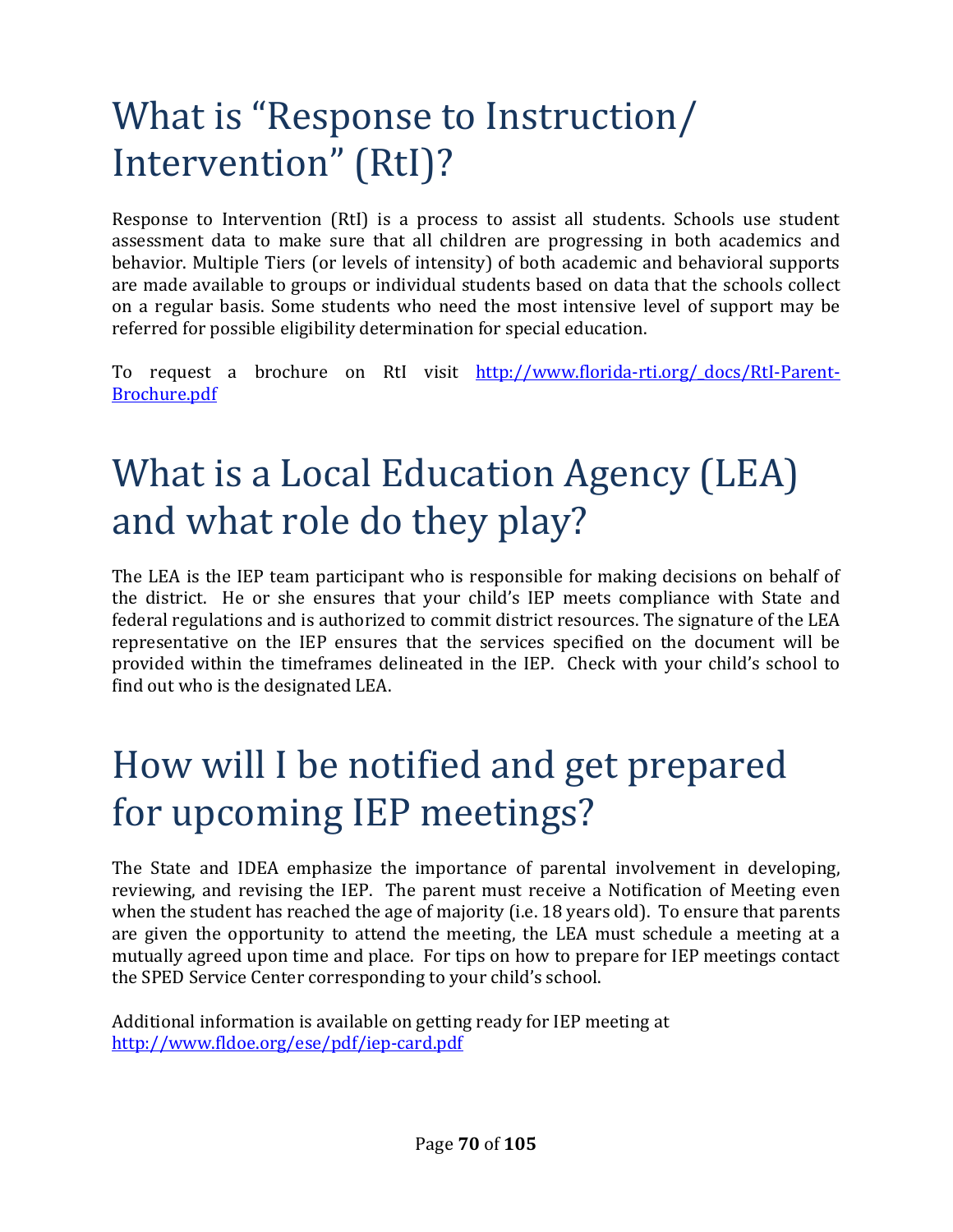# What is "Response to Instruction/ Intervention" (RtI)?

Response to Intervention (RtI) is a process to assist all students. Schools use student assessment data to make sure that all children are progressing in both academics and behavior. Multiple Tiers (or levels of intensity) of both academic and behavioral supports are made available to groups or individual students based on data that the schools collect on a regular basis. Some students who need the most intensive level of support may be referred for possible eligibility determination for special education.

To request a brochure on RtI visit http://www.florida-rti.org/_docs/RtI-Parent-Brochure.pdf

# What is a Local Education Agency (LEA) and what role do they play?

The LEA is the IEP team participant who is responsible for making decisions on behalf of the district. He or she ensures that your child's IEP meets compliance with State and federal regulations and is authorized to commit district resources. The signature of the LEA representative on the IEP ensures that the services specified on the document will be provided within the timeframes delineated in the IEP. Check with your child's school to find out who is the designated LEA.

# How will I be notified and get prepared for upcoming IEP meetings?

The State and IDEA emphasize the importance of parental involvement in developing, reviewing, and revising the IEP. The parent must receive a Notification of Meeting even when the student has reached the age of majority (i.e. 18 years old). To ensure that parents are given the opportunity to attend the meeting, the LEA must schedule a meeting at a mutually agreed upon time and place. For tips on how to prepare for IEP meetings contact the SPED Service Center corresponding to your child's school.

Additional information is available on getting ready for IEP meeting at http://www.fldoe.org/ese/pdf/iep-card.pdf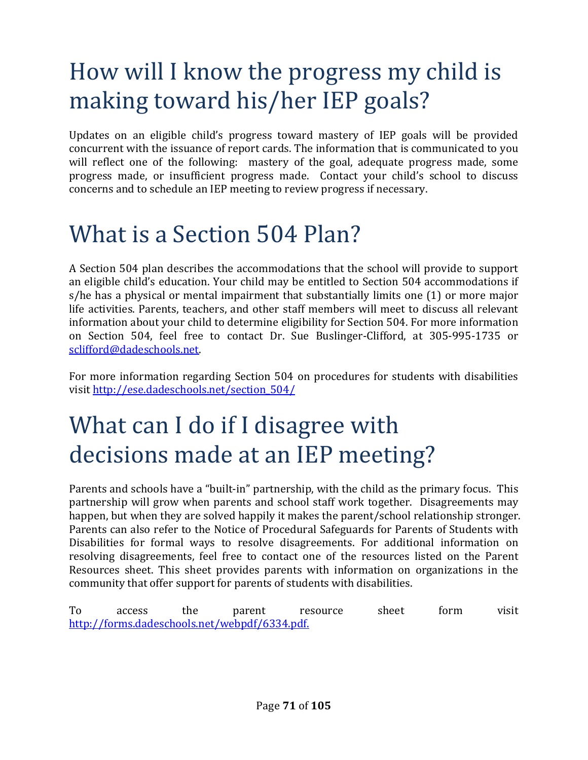# How will I know the progress my child is making toward his/her IEP goals?

Updates on an eligible child's progress toward mastery of IEP goals will be provided concurrent with the issuance of report cards. The information that is communicated to you will reflect one of the following: mastery of the goal, adequate progress made, some progress made, or insufficient progress made. Contact your child's school to discuss concerns and to schedule an IEP meeting to review progress if necessary.

# What is a Section 504 Plan?

A Section 504 plan describes the accommodations that the school will provide to support an eligible child's education. Your child may be entitled to Section 504 accommodations if s/he has a physical or mental impairment that substantially limits one (1) or more major life activities. Parents, teachers, and other staff members will meet to discuss all relevant information about your child to determine eligibility for Section 504. For more information on Section 504, feel free to contact Dr. Sue Buslinger-Clifford, at 305-995-1735 or [sclifford@dadeschools.net](mailto:sclifford@dadeschools.net).

For more information regarding Section 504 on procedures for students with disabilities visit [http://ese.dadeschools.net/section_504/](http://ese.dadeschools.net/section_504/)

# What can I do if I disagree with decisions made at an IEP meeting?

Parents and schools have a "built-in" partnership, with the child as the primary focus. This partnership will grow when parents and school staff work together. Disagreements may happen, but when they are solved happily it makes the parent/school relationship stronger. Parents can also refer to the Notice of Procedural Safeguards for Parents of Students with Disabilities for formal ways to resolve disagreements. For additional information on resolving disagreements, feel free to contact one of the resources listed on the Parent Resources sheet. This sheet provides parents with information on organizations in the community that offer support for parents of students with disabilities.

To access the parent resource sheet form visit [http://forms.dadeschools.net/webpdf/6334.pdf.](http://forms.dadeschools.net/webpdf/6334.pdf)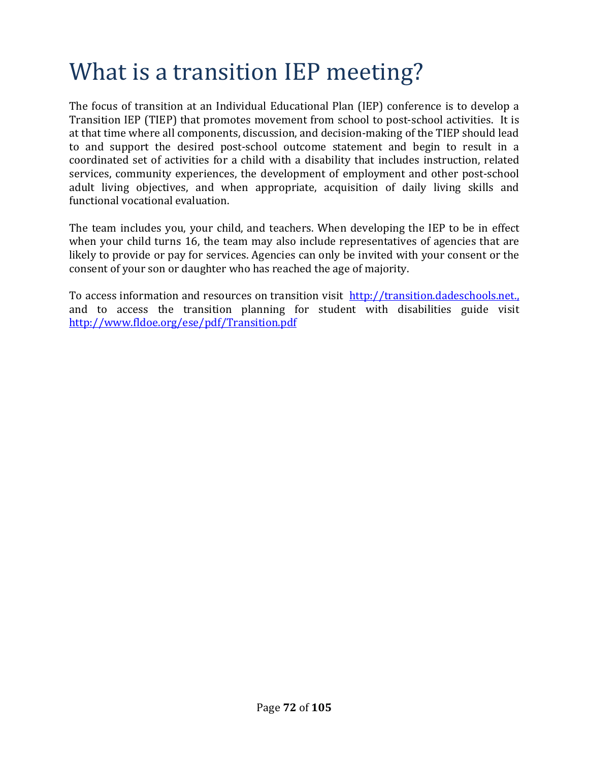# What is a transition IEP meeting?

The focus of transition at an Individual Educational Plan (IEP) conference is to develop a Transition IEP (TIEP) that promotes movement from school to post-school activities. It is at that time where all components, discussion, and decision-making of the TIEP should lead to and support the desired post-school outcome statement and begin to result in a coordinated set of activities for a child with a disability that includes instruction, related services, community experiences, the development of employment and other post-school adult living objectives, and when appropriate, acquisition of daily living skills and functional vocational evaluation.

The team includes you, your child, and teachers. When developing the IEP to be in effect when your child turns 16, the team may also include representatives of agencies that are likely to provide or pay for services. Agencies can only be invited with your consent or the consent of your son or daughter who has reached the age of majority.

To access information and resources on transition visit [http://transition.dadeschools.net.,](http://transition.dadeschools.net) and to access the transition planning for student with disabilities guide visit [http://www.fldoe.org/ese/pdf/Transition.pdf](http://www.fldoe.org/ese/pdf/Transition.pdf)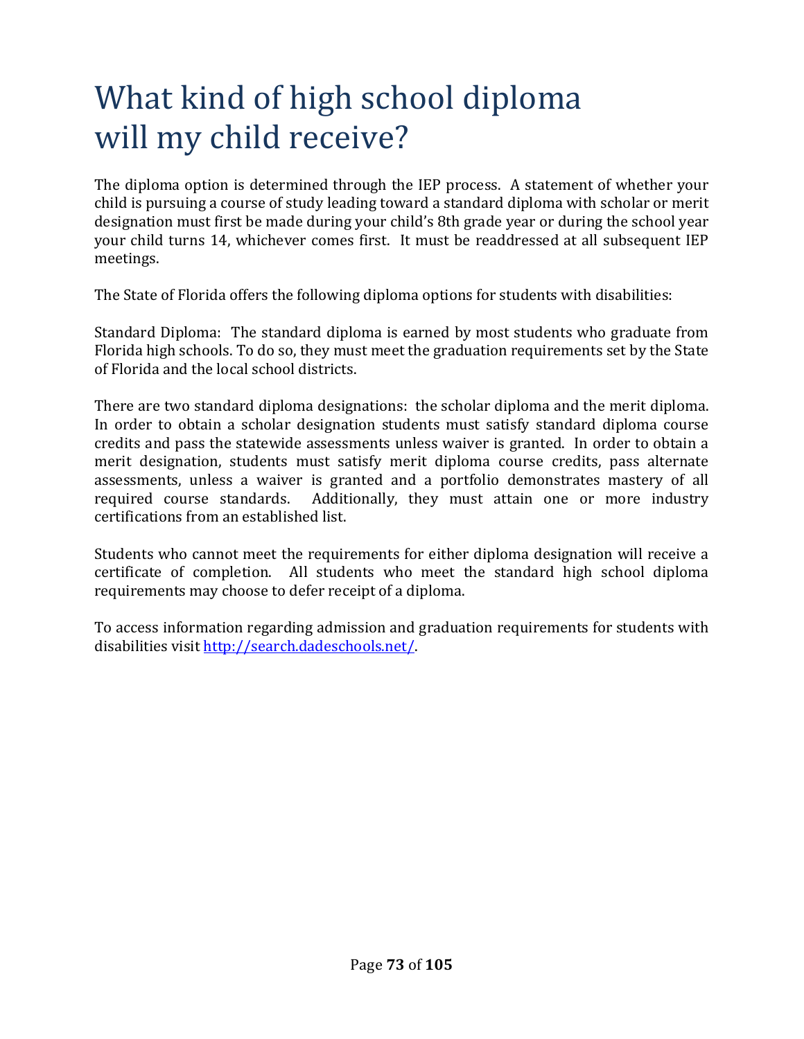# What kind of high school diploma will my child receive?

The diploma option is determined through the IEP process. A statement of whether your child is pursuing a course of study leading toward a standard diploma with scholar or merit designation must first be made during your child's 8th grade year or during the school year your child turns 14, whichever comes first. It must be readdressed at all subsequent IEP meetings.

The State of Florida offers the following diploma options for students with disabilities:

Standard Diploma: The standard diploma is earned by most students who graduate from Florida high schools. To do so, they must meet the graduation requirements set by the State of Florida and the local school districts.

There are two standard diploma designations: the scholar diploma and the merit diploma. In order to obtain a scholar designation students must satisfy standard diploma course credits and pass the statewide assessments unless waiver is granted. In order to obtain a merit designation, students must satisfy merit diploma course credits, pass alternate assessments, unless a waiver is granted and a portfolio demonstrates mastery of all required course standards. Additionally, they must attain one or more industry certifications from an established list.

Students who cannot meet the requirements for either diploma designation will receive a certificate of completion. All students who meet the standard high school diploma requirements may choose to defer receipt of a diploma.

To access information regarding admission and graduation requirements for students with disabilities visit [http://search.dadeschools.net/](http://search.dadeschools.net/).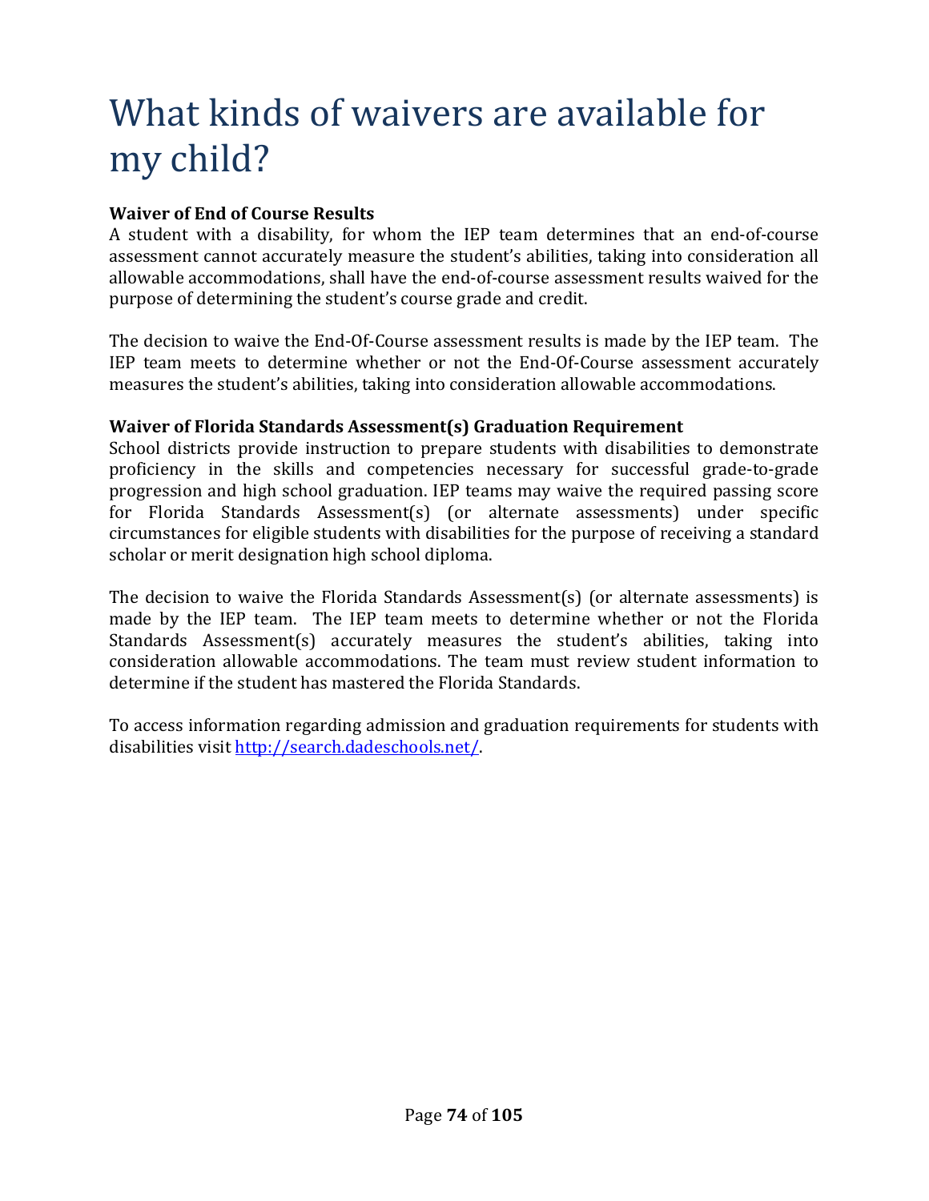# What kinds of waivers are available for my child?

**Waiver of End of Course Results**

A student with a disability, for whom the IEP team determines that an end-of-course assessment cannot accurately measure the student's abilities, taking into consideration all allowable accommodations, shall have the end-of-course assessment results waived for the purpose of determining the student's course grade and credit.

The decision to waive the End-Of-Course assessment results is made by the IEP team. The IEP team meets to determine whether or not the End-Of-Course assessment accurately measures the student's abilities, taking into consideration allowable accommodations.

**Waiver of Florida Standards Assessment(s) Graduation Requirement**

School districts provide instruction to prepare students with disabilities to demonstrate proficiency in the skills and competencies necessary for successful grade-to-grade progression and high school graduation. IEP teams may waive the required passing score for Florida Standards Assessment(s) (or alternate assessments) under specific circumstances for eligible students with disabilities for the purpose of receiving a standard scholar or merit designation high school diploma.

The decision to waive the Florida Standards Assessment(s) (or alternate assessments) is made by the IEP team. The IEP team meets to determine whether or not the Florida Standards Assessment(s) accurately measures the student's abilities, taking into consideration allowable accommodations. The team must review student information to determine if the student has mastered the Florida Standards.

To access information regarding admission and graduation requirements for students with disabilities visit [http://search.dadeschools.net/](http://search.dadeschools.net/).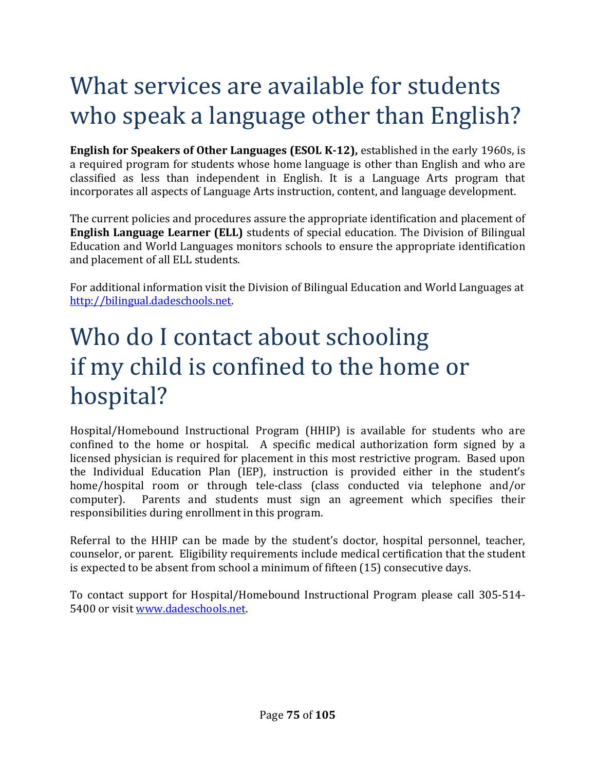# What services are available for students who speak a language other than English?

**English for Speakers of Other Languages (ESOL K-12),** established in the early 1960s, is a required program for students whose home language is other than English and who are classified as less than independent in English. It is a Language Arts program that incorporates all aspects of Language Arts instruction, content, and language development.

The current policies and procedures assure the appropriate identification and placement of **English Language Learner (ELL)** students of special education. The Division of Bilingual Education and World Languages monitors schools to ensure the appropriate identification and placement of all ELL students.

For additional information visit the Division of Bilingual Education and World Languages at http://bilingual.dadeschools.net.

# Who do I contact about schooling if my child is confined to the home or hospital?

Hospital/Homebound Instructional Program (HHIP) is available for students who are confined to the home or hospital. A specific medical authorization form signed by a licensed physician is required for placement in this most restrictive program. Based upon the Individual Education Plan (IEP), instruction is provided either in the student's home/hospital room or through tele-class (class conducted via telephone and/or computer). Parents and students must sign an agreement which specifies their responsibilities during enrollment in this program.

Referral to the HHIP can be made by the student's doctor, hospital personnel, teacher, counselor, or parent. Eligibility requirements include medical certification that the student is expected to be absent from school a minimum of fifteen (15) consecutive days.

To contact support for Hospital/Homebound Instructional Program please call 305-514-5400 or visit www.dadeschools.net.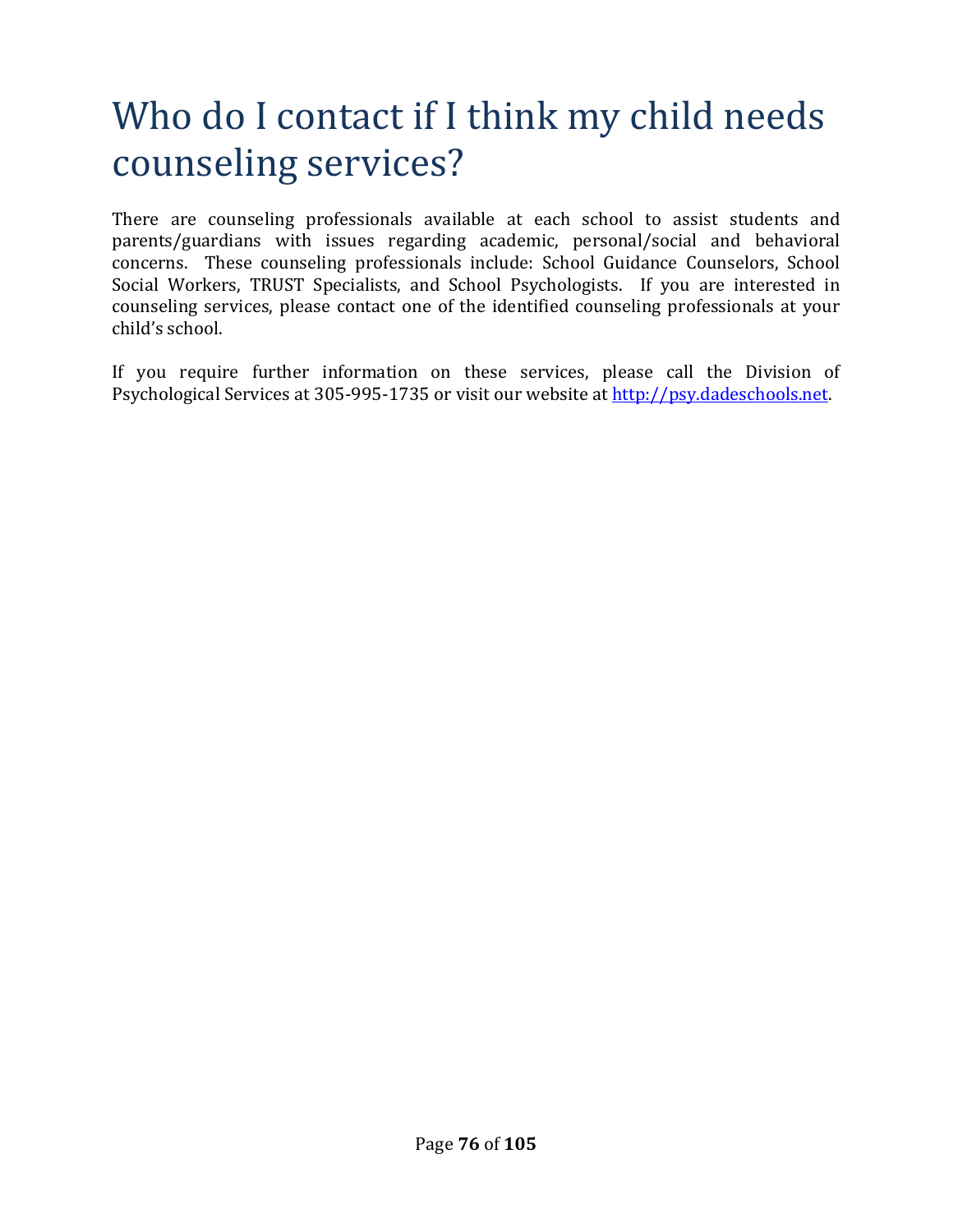# Who do I contact if I think my child needs counseling services?

There are counseling professionals available at each school to assist students and parents/guardians with issues regarding academic, personal/social and behavioral concerns. These counseling professionals include: School Guidance Counselors, School Social Workers, TRUST Specialists, and School Psychologists. If you are interested in counseling services, please contact one of the identified counseling professionals at your child's school.

If you require further information on these services, please call the Division of Psychological Services at 305-995-1735 or visit our website at [http://psy.dadeschools.net](http://psy.dadeschools.net).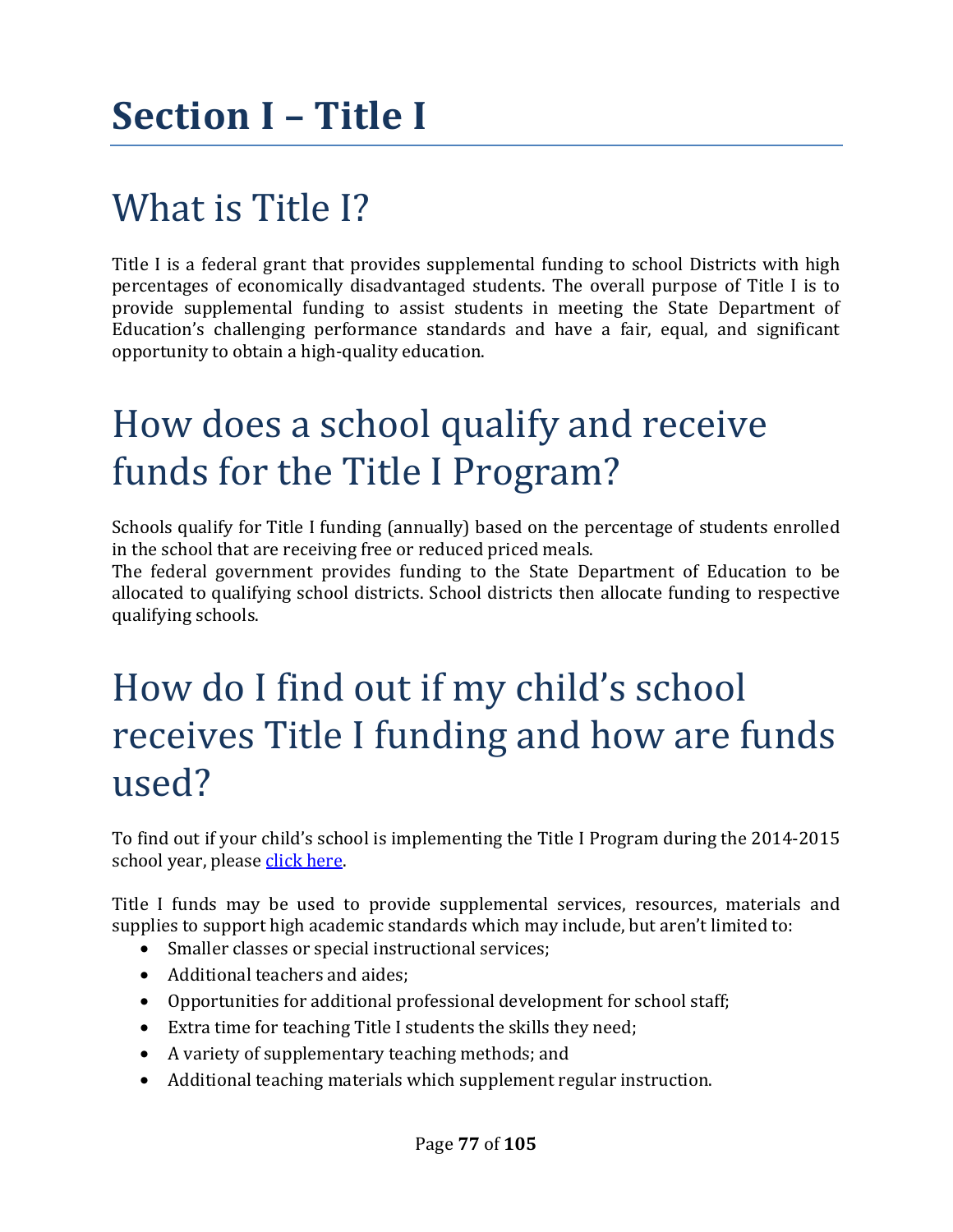# Section I – Title I

## What is Title I?

Title I is a federal grant that provides supplemental funding to school Districts with high percentages of economically disadvantaged students. The overall purpose of Title I is to provide supplemental funding to assist students in meeting the State Department of Education's challenging performance standards and have a fair, equal, and significant opportunity to obtain a high-quality education.

## How does a school qualify and receive funds for the Title I Program?

Schools qualify for Title I funding (annually) based on the percentage of students enrolled in the school that are receiving free or reduced priced meals.

The federal government provides funding to the State Department of Education to be allocated to qualifying school districts. School districts then allocate funding to respective qualifying schools.

## How do I find out if my child's school receives Title I funding and how are funds used?

To find out if your child's school is implementing the Title I Program during the 2014-2015 school year, please click here.

Title I funds may be used to provide supplemental services, resources, materials and supplies to support high academic standards which may include, but aren't limited to:

- Smaller classes or special instructional services;
- Additional teachers and aides;
- Opportunities for additional professional development for school staff;
- Extra time for teaching Title I students the skills they need;
- A variety of supplementary teaching methods; and
- Additional teaching materials which supplement regular instruction.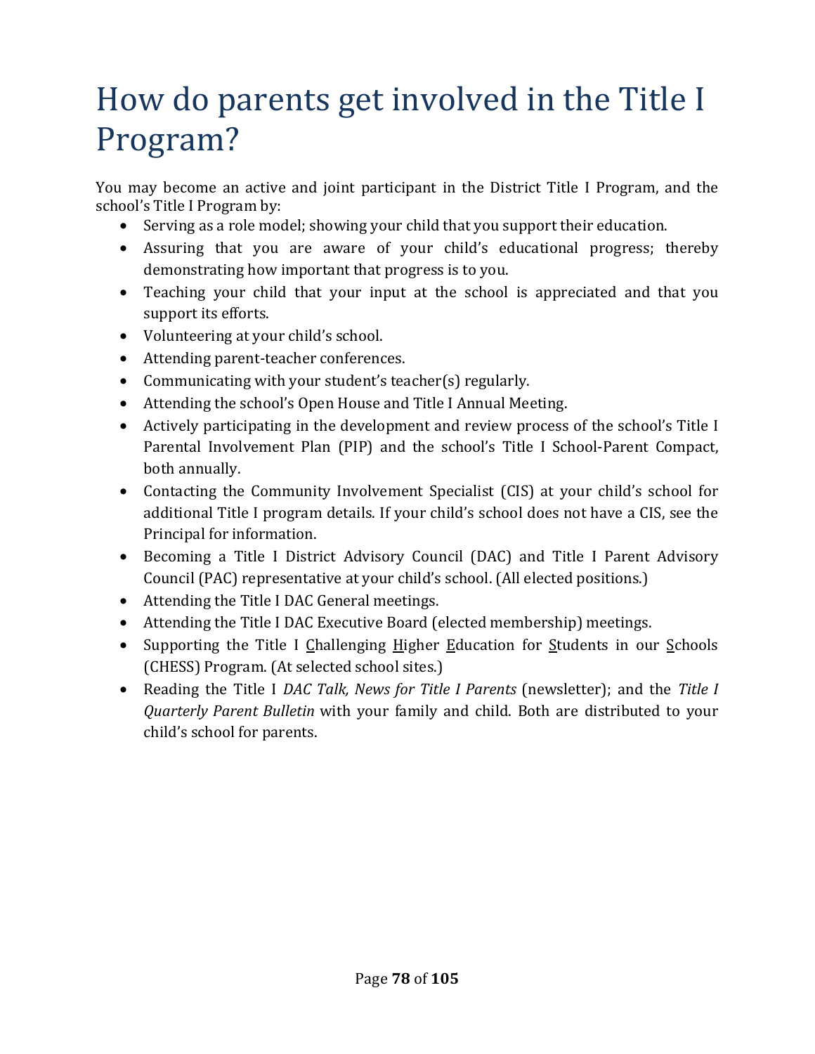# How do parents get involved in the Title I Program?

You may become an active and joint participant in the District Title I Program, and the school's Title I Program by:

- Serving as a role model; showing your child that you support their education.
- Assuring that you are aware of your child's educational progress; thereby demonstrating how important that progress is to you.
- Teaching your child that your input at the school is appreciated and that you support its efforts.
- Volunteering at your child's school.
- Attending parent-teacher conferences.
- Communicating with your student's teacher(s) regularly.
- Attending the school's Open House and Title I Annual Meeting.
- Actively participating in the development and review process of the school's Title I Parental Involvement Plan (PIP) and the school's Title I School-Parent Compact, both annually.
- Contacting the Community Involvement Specialist (CIS) at your child's school for additional Title I program details. If your child's school does not have a CIS, see the Principal for information.
- Becoming a Title I District Advisory Council (DAC) and Title I Parent Advisory Council (PAC) representative at your child's school. (All elected positions.)
- Attending the Title I DAC General meetings.
- Attending the Title I DAC Executive Board (elected membership) meetings.
- Supporting the Title I <u>C</u>hallenging <u>H</u>igher <u>E</u>ducation for <u>S</u>tudents in our <u>S</u>chools (CHESS) Program. (At selected school sites.)
- Reading the Title I *DAC Talk, News for Title I Parents* (newsletter); and the *Title I Quarterly Parent Bulletin* with your family and child. Both are distributed to your child's school for parents.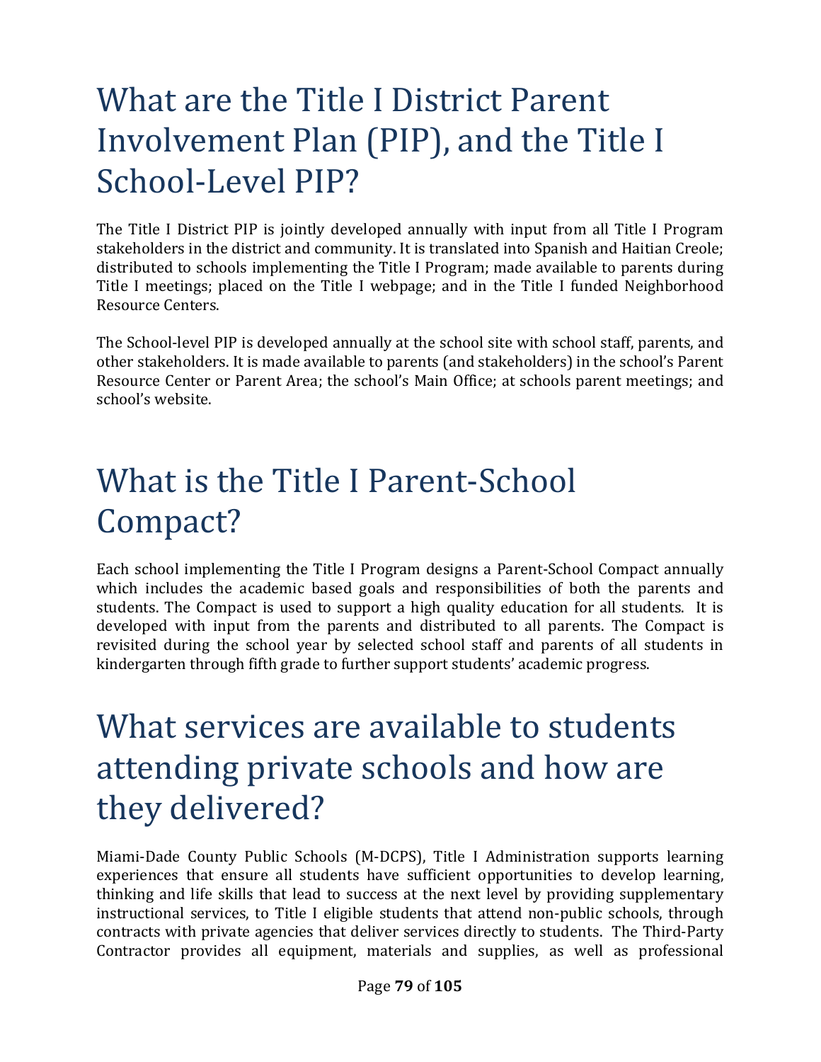# What are the Title I District Parent Involvement Plan (PIP), and the Title I School-Level PIP?

The Title I District PIP is jointly developed annually with input from all Title I Program stakeholders in the district and community. It is translated into Spanish and Haitian Creole; distributed to schools implementing the Title I Program; made available to parents during Title I meetings; placed on the Title I webpage; and in the Title I funded Neighborhood Resource Centers.

The School-level PIP is developed annually at the school site with school staff, parents, and other stakeholders. It is made available to parents (and stakeholders) in the school's Parent Resource Center or Parent Area; the school's Main Office; at schools parent meetings; and school's website.

# What is the Title I Parent-School Compact?

Each school implementing the Title I Program designs a Parent-School Compact annually which includes the academic based goals and responsibilities of both the parents and students. The Compact is used to support a high quality education for all students. It is developed with input from the parents and distributed to all parents. The Compact is revisited during the school year by selected school staff and parents of all students in kindergarten through fifth grade to further support students' academic progress.

# What services are available to students attending private schools and how are they delivered?

Miami-Dade County Public Schools (M-DCPS), Title I Administration supports learning experiences that ensure all students have sufficient opportunities to develop learning, thinking and life skills that lead to success at the next level by providing supplementary instructional services, to Title I eligible students that attend non-public schools, through contracts with private agencies that deliver services directly to students. The Third-Party Contractor provides all equipment, materials and supplies, as well as professional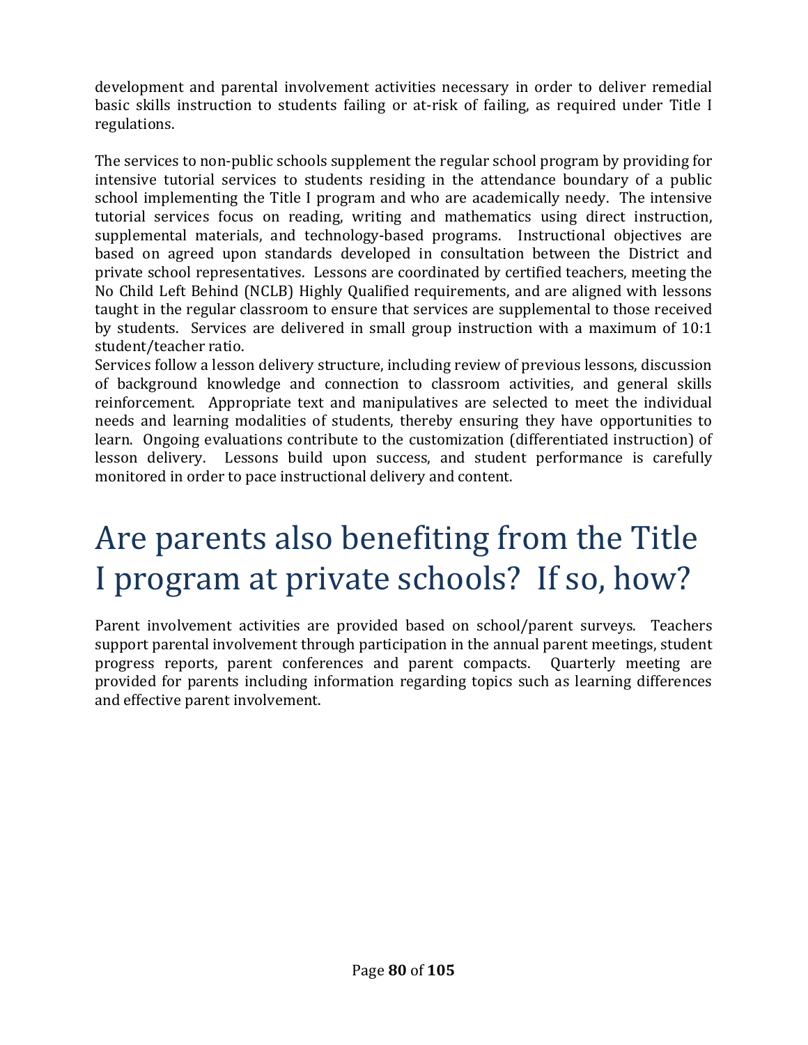development and parental involvement activities necessary in order to deliver remedial basic skills instruction to students failing or at-risk of failing, as required under Title I regulations.

The services to non-public schools supplement the regular school program by providing for intensive tutorial services to students residing in the attendance boundary of a public school implementing the Title I program and who are academically needy. The intensive tutorial services focus on reading, writing and mathematics using direct instruction, supplemental materials, and technology-based programs. Instructional objectives are based on agreed upon standards developed in consultation between the District and private school representatives. Lessons are coordinated by certified teachers, meeting the No Child Left Behind (NCLB) Highly Qualified requirements, and are aligned with lessons taught in the regular classroom to ensure that services are supplemental to those received by students. Services are delivered in small group instruction with a maximum of 10:1 student/teacher ratio.

Services follow a lesson delivery structure, including review of previous lessons, discussion of background knowledge and connection to classroom activities, and general skills reinforcement. Appropriate text and manipulatives are selected to meet the individual needs and learning modalities of students, thereby ensuring they have opportunities to learn. Ongoing evaluations contribute to the customization (differentiated instruction) of lesson delivery. Lessons build upon success, and student performance is carefully monitored in order to pace instructional delivery and content.

# Are parents also benefiting from the Title I program at private schools? If so, how?

Parent involvement activities are provided based on school/parent surveys. Teachers support parental involvement through participation in the annual parent meetings, student progress reports, parent conferences and parent compacts. Quarterly meeting are provided for parents including information regarding topics such as learning differences and effective parent involvement.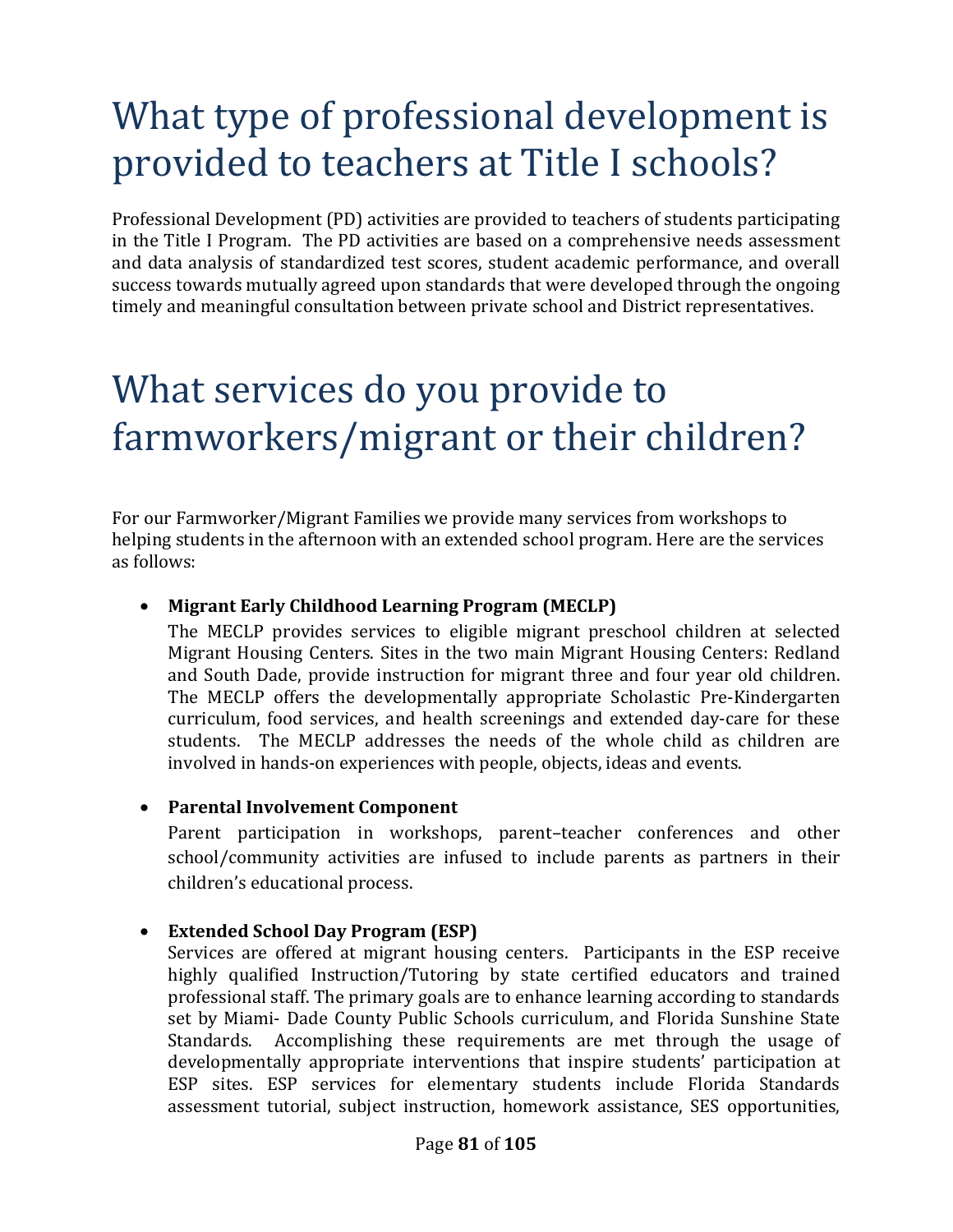# What type of professional development is provided to teachers at Title I schools?

Professional Development (PD) activities are provided to teachers of students participating in the Title I Program. The PD activities are based on a comprehensive needs assessment and data analysis of standardized test scores, student academic performance, and overall success towards mutually agreed upon standards that were developed through the ongoing timely and meaningful consultation between private school and District representatives.

# What services do you provide to farmworkers/migrant or their children?

For our Farmworker/Migrant Families we provide many services from workshops to helping students in the afternoon with an extended school program. Here are the services as follows:

- **Migrant Early Childhood Learning Program (MECLP)**
  The MECLP provides services to eligible migrant preschool children at selected Migrant Housing Centers. Sites in the two main Migrant Housing Centers: Redland and South Dade, provide instruction for migrant three and four year old children. The MECLP offers the developmentally appropriate Scholastic Pre-Kindergarten curriculum, food services, and health screenings and extended day-care for these students. The MECLP addresses the needs of the whole child as children are involved in hands-on experiences with people, objects, ideas and events.

- **Parental Involvement Component**
  Parent participation in workshops, parent–teacher conferences and other school/community activities are infused to include parents as partners in their children's educational process.

- **Extended School Day Program (ESP)**
  Services are offered at migrant housing centers. Participants in the ESP receive highly qualified Instruction/Tutoring by state certified educators and trained professional staff. The primary goals are to enhance learning according to standards set by Miami- Dade County Public Schools curriculum, and Florida Sunshine State Standards. Accomplishing these requirements are met through the usage of developmentally appropriate interventions that inspire students' participation at ESP sites. ESP services for elementary students include Florida Standards assessment tutorial, subject instruction, homework assistance, SES opportunities,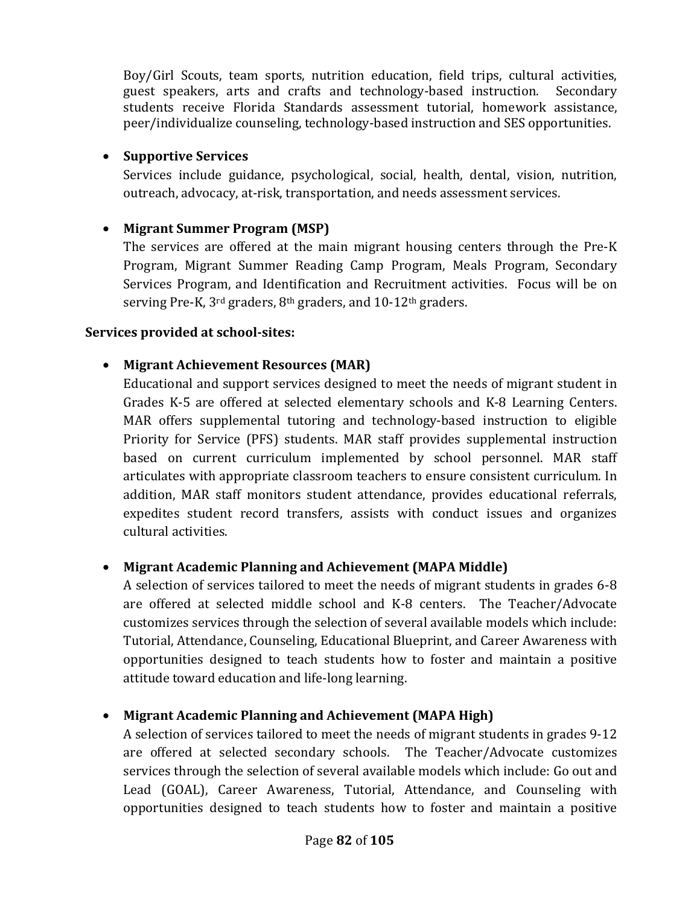Boy/Girl Scouts, team sports, nutrition education, field trips, cultural activities, guest speakers, arts and crafts and technology-based instruction. Secondary students receive Florida Standards assessment tutorial, homework assistance, peer/individualize counseling, technology-based instruction and SES opportunities.

- **Supportive Services**

  Services include guidance, psychological, social, health, dental, vision, nutrition, outreach, advocacy, at-risk, transportation, and needs assessment services.

- **Migrant Summer Program (MSP)**

  The services are offered at the main migrant housing centers through the Pre-K Program, Migrant Summer Reading Camp Program, Meals Program, Secondary Services Program, and Identification and Recruitment activities. Focus will be on serving Pre-K, 3rd graders, 8th graders, and 10-12th graders.

**Services provided at school-sites:**

- **Migrant Achievement Resources (MAR)**

  Educational and support services designed to meet the needs of migrant student in Grades K-5 are offered at selected elementary schools and K-8 Learning Centers. MAR offers supplemental tutoring and technology-based instruction to eligible Priority for Service (PFS) students. MAR staff provides supplemental instruction based on current curriculum implemented by school personnel. MAR staff articulates with appropriate classroom teachers to ensure consistent curriculum. In addition, MAR staff monitors student attendance, provides educational referrals, expedites student record transfers, assists with conduct issues and organizes cultural activities.

- **Migrant Academic Planning and Achievement (MAPA Middle)**

  A selection of services tailored to meet the needs of migrant students in grades 6-8 are offered at selected middle school and K-8 centers. The Teacher/Advocate customizes services through the selection of several available models which include: Tutorial, Attendance, Counseling, Educational Blueprint, and Career Awareness with opportunities designed to teach students how to foster and maintain a positive attitude toward education and life-long learning.

- **Migrant Academic Planning and Achievement (MAPA High)**

  A selection of services tailored to meet the needs of migrant students in grades 9-12 are offered at selected secondary schools. The Teacher/Advocate customizes services through the selection of several available models which include: Go out and Lead (GOAL), Career Awareness, Tutorial, Attendance, and Counseling with opportunities designed to teach students how to foster and maintain a positive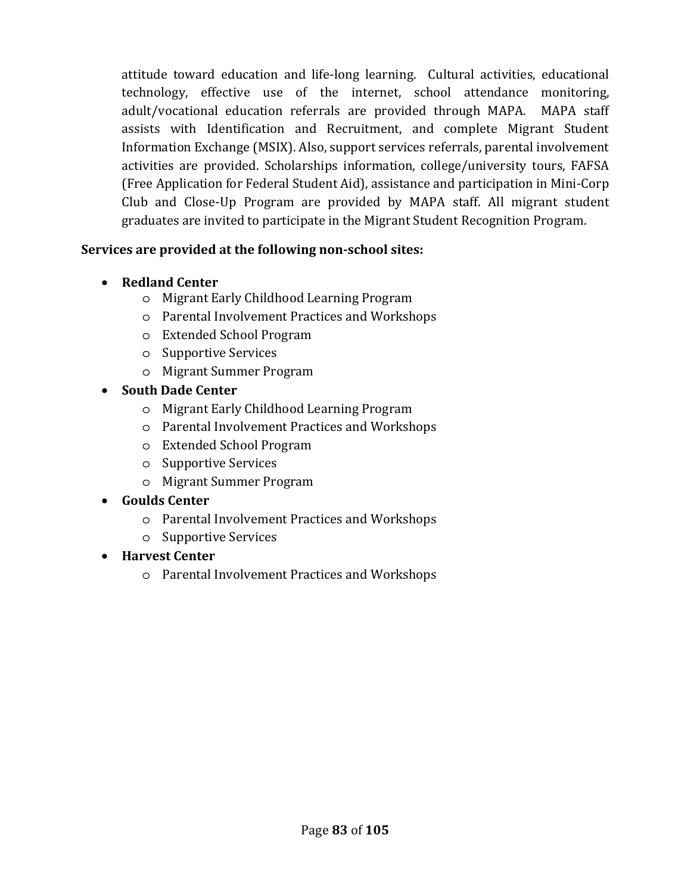attitude toward education and life-long learning. Cultural activities, educational technology, effective use of the internet, school attendance monitoring, adult/vocational education referrals are provided through MAPA. MAPA staff assists with Identification and Recruitment, and complete Migrant Student Information Exchange (MSIX). Also, support services referrals, parental involvement activities are provided. Scholarships information, college/university tours, FAFSA (Free Application for Federal Student Aid), assistance and participation in Mini-Corp Club and Close-Up Program are provided by MAPA staff. All migrant student graduates are invited to participate in the Migrant Student Recognition Program.

**Services are provided at the following non-school sites:**

- **Redland Center**
  - Migrant Early Childhood Learning Program
  - Parental Involvement Practices and Workshops
  - Extended School Program
  - Supportive Services
  - Migrant Summer Program
- **South Dade Center**
  - Migrant Early Childhood Learning Program
  - Parental Involvement Practices and Workshops
  - Extended School Program
  - Supportive Services
  - Migrant Summer Program
- **Goulds Center**
  - Parental Involvement Practices and Workshops
  - Supportive Services
- **Harvest Center**
  - Parental Involvement Practices and Workshops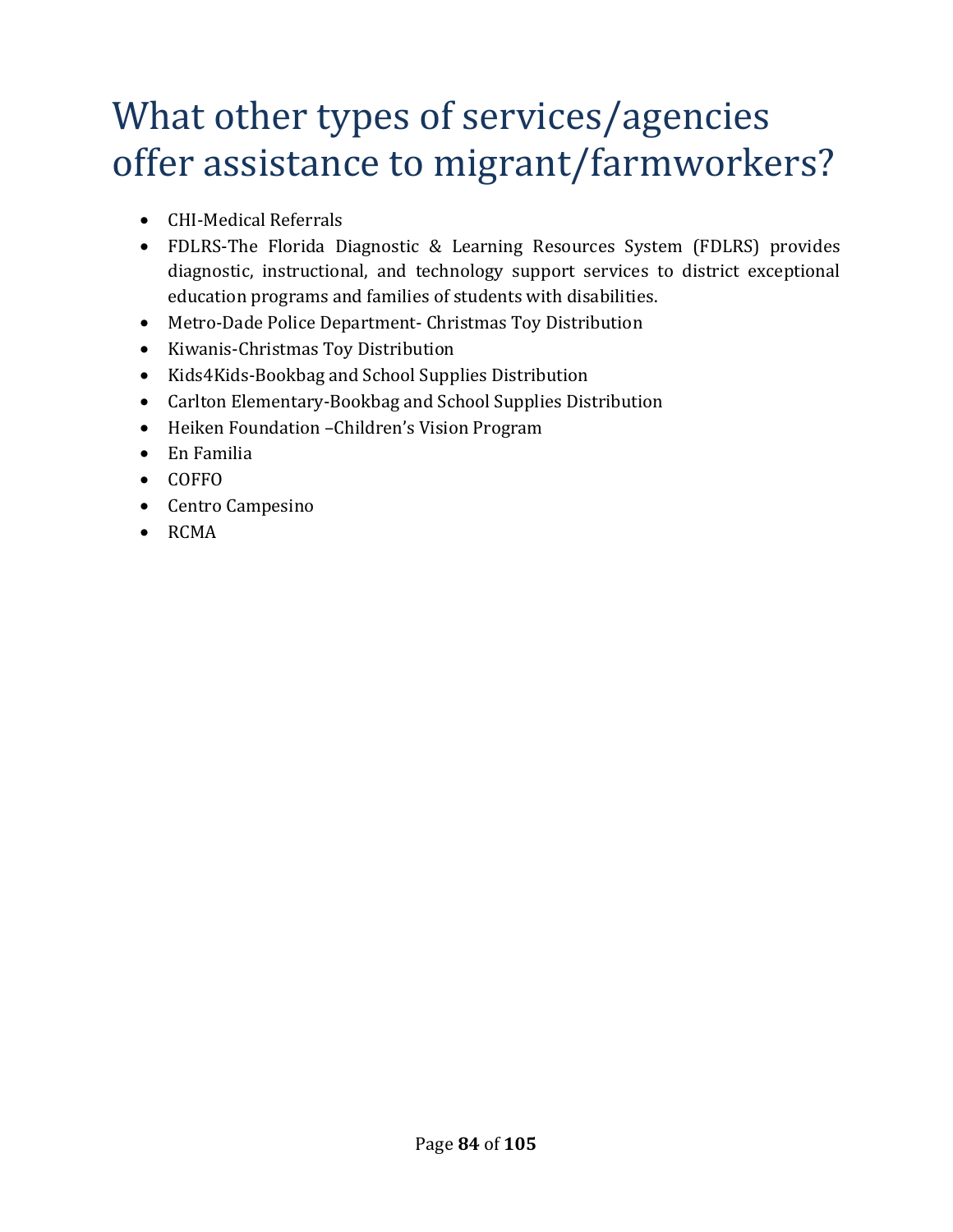# What other types of services/agencies offer assistance to migrant/farmworkers?

- CHI-Medical Referrals
- FDLRS-The Florida Diagnostic & Learning Resources System (FDLRS) provides diagnostic, instructional, and technology support services to district exceptional education programs and families of students with disabilities.
- Metro-Dade Police Department- Christmas Toy Distribution
- Kiwanis-Christmas Toy Distribution
- Kids4Kids-Bookbag and School Supplies Distribution
- Carlton Elementary-Bookbag and School Supplies Distribution
- Heiken Foundation –Children's Vision Program
- En Familia
- COFFO
- Centro Campesino
- RCMA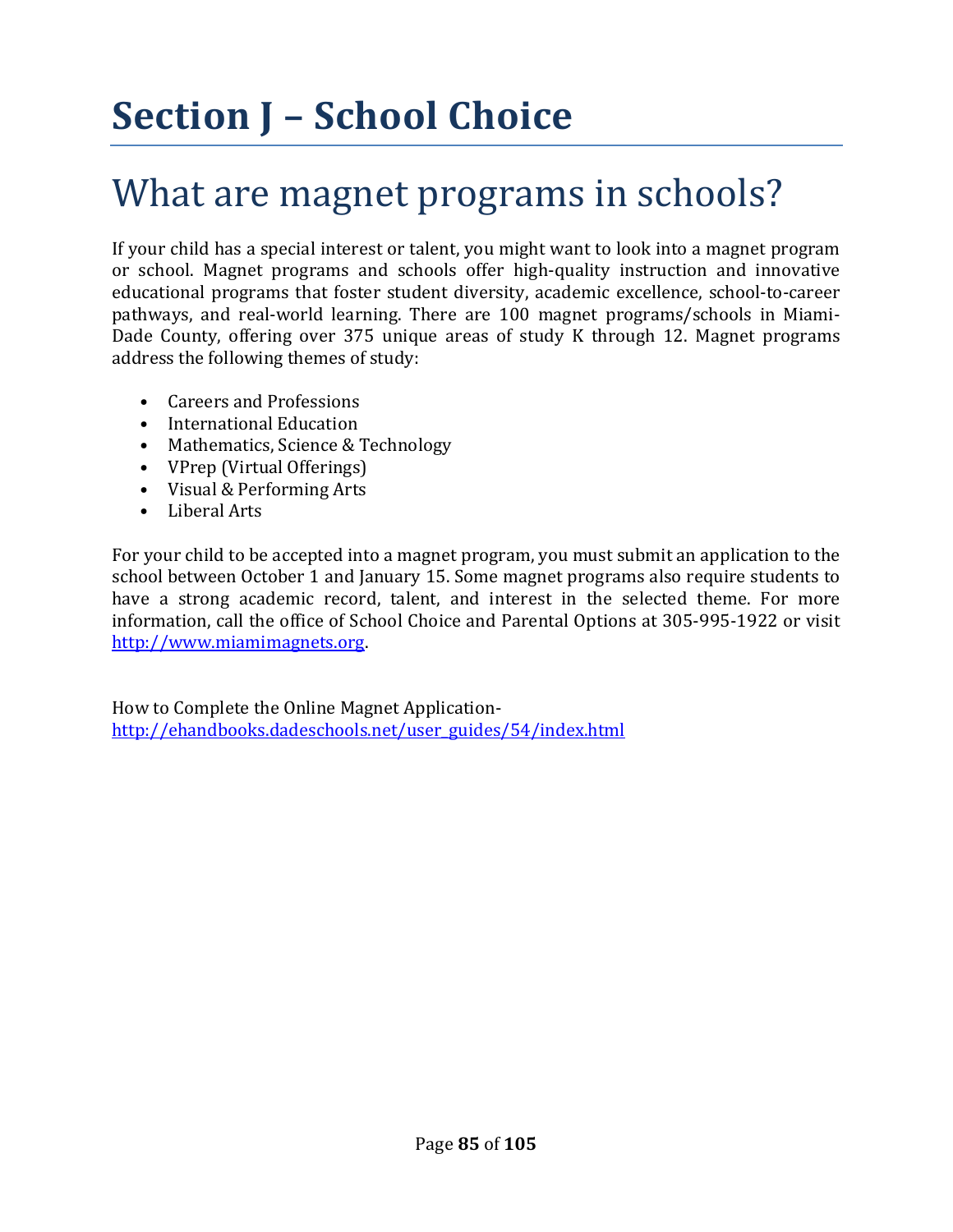# Section J – School Choice

## What are magnet programs in schools?

If your child has a special interest or talent, you might want to look into a magnet program or school. Magnet programs and schools offer high-quality instruction and innovative educational programs that foster student diversity, academic excellence, school-to-career pathways, and real-world learning. There are 100 magnet programs/schools in Miami-Dade County, offering over 375 unique areas of study K through 12. Magnet programs address the following themes of study:

- Careers and Professions
- International Education
- Mathematics, Science & Technology
- VPrep (Virtual Offerings)
- Visual & Performing Arts
- Liberal Arts

For your child to be accepted into a magnet program, you must submit an application to the school between October 1 and January 15. Some magnet programs also require students to have a strong academic record, talent, and interest in the selected theme. For more information, call the office of School Choice and Parental Options at 305-995-1922 or visit [http://www.miamimagnets.org](http://www.miamimagnets.org).

How to Complete the Online Magnet Application- [http://ehandbooks.dadeschools.net/user_guides/54/index.html](http://ehandbooks.dadeschools.net/user_guides/54/index.html)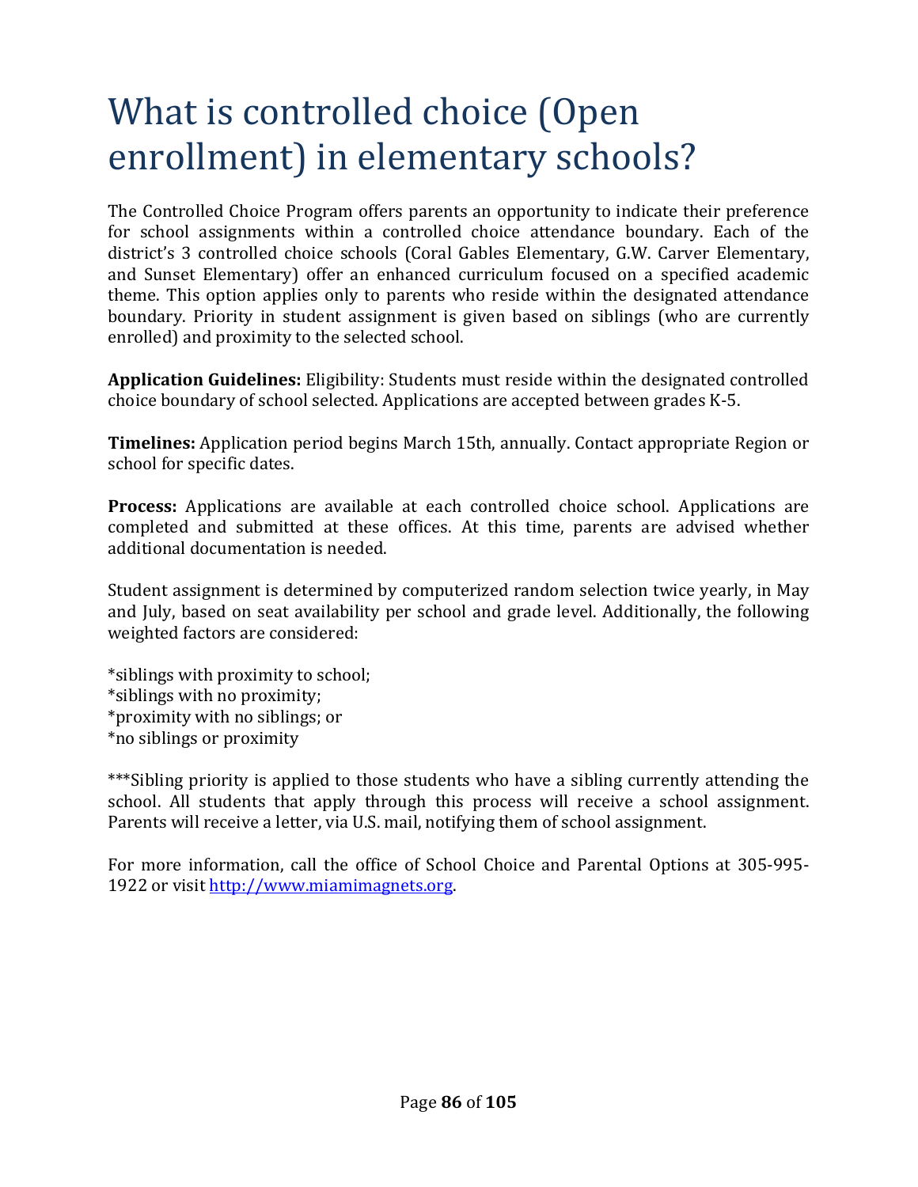# What is controlled choice (Open enrollment) in elementary schools?

The Controlled Choice Program offers parents an opportunity to indicate their preference for school assignments within a controlled choice attendance boundary. Each of the district's 3 controlled choice schools (Coral Gables Elementary, G.W. Carver Elementary, and Sunset Elementary) offer an enhanced curriculum focused on a specified academic theme. This option applies only to parents who reside within the designated attendance boundary. Priority in student assignment is given based on siblings (who are currently enrolled) and proximity to the selected school.

**Application Guidelines:** Eligibility: Students must reside within the designated controlled choice boundary of school selected. Applications are accepted between grades K-5.

**Timelines:** Application period begins March 15th, annually. Contact appropriate Region or school for specific dates.

**Process:** Applications are available at each controlled choice school. Applications are completed and submitted at these offices. At this time, parents are advised whether additional documentation is needed.

Student assignment is determined by computerized random selection twice yearly, in May and July, based on seat availability per school and grade level. Additionally, the following weighted factors are considered:

*siblings with proximity to school;
*siblings with no proximity;
*proximity with no siblings; or
*no siblings or proximity

***Sibling priority is applied to those students who have a sibling currently attending the school. All students that apply through this process will receive a school assignment. Parents will receive a letter, via U.S. mail, notifying them of school assignment.

For more information, call the office of School Choice and Parental Options at 305-995-1922 or visit [http://www.miamimagnets.org](http://www.miamimagnets.org).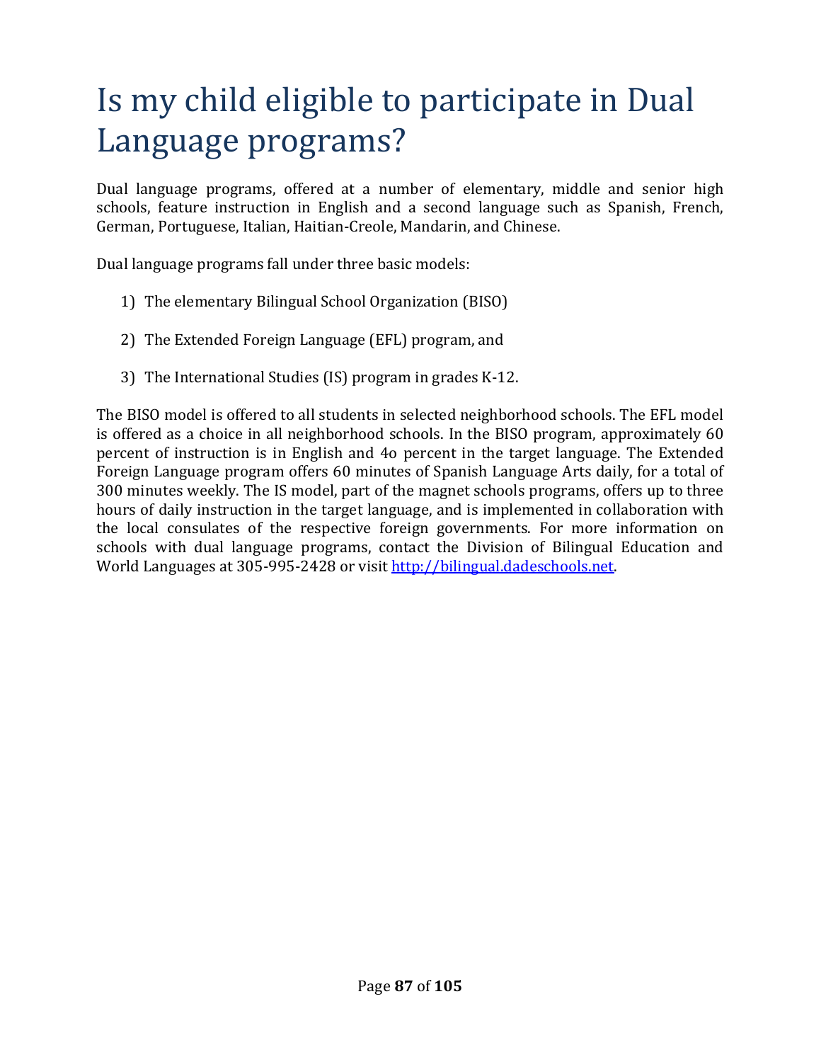# Is my child eligible to participate in Dual Language programs?

Dual language programs, offered at a number of elementary, middle and senior high schools, feature instruction in English and a second language such as Spanish, French, German, Portuguese, Italian, Haitian-Creole, Mandarin, and Chinese.

Dual language programs fall under three basic models:

1) The elementary Bilingual School Organization (BISO)
2) The Extended Foreign Language (EFL) program, and
3) The International Studies (IS) program in grades K-12.

The BISO model is offered to all students in selected neighborhood schools. The EFL model is offered as a choice in all neighborhood schools. In the BISO program, approximately 60 percent of instruction is in English and 4o percent in the target language. The Extended Foreign Language program offers 60 minutes of Spanish Language Arts daily, for a total of 300 minutes weekly. The IS model, part of the magnet schools programs, offers up to three hours of daily instruction in the target language, and is implemented in collaboration with the local consulates of the respective foreign governments. For more information on schools with dual language programs, contact the Division of Bilingual Education and World Languages at 305-995-2428 or visit [http://bilingual.dadeschools.net](http://bilingual.dadeschools.net).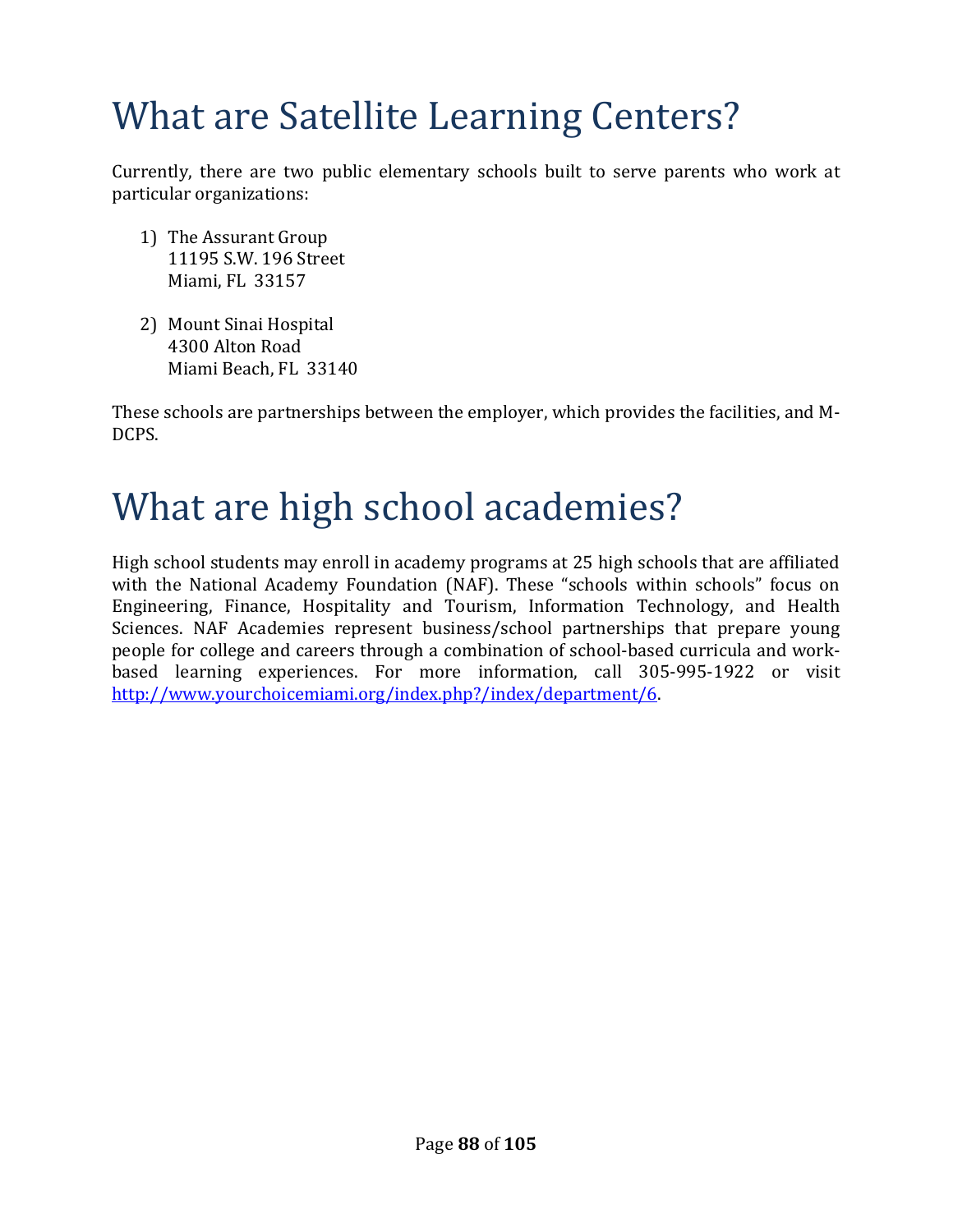# What are Satellite Learning Centers?

Currently, there are two public elementary schools built to serve parents who work at particular organizations:

1) The Assurant Group
   11195 S.W. 196 Street
   Miami, FL 33157

2) Mount Sinai Hospital
   4300 Alton Road
   Miami Beach, FL 33140

These schools are partnerships between the employer, which provides the facilities, and M-DCPS.

# What are high school academies?

High school students may enroll in academy programs at 25 high schools that are affiliated with the National Academy Foundation (NAF). These "schools within schools" focus on Engineering, Finance, Hospitality and Tourism, Information Technology, and Health Sciences. NAF Academies represent business/school partnerships that prepare young people for college and careers through a combination of school-based curricula and work-based learning experiences. For more information, call 305-995-1922 or visit [http://www.yourchoicemiami.org/index.php?/index/department/6](http://www.yourchoicemiami.org/index.php?/index/department/6).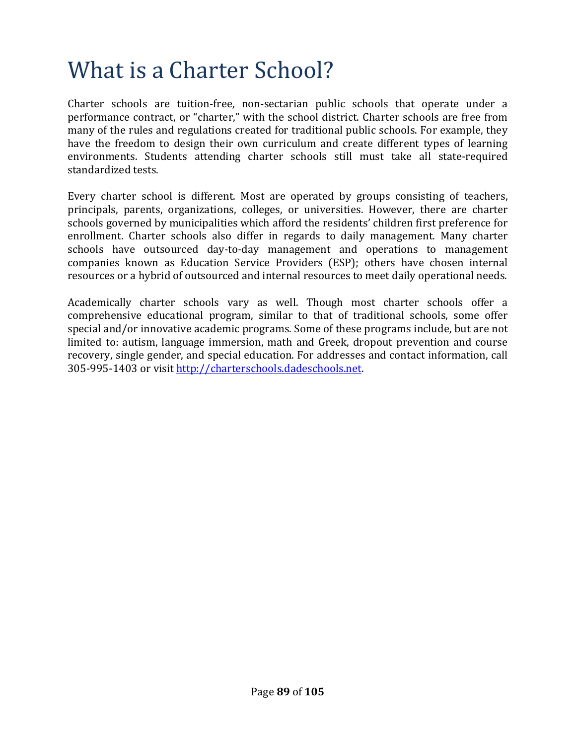# What is a Charter School?

Charter schools are tuition-free, non-sectarian public schools that operate under a performance contract, or "charter," with the school district. Charter schools are free from many of the rules and regulations created for traditional public schools. For example, they have the freedom to design their own curriculum and create different types of learning environments. Students attending charter schools still must take all state-required standardized tests.

Every charter school is different. Most are operated by groups consisting of teachers, principals, parents, organizations, colleges, or universities. However, there are charter schools governed by municipalities which afford the residents' children first preference for enrollment. Charter schools also differ in regards to daily management. Many charter schools have outsourced day-to-day management and operations to management companies known as Education Service Providers (ESP); others have chosen internal resources or a hybrid of outsourced and internal resources to meet daily operational needs.

Academically charter schools vary as well. Though most charter schools offer a comprehensive educational program, similar to that of traditional schools, some offer special and/or innovative academic programs. Some of these programs include, but are not limited to: autism, language immersion, math and Greek, dropout prevention and course recovery, single gender, and special education. For addresses and contact information, call 305-995-1403 or visit [http://charterschools.dadeschools.net](http://charterschools.dadeschools.net).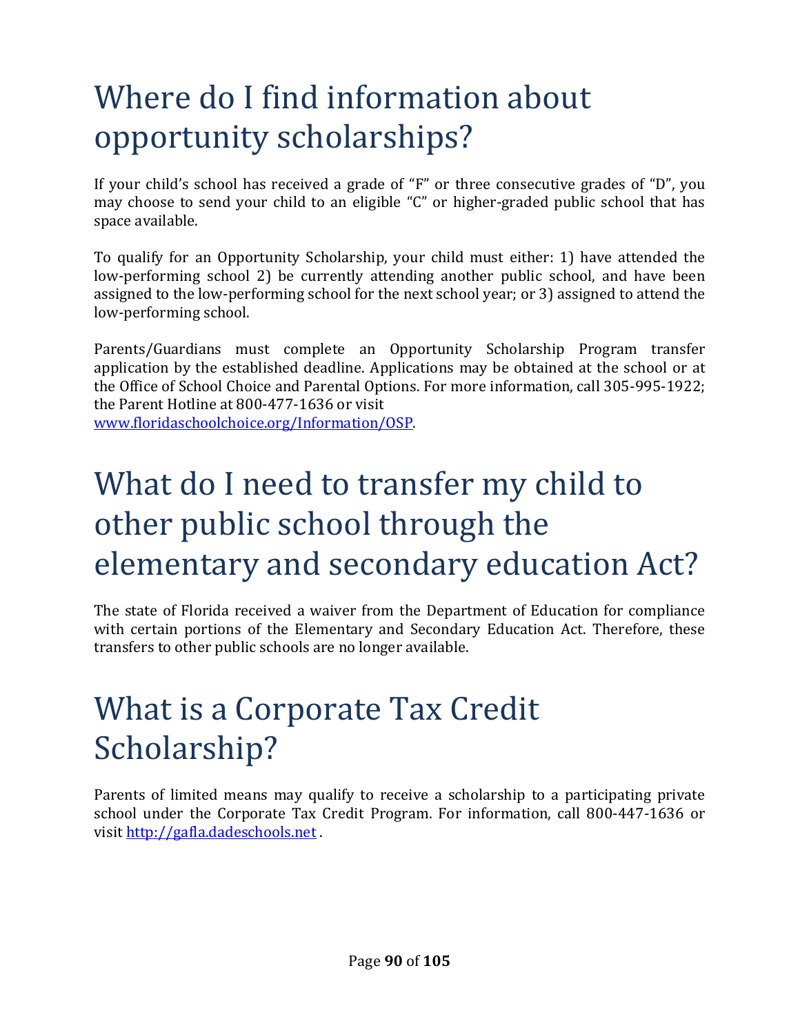# Where do I find information about opportunity scholarships?

If your child's school has received a grade of "F" or three consecutive grades of "D", you may choose to send your child to an eligible "C" or higher-graded public school that has space available.

To qualify for an Opportunity Scholarship, your child must either: 1) have attended the low-performing school 2) be currently attending another public school, and have been assigned to the low-performing school for the next school year; or 3) assigned to attend the low-performing school.

Parents/Guardians must complete an Opportunity Scholarship Program transfer application by the established deadline. Applications may be obtained at the school or at the Office of School Choice and Parental Options. For more information, call 305-995-1922; the Parent Hotline at 800-477-1636 or visit
[www.floridaschoolchoice.org/Information/OSP](www.floridaschoolchoice.org/Information/OSP).

# What do I need to transfer my child to other public school through the elementary and secondary education Act?

The state of Florida received a waiver from the Department of Education for compliance with certain portions of the Elementary and Secondary Education Act. Therefore, these transfers to other public schools are no longer available.

# What is a Corporate Tax Credit Scholarship?

Parents of limited means may qualify to receive a scholarship to a participating private school under the Corporate Tax Credit Program. For information, call 800-447-1636 or visit [http://gafla.dadeschools.net](http://gafla.dadeschools.net) .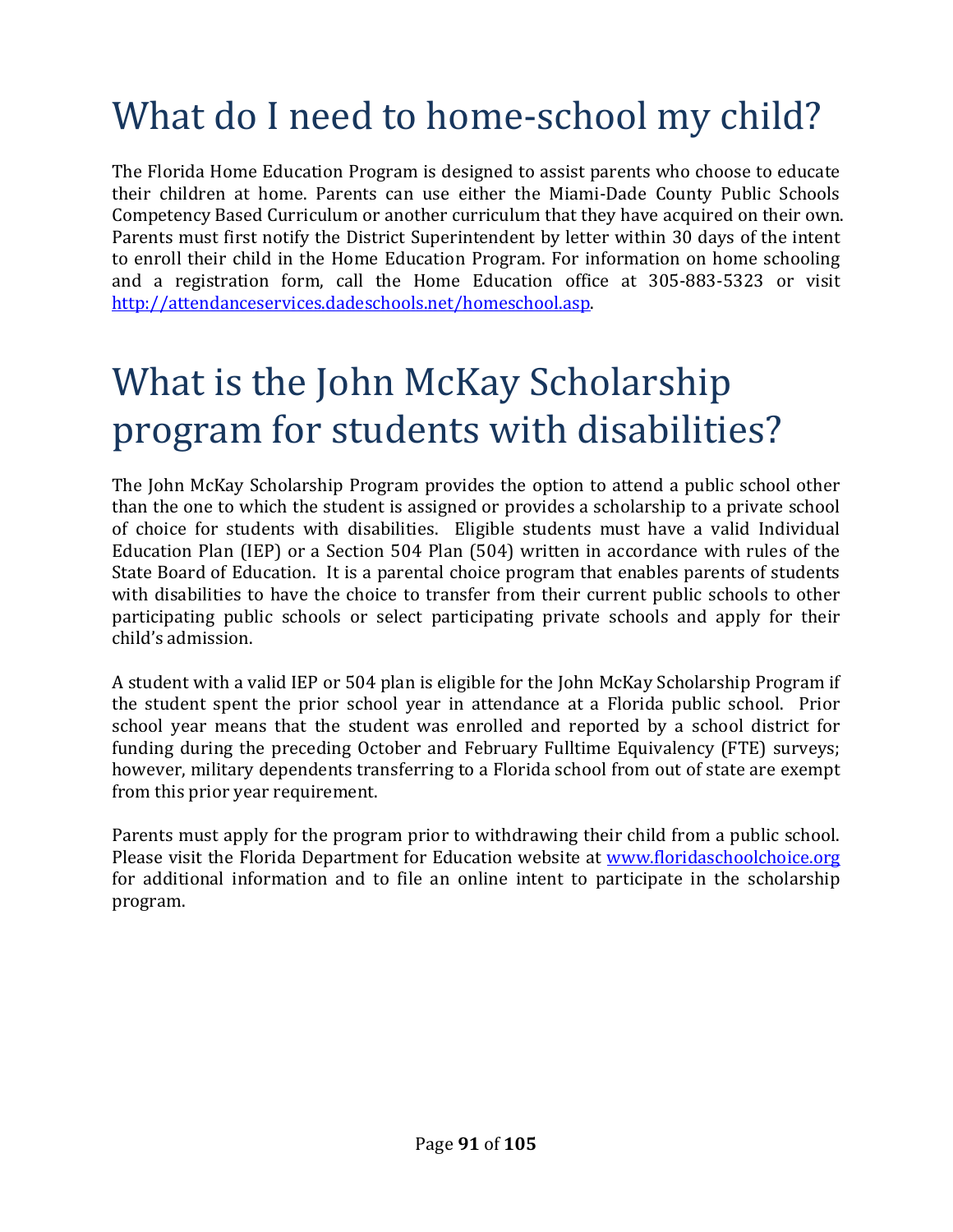# What do I need to home-school my child?

The Florida Home Education Program is designed to assist parents who choose to educate their children at home. Parents can use either the Miami-Dade County Public Schools Competency Based Curriculum or another curriculum that they have acquired on their own. Parents must first notify the District Superintendent by letter within 30 days of the intent to enroll their child in the Home Education Program. For information on home schooling and a registration form, call the Home Education office at 305-883-5323 or visit [http://attendanceservices.dadeschools.net/homeschool.asp](http://attendanceservices.dadeschools.net/homeschool.asp).

# What is the John McKay Scholarship program for students with disabilities?

The John McKay Scholarship Program provides the option to attend a public school other than the one to which the student is assigned or provides a scholarship to a private school of choice for students with disabilities. Eligible students must have a valid Individual Education Plan (IEP) or a Section 504 Plan (504) written in accordance with rules of the State Board of Education. It is a parental choice program that enables parents of students with disabilities to have the choice to transfer from their current public schools to other participating public schools or select participating private schools and apply for their child's admission.

A student with a valid IEP or 504 plan is eligible for the John McKay Scholarship Program if the student spent the prior school year in attendance at a Florida public school. Prior school year means that the student was enrolled and reported by a school district for funding during the preceding October and February Fulltime Equivalency (FTE) surveys; however, military dependents transferring to a Florida school from out of state are exempt from this prior year requirement.

Parents must apply for the program prior to withdrawing their child from a public school. Please visit the Florida Department for Education website at [www.floridaschoolchoice.org](http://www.floridaschoolchoice.org) for additional information and to file an online intent to participate in the scholarship program.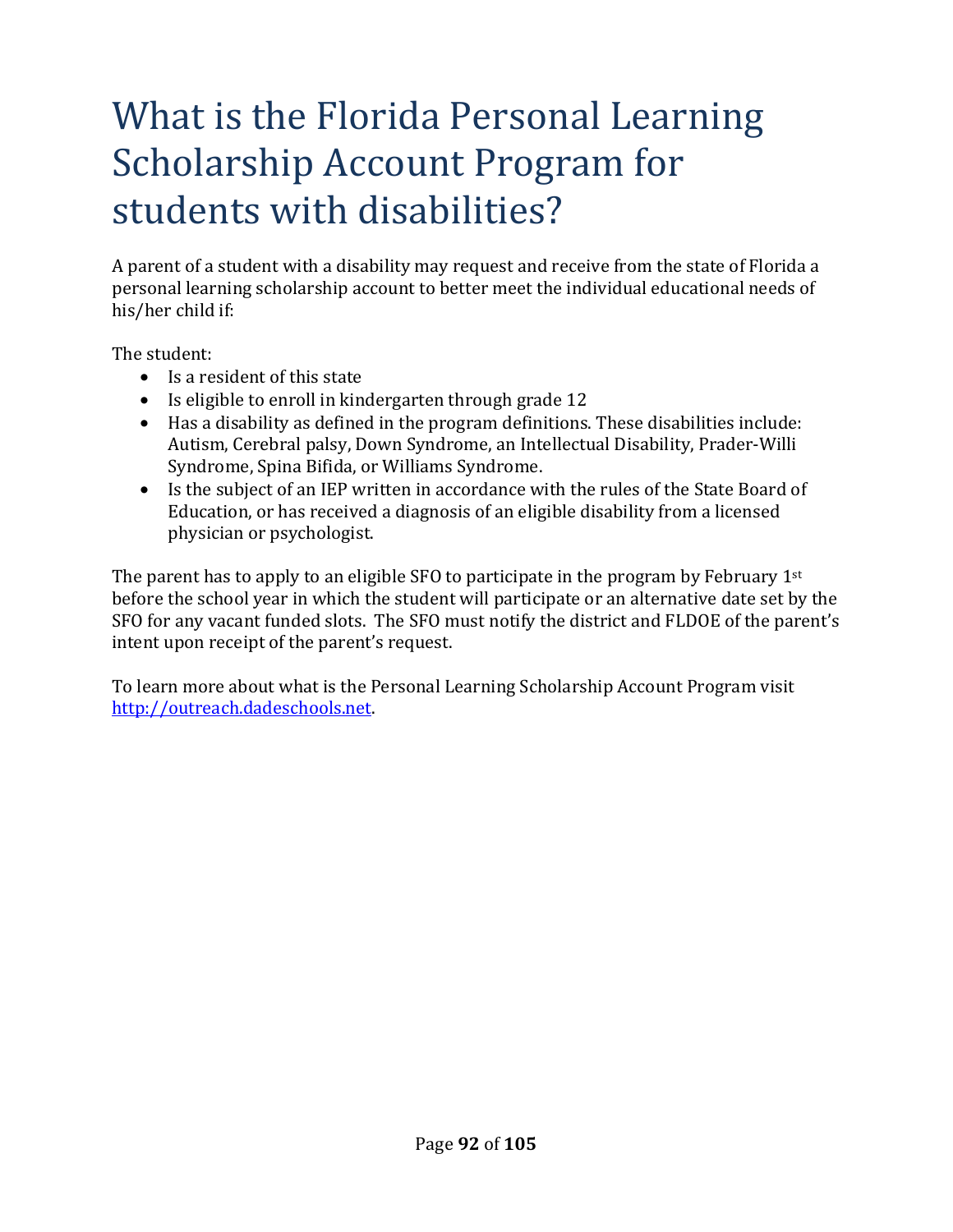# What is the Florida Personal Learning Scholarship Account Program for students with disabilities?

A parent of a student with a disability may request and receive from the state of Florida a personal learning scholarship account to better meet the individual educational needs of his/her child if:

The student:

- Is a resident of this state
- Is eligible to enroll in kindergarten through grade 12
- Has a disability as defined in the program definitions. These disabilities include: Autism, Cerebral palsy, Down Syndrome, an Intellectual Disability, Prader-Willi Syndrome, Spina Bifida, or Williams Syndrome.
- Is the subject of an IEP written in accordance with the rules of the State Board of Education, or has received a diagnosis of an eligible disability from a licensed physician or psychologist.

The parent has to apply to an eligible SFO to participate in the program by February 1st before the school year in which the student will participate or an alternative date set by the SFO for any vacant funded slots. The SFO must notify the district and FLDOE of the parent's intent upon receipt of the parent's request.

To learn more about what is the Personal Learning Scholarship Account Program visit [http://outreach.dadeschools.net](http://outreach.dadeschools.net).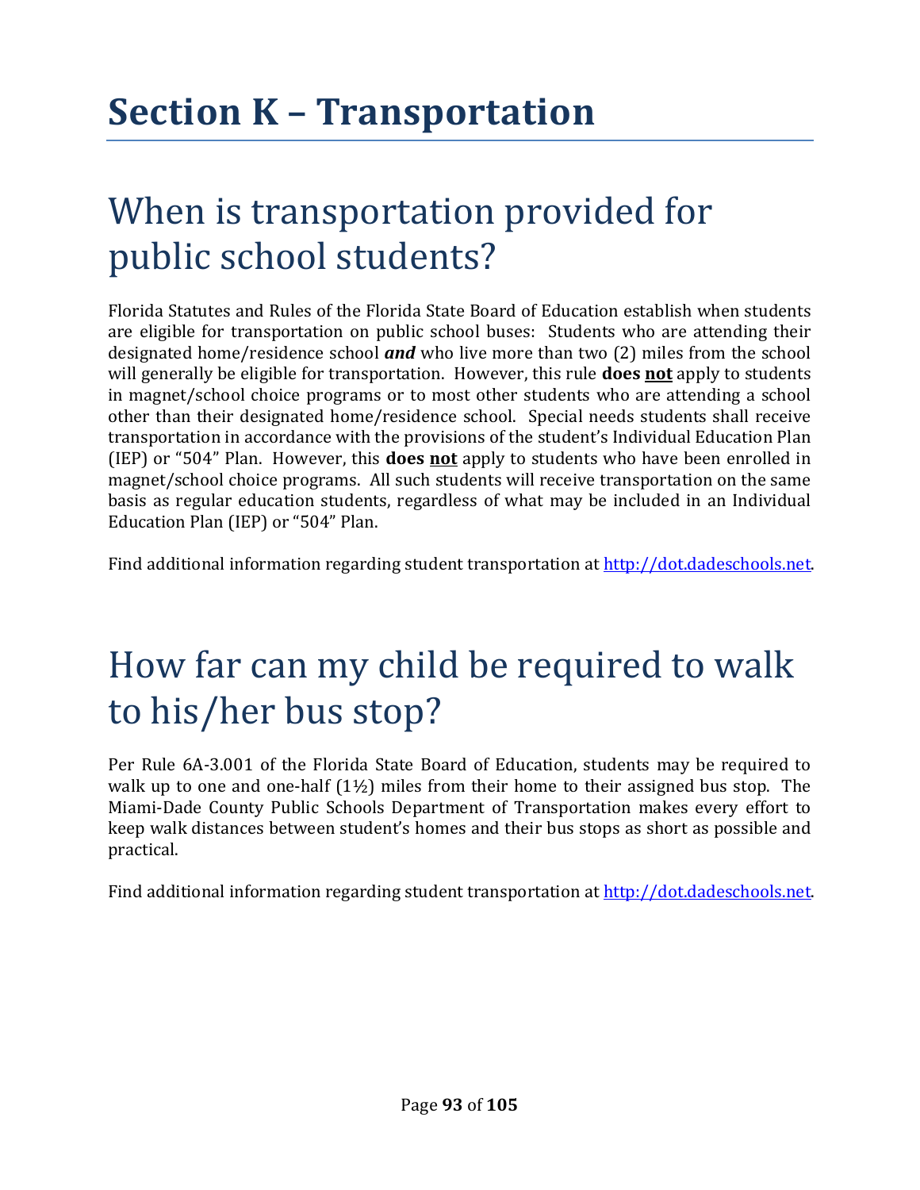# Section K – Transportation

## When is transportation provided for public school students?

Florida Statutes and Rules of the Florida State Board of Education establish when students are eligible for transportation on public school buses: Students who are attending their designated home/residence school ***and*** who live more than two (2) miles from the school will generally be eligible for transportation. However, this rule **does <u>not</u>** apply to students in magnet/school choice programs or to most other students who are attending a school other than their designated home/residence school. Special needs students shall receive transportation in accordance with the provisions of the student's Individual Education Plan (IEP) or "504" Plan. However, this **does <u>not</u>** apply to students who have been enrolled in magnet/school choice programs. All such students will receive transportation on the same basis as regular education students, regardless of what may be included in an Individual Education Plan (IEP) or "504" Plan.

Find additional information regarding student transportation at [http://dot.dadeschools.net](http://dot.dadeschools.net).

## How far can my child be required to walk to his/her bus stop?

Per Rule 6A-3.001 of the Florida State Board of Education, students may be required to walk up to one and one-half (1½) miles from their home to their assigned bus stop. The Miami-Dade County Public Schools Department of Transportation makes every effort to keep walk distances between student's homes and their bus stops as short as possible and practical.

Find additional information regarding student transportation at [http://dot.dadeschools.net](http://dot.dadeschools.net).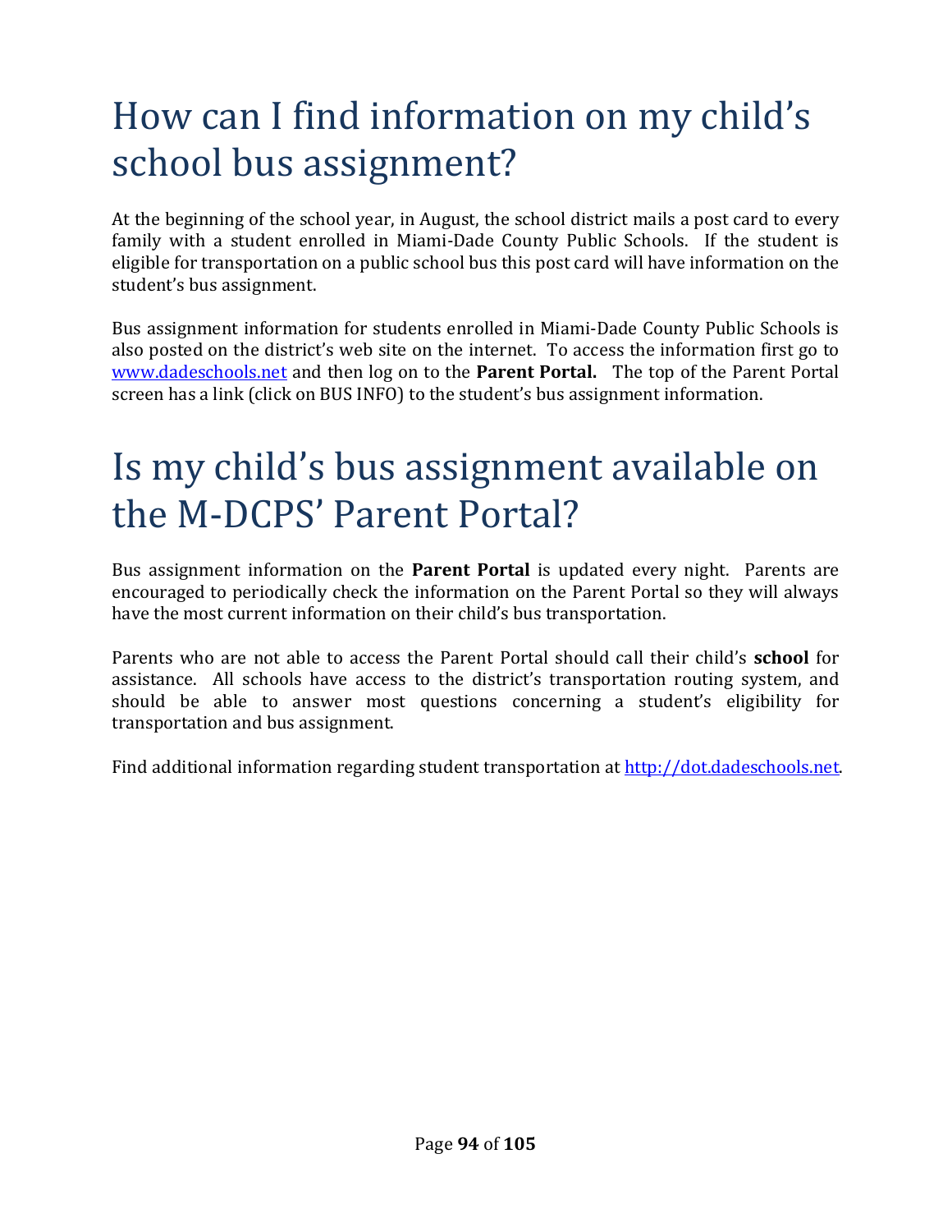# How can I find information on my child's school bus assignment?

At the beginning of the school year, in August, the school district mails a post card to every family with a student enrolled in Miami-Dade County Public Schools. If the student is eligible for transportation on a public school bus this post card will have information on the student's bus assignment.

Bus assignment information for students enrolled in Miami-Dade County Public Schools is also posted on the district's web site on the internet. To access the information first go to www.dadeschools.net and then log on to the **Parent Portal.** The top of the Parent Portal screen has a link (click on BUS INFO) to the student's bus assignment information.

# Is my child's bus assignment available on the M-DCPS' Parent Portal?

Bus assignment information on the **Parent Portal** is updated every night. Parents are encouraged to periodically check the information on the Parent Portal so they will always have the most current information on their child's bus transportation.

Parents who are not able to access the Parent Portal should call their child's **school** for assistance. All schools have access to the district's transportation routing system, and should be able to answer most questions concerning a student's eligibility for transportation and bus assignment.

Find additional information regarding student transportation at http://dot.dadeschools.net.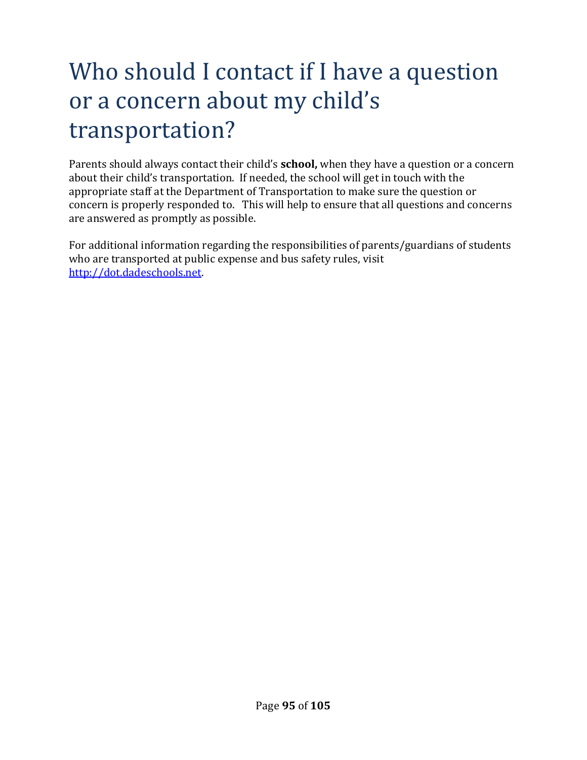# Who should I contact if I have a question or a concern about my child's transportation?

Parents should always contact their child's **school,** when they have a question or a concern about their child's transportation. If needed, the school will get in touch with the appropriate staff at the Department of Transportation to make sure the question or concern is properly responded to. This will help to ensure that all questions and concerns are answered as promptly as possible.

For additional information regarding the responsibilities of parents/guardians of students who are transported at public expense and bus safety rules, visit [http://dot.dadeschools.net](http://dot.dadeschools.net).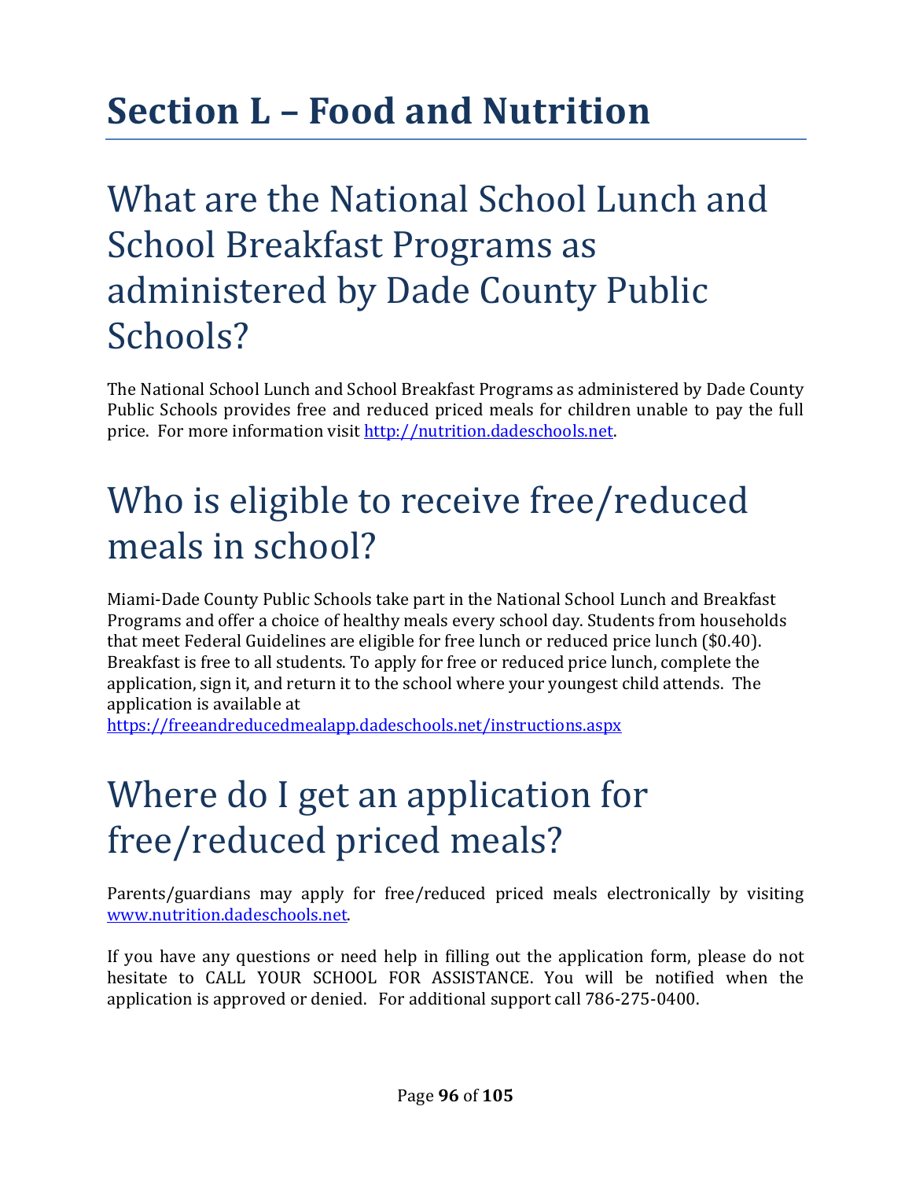# Section L – Food and Nutrition

## What are the National School Lunch and School Breakfast Programs as administered by Dade County Public Schools?

The National School Lunch and School Breakfast Programs as administered by Dade County Public Schools provides free and reduced priced meals for children unable to pay the full price. For more information visit [http://nutrition.dadeschools.net](http://nutrition.dadeschools.net).

## Who is eligible to receive free/reduced meals in school?

Miami-Dade County Public Schools take part in the National School Lunch and Breakfast Programs and offer a choice of healthy meals every school day. Students from households that meet Federal Guidelines are eligible for free lunch or reduced price lunch ($0.40). Breakfast is free to all students. To apply for free or reduced price lunch, complete the application, sign it, and return it to the school where your youngest child attends. The application is available at [https://freeandreducedmealapp.dadeschools.net/instructions.aspx](https://freeandreducedmealapp.dadeschools.net/instructions.aspx)

## Where do I get an application for free/reduced priced meals?

Parents/guardians may apply for free/reduced priced meals electronically by visiting [www.nutrition.dadeschools.net](http://www.nutrition.dadeschools.net).

If you have any questions or need help in filling out the application form, please do not hesitate to CALL YOUR SCHOOL FOR ASSISTANCE. You will be notified when the application is approved or denied. For additional support call 786-275-0400.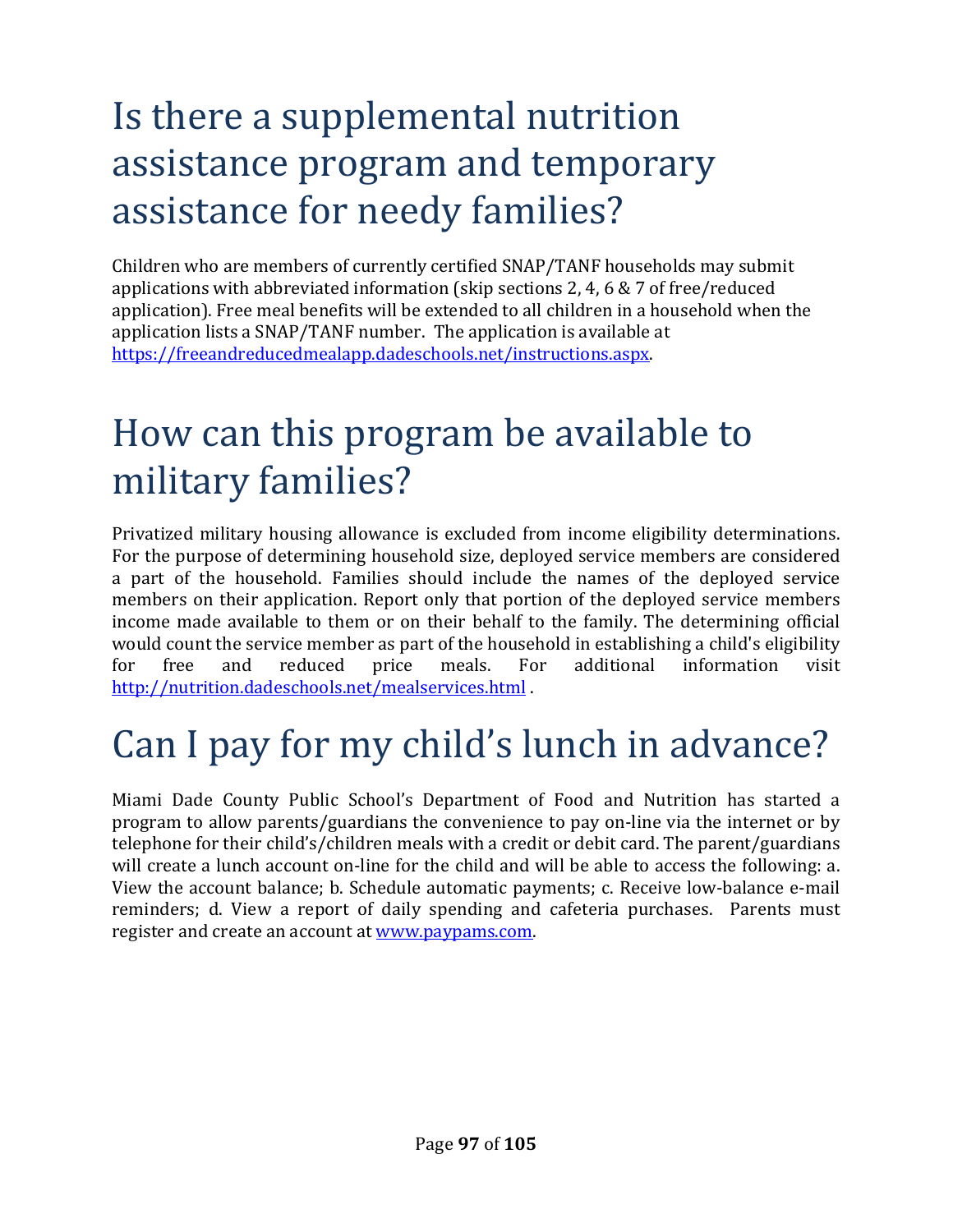# Is there a supplemental nutrition assistance program and temporary assistance for needy families?

Children who are members of currently certified SNAP/TANF households may submit applications with abbreviated information (skip sections 2, 4, 6 & 7 of free/reduced application). Free meal benefits will be extended to all children in a household when the application lists a SNAP/TANF number. The application is available at https://freeandreducedmealapp.dadeschools.net/instructions.aspx.

# How can this program be available to military families?

Privatized military housing allowance is excluded from income eligibility determinations. For the purpose of determining household size, deployed service members are considered a part of the household. Families should include the names of the deployed service members on their application. Report only that portion of the deployed service members income made available to them or on their behalf to the family. The determining official would count the service member as part of the household in establishing a child's eligibility for free and reduced price meals. For additional information visit http://nutrition.dadeschools.net/mealservices.html .

# Can I pay for my child's lunch in advance?

Miami Dade County Public School's Department of Food and Nutrition has started a program to allow parents/guardians the convenience to pay on-line via the internet or by telephone for their child's/children meals with a credit or debit card. The parent/guardians will create a lunch account on-line for the child and will be able to access the following: a. View the account balance; b. Schedule automatic payments; c. Receive low-balance e-mail reminders; d. View a report of daily spending and cafeteria purchases. Parents must register and create an account at www.paypams.com.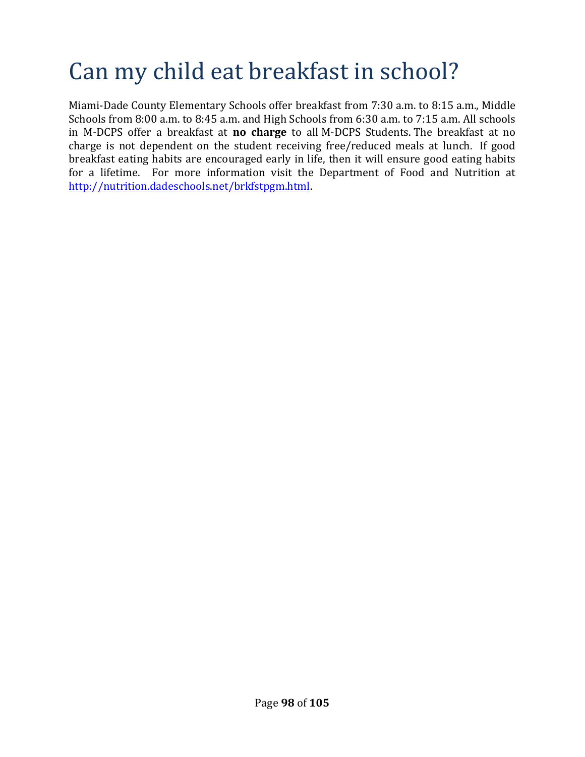# Can my child eat breakfast in school?

Miami-Dade County Elementary Schools offer breakfast from 7:30 a.m. to 8:15 a.m., Middle Schools from 8:00 a.m. to 8:45 a.m. and High Schools from 6:30 a.m. to 7:15 a.m. All schools in M-DCPS offer a breakfast at **no charge** to all M-DCPS Students. The breakfast at no charge is not dependent on the student receiving free/reduced meals at lunch. If good breakfast eating habits are encouraged early in life, then it will ensure good eating habits for a lifetime. For more information visit the Department of Food and Nutrition at [http://nutrition.dadeschools.net/brkfstpgm.html](http://nutrition.dadeschools.net/brkfstpgm.html).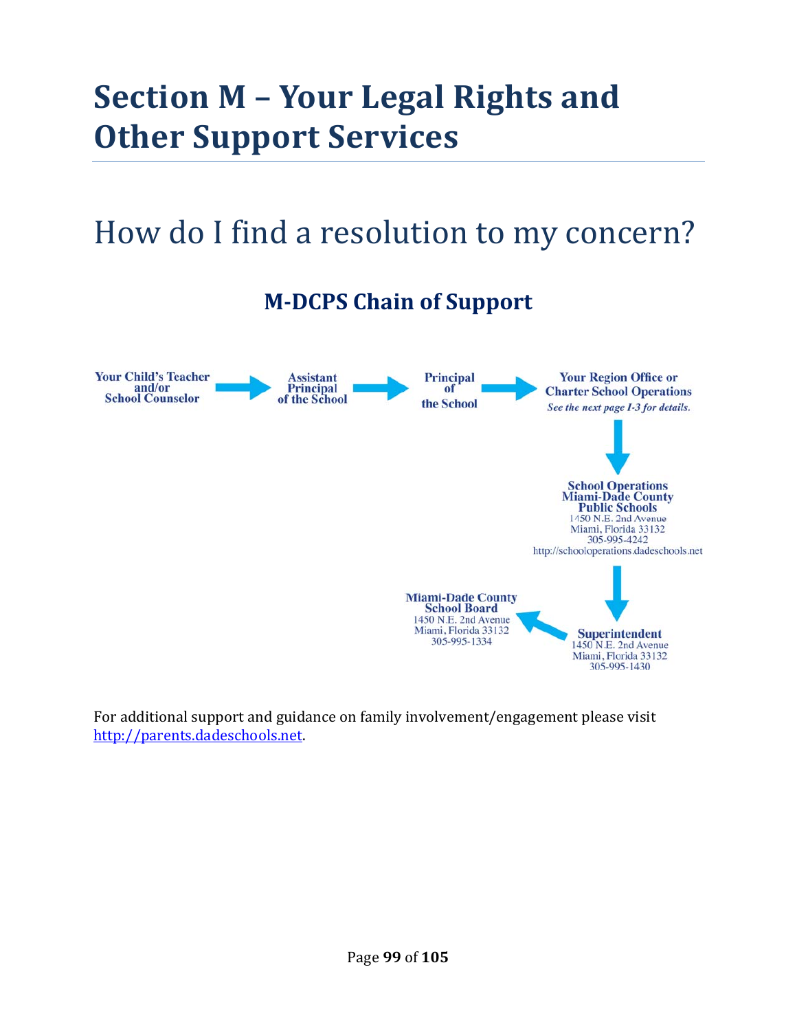# Section M – Your Legal Rights and Other Support Services

## How do I find a resolution to my concern?

### M-DCPS Chain of Support

**Your Child's Teacher and/or School Counselor** → **Assistant Principal of the School** → **Principal of the School** → **Your Region Office or Charter School Operations**
*See the next page I-3 for details.*

↓

**School Operations Miami-Dade County Public Schools**
1450 N.E. 2nd Avenue
Miami, Florida 33132
305-995-4242
http://schooloperations.dadeschools.net

↓

**Superintendent**
1450 N.E. 2nd Avenue
Miami, Florida 33132
305-995-1430

↓

**Miami-Dade County School Board**
1450 N.E. 2nd Avenue
Miami, Florida 33132
305-995-1334

For additional support and guidance on family involvement/engagement please visit http://parents.dadeschools.net.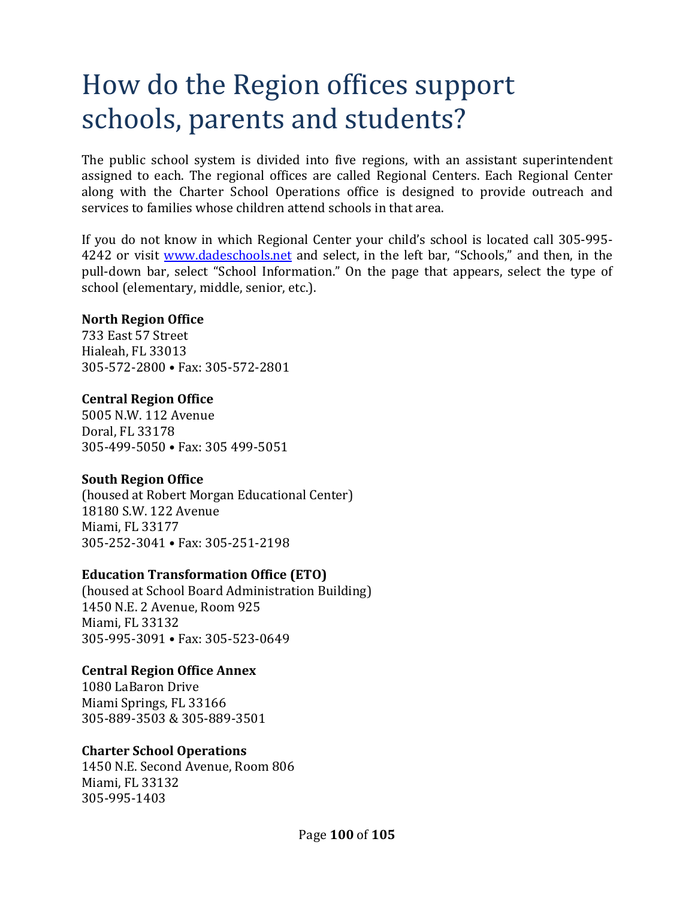# How do the Region offices support schools, parents and students?

The public school system is divided into five regions, with an assistant superintendent assigned to each. The regional offices are called Regional Centers. Each Regional Center along with the Charter School Operations office is designed to provide outreach and services to families whose children attend schools in that area.

If you do not know in which Regional Center your child's school is located call 305-995-4242 or visit [www.dadeschools.net](http://www.dadeschools.net) and select, in the left bar, "Schools," and then, in the pull-down bar, select "School Information." On the page that appears, select the type of school (elementary, middle, senior, etc.).

**North Region Office**
733 East 57 Street
Hialeah, FL 33013
305-572-2800 • Fax: 305-572-2801

**Central Region Office**
5005 N.W. 112 Avenue
Doral, FL 33178
305-499-5050 • Fax: 305 499-5051

**South Region Office**
(housed at Robert Morgan Educational Center)
18180 S.W. 122 Avenue
Miami, FL 33177
305-252-3041 • Fax: 305-251-2198

**Education Transformation Office (ETO)**
(housed at School Board Administration Building)
1450 N.E. 2 Avenue, Room 925
Miami, FL 33132
305-995-3091 • Fax: 305-523-0649

**Central Region Office Annex**
1080 LaBaron Drive
Miami Springs, FL 33166
305-889-3503 & 305-889-3501

**Charter School Operations**
1450 N.E. Second Avenue, Room 806
Miami, FL 33132
305-995-1403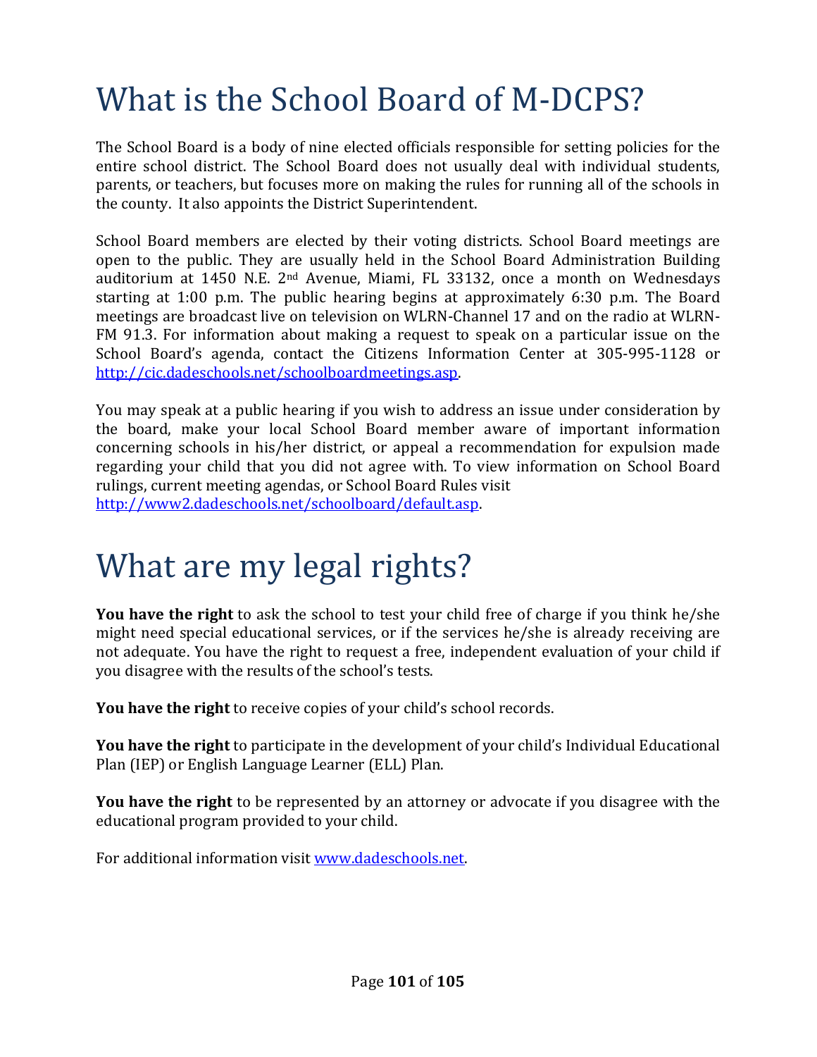# What is the School Board of M-DCPS?

The School Board is a body of nine elected officials responsible for setting policies for the entire school district. The School Board does not usually deal with individual students, parents, or teachers, but focuses more on making the rules for running all of the schools in the county. It also appoints the District Superintendent.

School Board members are elected by their voting districts. School Board meetings are open to the public. They are usually held in the School Board Administration Building auditorium at 1450 N.E. 2nd Avenue, Miami, FL 33132, once a month on Wednesdays starting at 1:00 p.m. The public hearing begins at approximately 6:30 p.m. The Board meetings are broadcast live on television on WLRN-Channel 17 and on the radio at WLRN-FM 91.3. For information about making a request to speak on a particular issue on the School Board's agenda, contact the Citizens Information Center at 305-995-1128 or http://cic.dadeschools.net/schoolboardmeetings.asp.

You may speak at a public hearing if you wish to address an issue under consideration by the board, make your local School Board member aware of important information concerning schools in his/her district, or appeal a recommendation for expulsion made regarding your child that you did not agree with. To view information on School Board rulings, current meeting agendas, or School Board Rules visit http://www2.dadeschools.net/schoolboard/default.asp.

# What are my legal rights?

**You have the right** to ask the school to test your child free of charge if you think he/she might need special educational services, or if the services he/she is already receiving are not adequate. You have the right to request a free, independent evaluation of your child if you disagree with the results of the school's tests.

**You have the right** to receive copies of your child's school records.

**You have the right** to participate in the development of your child's Individual Educational Plan (IEP) or English Language Learner (ELL) Plan.

**You have the right** to be represented by an attorney or advocate if you disagree with the educational program provided to your child.

For additional information visit www.dadeschools.net.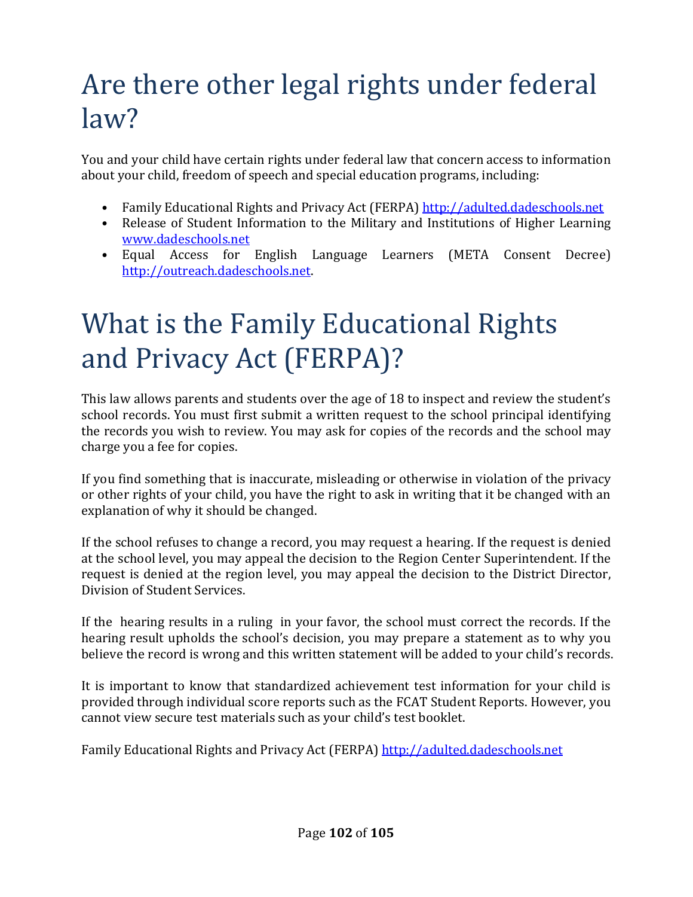# Are there other legal rights under federal law?

You and your child have certain rights under federal law that concern access to information about your child, freedom of speech and special education programs, including:

- Family Educational Rights and Privacy Act (FERPA) http://adulted.dadeschools.net
- Release of Student Information to the Military and Institutions of Higher Learning www.dadeschools.net
- Equal Access for English Language Learners (META Consent Decree) http://outreach.dadeschools.net.

# What is the Family Educational Rights and Privacy Act (FERPA)?

This law allows parents and students over the age of 18 to inspect and review the student's school records. You must first submit a written request to the school principal identifying the records you wish to review. You may ask for copies of the records and the school may charge you a fee for copies.

If you find something that is inaccurate, misleading or otherwise in violation of the privacy or other rights of your child, you have the right to ask in writing that it be changed with an explanation of why it should be changed.

If the school refuses to change a record, you may request a hearing. If the request is denied at the school level, you may appeal the decision to the Region Center Superintendent. If the request is denied at the region level, you may appeal the decision to the District Director, Division of Student Services.

If the hearing results in a ruling in your favor, the school must correct the records. If the hearing result upholds the school's decision, you may prepare a statement as to why you believe the record is wrong and this written statement will be added to your child's records.

It is important to know that standardized achievement test information for your child is provided through individual score reports such as the FCAT Student Reports. However, you cannot view secure test materials such as your child's test booklet.

Family Educational Rights and Privacy Act (FERPA) http://adulted.dadeschools.net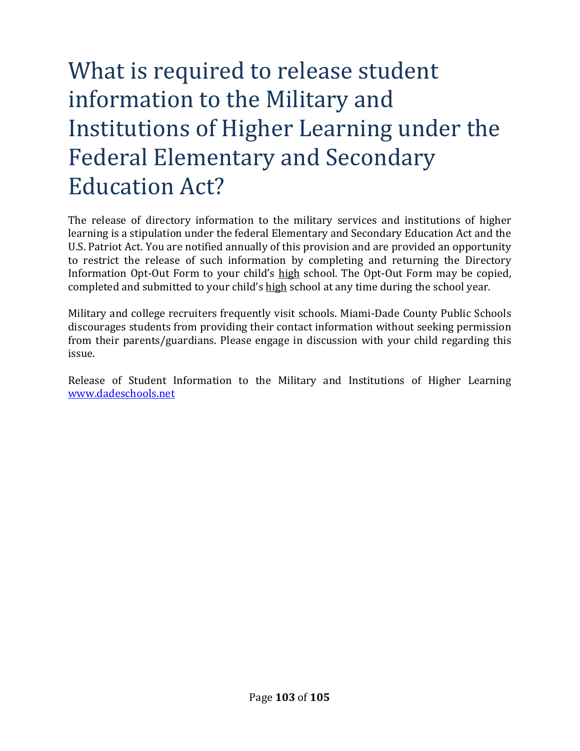# What is required to release student information to the Military and Institutions of Higher Learning under the Federal Elementary and Secondary Education Act?

The release of directory information to the military services and institutions of higher learning is a stipulation under the federal Elementary and Secondary Education Act and the U.S. Patriot Act. You are notified annually of this provision and are provided an opportunity to restrict the release of such information by completing and returning the Directory Information Opt-Out Form to your child's high school. The Opt-Out Form may be copied, completed and submitted to your child's high school at any time during the school year.

Military and college recruiters frequently visit schools. Miami-Dade County Public Schools discourages students from providing their contact information without seeking permission from their parents/guardians. Please engage in discussion with your child regarding this issue.

Release of Student Information to the Military and Institutions of Higher Learning [www.dadeschools.net](http://www.dadeschools.net)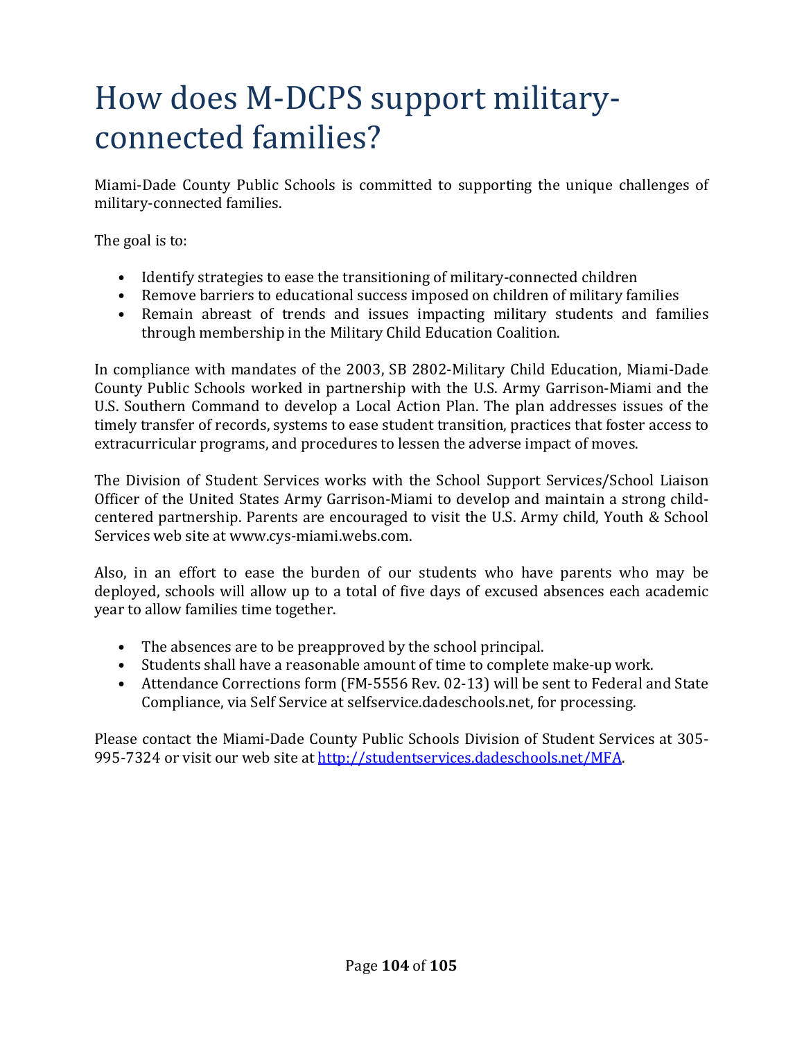# How does M-DCPS support military-connected families?

Miami-Dade County Public Schools is committed to supporting the unique challenges of military-connected families.

The goal is to:

- Identify strategies to ease the transitioning of military-connected children
- Remove barriers to educational success imposed on children of military families
- Remain abreast of trends and issues impacting military students and families through membership in the Military Child Education Coalition.

In compliance with mandates of the 2003, SB 2802-Military Child Education, Miami-Dade County Public Schools worked in partnership with the U.S. Army Garrison-Miami and the U.S. Southern Command to develop a Local Action Plan. The plan addresses issues of the timely transfer of records, systems to ease student transition, practices that foster access to extracurricular programs, and procedures to lessen the adverse impact of moves.

The Division of Student Services works with the School Support Services/School Liaison Officer of the United States Army Garrison-Miami to develop and maintain a strong child-centered partnership. Parents are encouraged to visit the U.S. Army child, Youth & School Services web site at www.cys-miami.webs.com.

Also, in an effort to ease the burden of our students who have parents who may be deployed, schools will allow up to a total of five days of excused absences each academic year to allow families time together.

- The absences are to be preapproved by the school principal.
- Students shall have a reasonable amount of time to complete make-up work.
- Attendance Corrections form (FM-5556 Rev. 02-13) will be sent to Federal and State Compliance, via Self Service at selfservice.dadeschools.net, for processing.

Please contact the Miami-Dade County Public Schools Division of Student Services at 305-995-7324 or visit our web site at http://studentservices.dadeschools.net/MFA.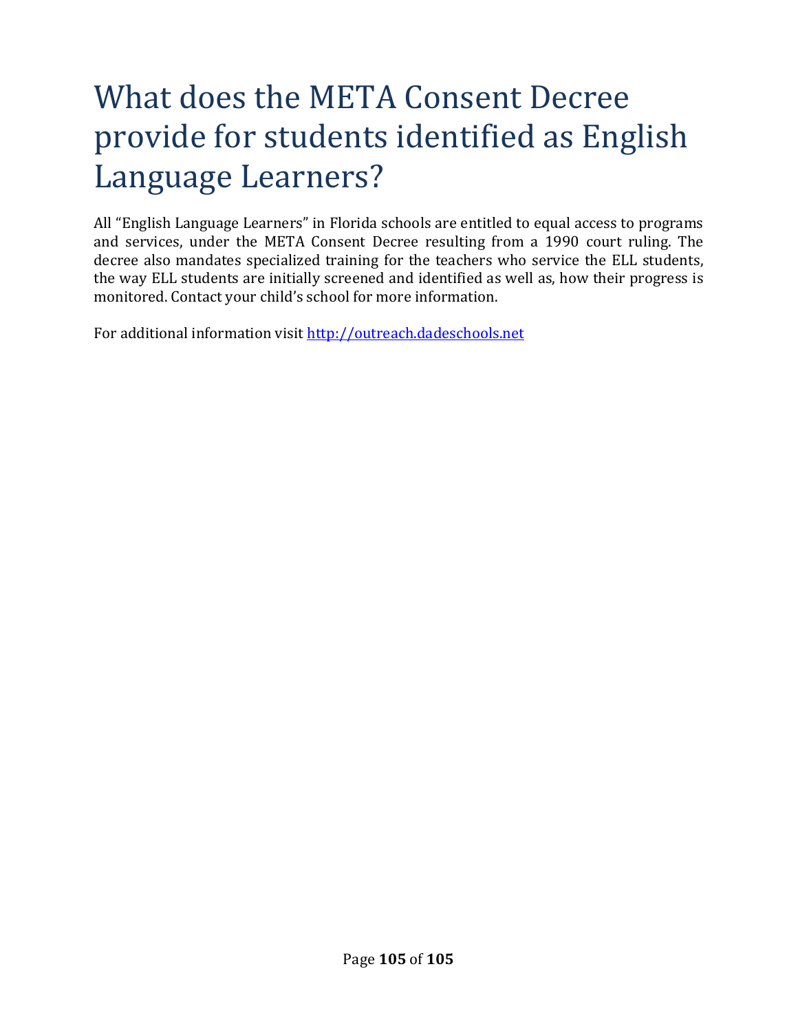# What does the META Consent Decree provide for students identified as English Language Learners?

All "English Language Learners" in Florida schools are entitled to equal access to programs and services, under the META Consent Decree resulting from a 1990 court ruling. The decree also mandates specialized training for the teachers who service the ELL students, the way ELL students are initially screened and identified as well as, how their progress is monitored. Contact your child's school for more information.

For additional information visit [http://outreach.dadeschools.net](http://outreach.dadeschools.net)